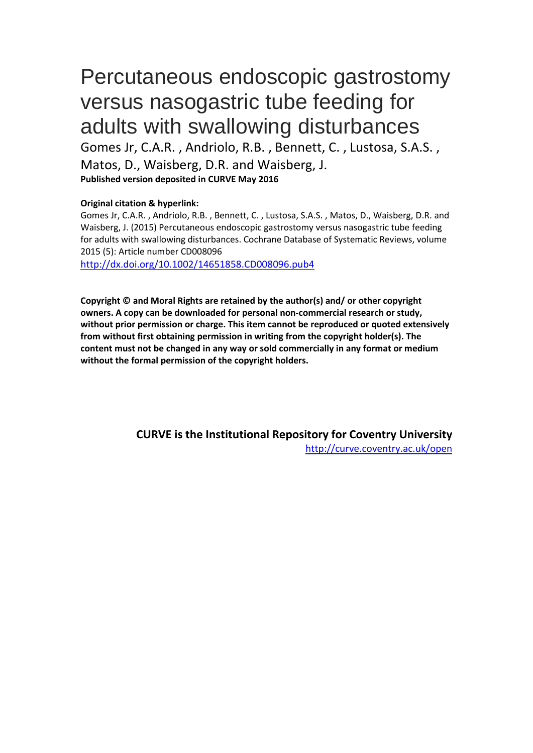# Percutaneous endoscopic gastrostomy versus nasogastric tube feeding for adults with swallowing disturbances

Gomes Jr, C.A.R. , Andriolo, R.B. , Bennett, C. , Lustosa, S.A.S. , Matos, D., Waisberg, D.R. and Waisberg, J.

**Published version deposited in CURVE May 2016**

**Original citation & hyperlink:**

Gomes Jr, C.A.R. , Andriolo, R.B. , Bennett, C. , Lustosa, S.A.S. , Matos, D., Waisberg, D.R. and Waisberg, J. (2015) Percutaneous endoscopic gastrostomy versus nasogastric tube feeding for adults with swallowing disturbances. Cochrane Database of Systematic Reviews, volume 2015 (5): Article number CD008096

http://dx.doi.org/10.1002/14651858.CD008096.pub4

**Copyright © and Moral Rights are retained by the author(s) and/ or other copyright owners. A copy can be downloaded for personal non-commercial research or study, without prior permission or charge. This item cannot be reproduced or quoted extensively from without first obtaining permission in writing from the copyright holder(s). The content must not be changed in any way or sold commercially in any format or medium without the formal permission of the copyright holders.**

**CURVE is the Institutional Repository for Coventry University**

http://curve.coventry.ac.uk/open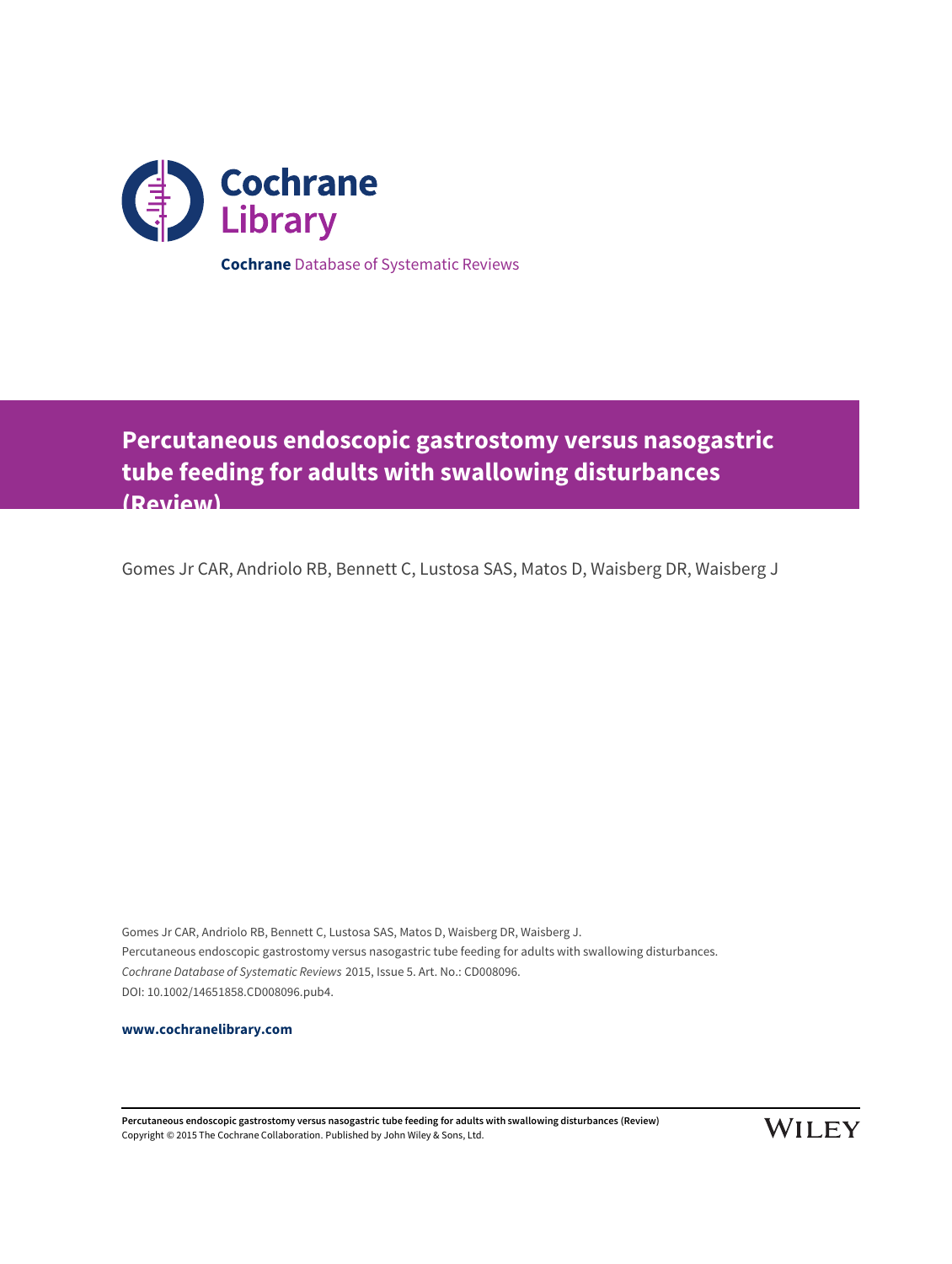Cochrane Database of Systematic Reviews

# Percutaneous endoscopic gastrostomy versus nasogastric tube feeding for adults with swallowing disturbances (Review)

Gomes Jr CAR, Andriolo RB, Bennett C, Lustosa SAS, Matos D, Waisberg DR, Waisberg J

Gomes Jr CAR, Andriolo RB, Bennett C, Lustosa SAS, Matos D, Waisberg DR, Waisberg J.
Percutaneous endoscopic gastrostomy versus nasogastric tube feeding for adults with swallowing disturbances.
*Cochrane Database of Systematic Reviews* 2015, Issue 5. Art. No.: CD008096.
DOI: 10.1002/14651858.CD008096.pub4.

**www.cochranelibrary.com**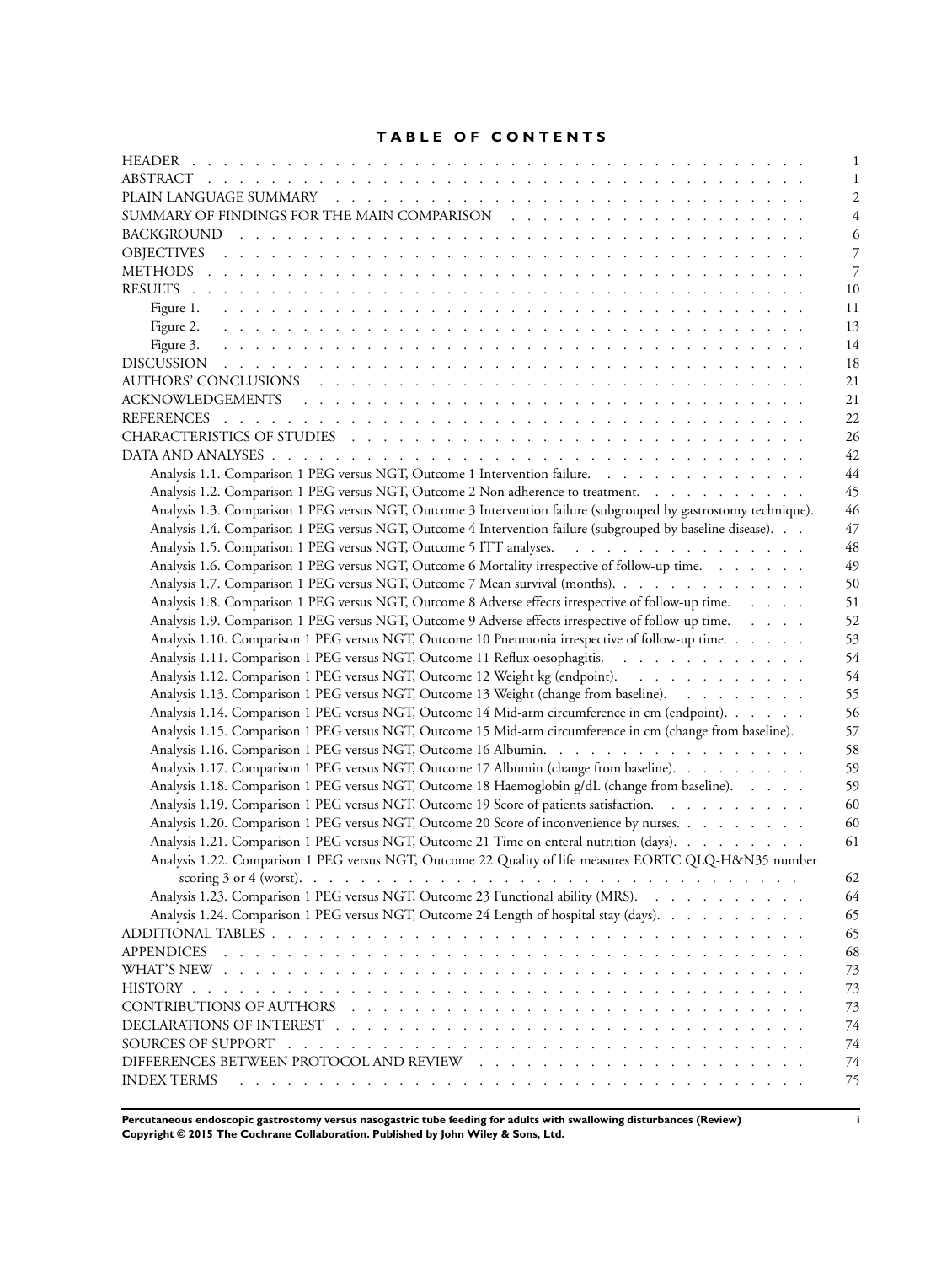# TABLE OF CONTENTS

| | |
|---|---|
| HEADER | 1 |
| ABSTRACT | 1 |
| PLAIN LANGUAGE SUMMARY | 2 |
| SUMMARY OF FINDINGS FOR THE MAIN COMPARISON | 4 |
| BACKGROUND | 6 |
| OBJECTIVES | 7 |
| METHODS | 7 |
| RESULTS | 10 |
| Figure 1. | 11 |
| Figure 2. | 13 |
| Figure 3. | 14 |
| DISCUSSION | 18 |
| AUTHORS' CONCLUSIONS | 21 |
| ACKNOWLEDGEMENTS | 21 |
| REFERENCES | 22 |
| CHARACTERISTICS OF STUDIES | 26 |
| DATA AND ANALYSES | 42 |
| Analysis 1.1. Comparison 1 PEG versus NGT, Outcome 1 Intervention failure. | 44 |
| Analysis 1.2. Comparison 1 PEG versus NGT, Outcome 2 Non adherence to treatment. | 45 |
| Analysis 1.3. Comparison 1 PEG versus NGT, Outcome 3 Intervention failure (subgrouped by gastrostomy technique). | 46 |
| Analysis 1.4. Comparison 1 PEG versus NGT, Outcome 4 Intervention failure (subgrouped by baseline disease). | 47 |
| Analysis 1.5. Comparison 1 PEG versus NGT, Outcome 5 ITT analyses. | 48 |
| Analysis 1.6. Comparison 1 PEG versus NGT, Outcome 6 Mortality irrespective of follow-up time. | 49 |
| Analysis 1.7. Comparison 1 PEG versus NGT, Outcome 7 Mean survival (months). | 50 |
| Analysis 1.8. Comparison 1 PEG versus NGT, Outcome 8 Adverse effects irrespective of follow-up time. | 51 |
| Analysis 1.9. Comparison 1 PEG versus NGT, Outcome 9 Adverse effects irrespective of follow-up time. | 52 |
| Analysis 1.10. Comparison 1 PEG versus NGT, Outcome 10 Pneumonia irrespective of follow-up time. | 53 |
| Analysis 1.11. Comparison 1 PEG versus NGT, Outcome 11 Reflux oesophagitis. | 54 |
| Analysis 1.12. Comparison 1 PEG versus NGT, Outcome 12 Weight kg (endpoint). | 54 |
| Analysis 1.13. Comparison 1 PEG versus NGT, Outcome 13 Weight (change from baseline). | 55 |
| Analysis 1.14. Comparison 1 PEG versus NGT, Outcome 14 Mid-arm circumference in cm (endpoint). | 56 |
| Analysis 1.15. Comparison 1 PEG versus NGT, Outcome 15 Mid-arm circumference in cm (change from baseline). | 57 |
| Analysis 1.16. Comparison 1 PEG versus NGT, Outcome 16 Albumin. | 58 |
| Analysis 1.17. Comparison 1 PEG versus NGT, Outcome 17 Albumin (change from baseline). | 59 |
| Analysis 1.18. Comparison 1 PEG versus NGT, Outcome 18 Haemoglobin g/dL (change from baseline). | 59 |
| Analysis 1.19. Comparison 1 PEG versus NGT, Outcome 19 Score of patients satisfaction. | 60 |
| Analysis 1.20. Comparison 1 PEG versus NGT, Outcome 20 Score of inconvenience by nurses. | 60 |
| Analysis 1.21. Comparison 1 PEG versus NGT, Outcome 21 Time on enteral nutrition (days). | 61 |
| Analysis 1.22. Comparison 1 PEG versus NGT, Outcome 22 Quality of life measures EORTC QLQ-H&N35 number scoring 3 or 4 (worst). | 62 |
| Analysis 1.23. Comparison 1 PEG versus NGT, Outcome 23 Functional ability (MRS). | 64 |
| Analysis 1.24. Comparison 1 PEG versus NGT, Outcome 24 Length of hospital stay (days). | 65 |
| ADDITIONAL TABLES | 65 |
| APPENDICES | 68 |
| WHAT'S NEW | 73 |
| HISTORY | 73 |
| CONTRIBUTIONS OF AUTHORS | 73 |
| DECLARATIONS OF INTEREST | 74 |
| SOURCES OF SUPPORT | 74 |
| DIFFERENCES BETWEEN PROTOCOL AND REVIEW | 74 |
| INDEX TERMS | 75 |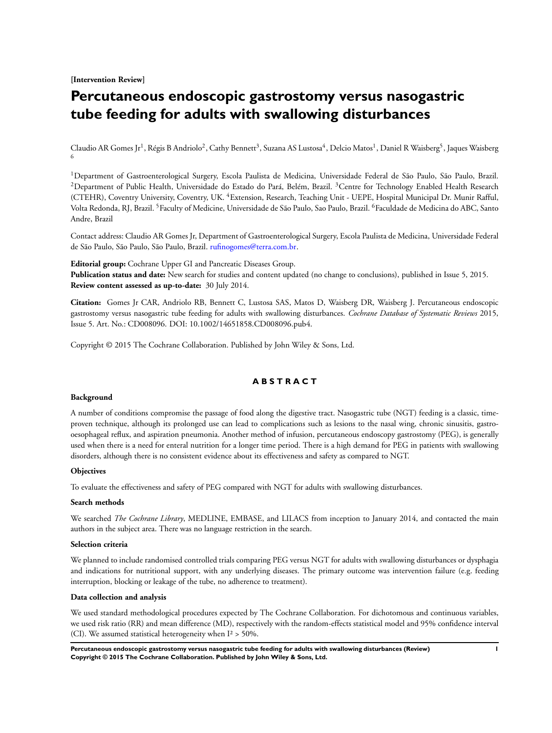**[Intervention Review]**

# Percutaneous endoscopic gastrostomy versus nasogastric tube feeding for adults with swallowing disturbances

Claudio AR Gomes Jr[1], Régis B Andriolo[2], Cathy Bennett[3], Suzana AS Lustosa[4], Delcio Matos[1], Daniel R Waisberg[5], Jaques Waisberg[6]

[1]Department of Gastroenterological Surgery, Escola Paulista de Medicina, Universidade Federal de São Paulo, São Paulo, Brazil. [2]Department of Public Health, Universidade do Estado do Pará, Belém, Brazil. [3]Centre for Technology Enabled Health Research (CTEHR), Coventry University, Coventry, UK. [4]Extension, Research, Teaching Unit - UEPE, Hospital Municipal Dr. Munir Rafful, Volta Redonda, RJ, Brazil. [5]Faculty of Medicine, Universidade de São Paulo, Sao Paulo, Brazil. [6]Faculdade de Medicina do ABC, Santo Andre, Brazil

Contact address: Claudio AR Gomes Jr, Department of Gastroenterological Surgery, Escola Paulista de Medicina, Universidade Federal de São Paulo, São Paulo, São Paulo, Brazil. rufinogomes@terra.com.br.

**Editorial group:** Cochrane Upper GI and Pancreatic Diseases Group.
**Publication status and date:** New search for studies and content updated (no change to conclusions), published in Issue 5, 2015.
**Review content assessed as up-to-date:** 30 July 2014.

**Citation:** Gomes Jr CAR, Andriolo RB, Bennett C, Lustosa SAS, Matos D, Waisberg DR, Waisberg J. Percutaneous endoscopic gastrostomy versus nasogastric tube feeding for adults with swallowing disturbances. *Cochrane Database of Systematic Reviews* 2015, Issue 5. Art. No.: CD008096. DOI: 10.1002/14651858.CD008096.pub4.

Copyright © 2015 The Cochrane Collaboration. Published by John Wiley & Sons, Ltd.

## ABSTRACT

### Background

A number of conditions compromise the passage of food along the digestive tract. Nasogastric tube (NGT) feeding is a classic, time-proven technique, although its prolonged use can lead to complications such as lesions to the nasal wing, chronic sinusitis, gastro-oesophageal reflux, and aspiration pneumonia. Another method of infusion, percutaneous endoscopy gastrostomy (PEG), is generally used when there is a need for enteral nutrition for a longer time period. There is a high demand for PEG in patients with swallowing disorders, although there is no consistent evidence about its effectiveness and safety as compared to NGT.

### Objectives

To evaluate the effectiveness and safety of PEG compared with NGT for adults with swallowing disturbances.

### Search methods

We searched *The Cochrane Library*, MEDLINE, EMBASE, and LILACS from inception to January 2014, and contacted the main authors in the subject area. There was no language restriction in the search.

### Selection criteria

We planned to include randomised controlled trials comparing PEG versus NGT for adults with swallowing disturbances or dysphagia and indications for nutritional support, with any underlying diseases. The primary outcome was intervention failure (e.g. feeding interruption, blocking or leakage of the tube, no adherence to treatment).

### Data collection and analysis

We used standard methodological procedures expected by The Cochrane Collaboration. For dichotomous and continuous variables, we used risk ratio (RR) and mean difference (MD), respectively with the random-effects statistical model and 95% confidence interval (CI). We assumed statistical heterogeneity when $I^2 > 50\%$.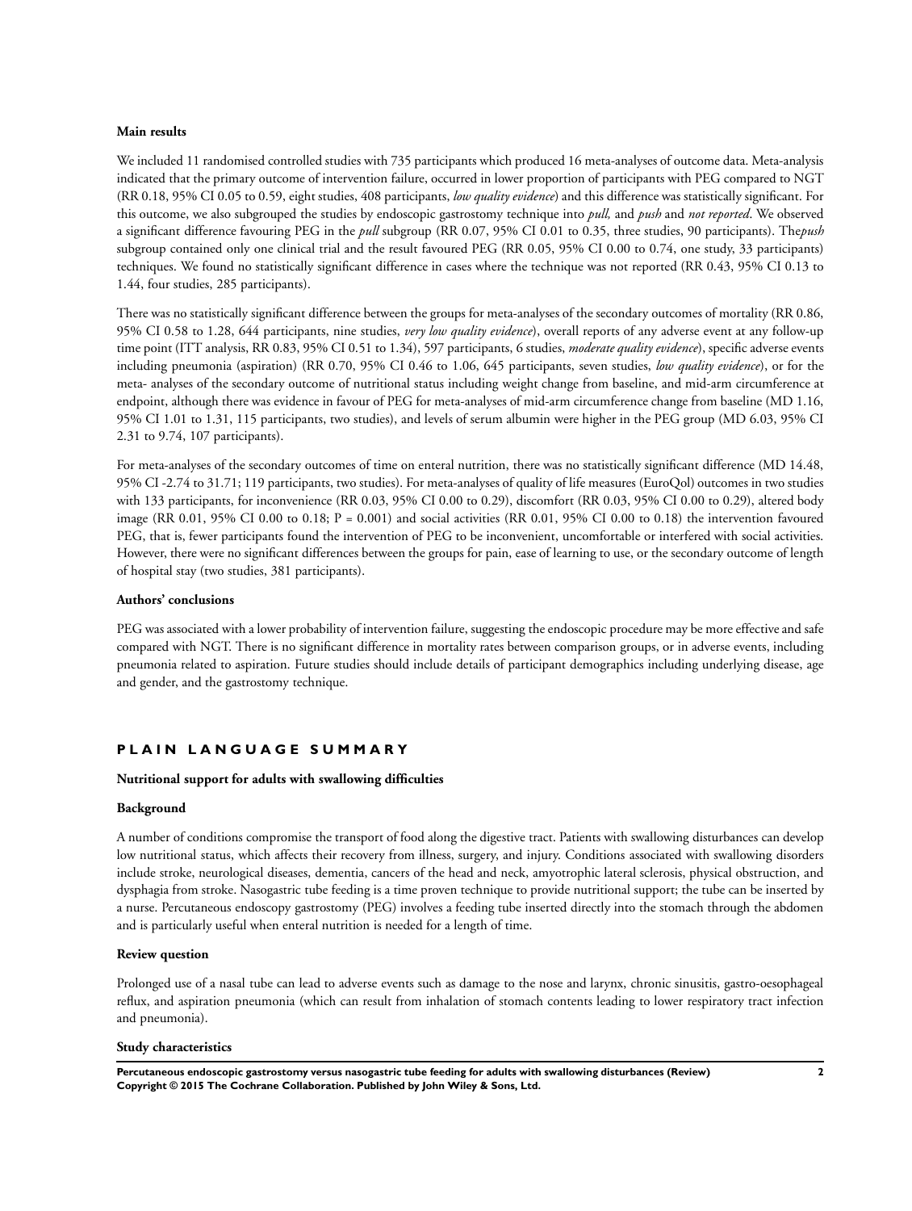**Main results**

We included 11 randomised controlled studies with 735 participants which produced 16 meta-analyses of outcome data. Meta-analysis indicated that the primary outcome of intervention failure, occurred in lower proportion of participants with PEG compared to NGT (RR 0.18, 95% CI 0.05 to 0.59, eight studies, 408 participants, *low quality evidence*) and this difference was statistically significant. For this outcome, we also subgrouped the studies by endoscopic gastrostomy technique into *pull,* and *push* and *not reported*. We observed a significant difference favouring PEG in the *pull* subgroup (RR 0.07, 95% CI 0.01 to 0.35, three studies, 90 participants). The*push* subgroup contained only one clinical trial and the result favoured PEG (RR 0.05, 95% CI 0.00 to 0.74, one study, 33 participants) techniques. We found no statistically significant difference in cases where the technique was not reported (RR 0.43, 95% CI 0.13 to 1.44, four studies, 285 participants).

There was no statistically significant difference between the groups for meta-analyses of the secondary outcomes of mortality (RR 0.86, 95% CI 0.58 to 1.28, 644 participants, nine studies, *very low quality evidence*), overall reports of any adverse event at any follow-up time point (ITT analysis, RR 0.83, 95% CI 0.51 to 1.34), 597 participants, 6 studies, *moderate quality evidence*), specific adverse events including pneumonia (aspiration) (RR 0.70, 95% CI 0.46 to 1.06, 645 participants, seven studies, *low quality evidence*), or for the meta- analyses of the secondary outcome of nutritional status including weight change from baseline, and mid-arm circumference at endpoint, although there was evidence in favour of PEG for meta-analyses of mid-arm circumference change from baseline (MD 1.16, 95% CI 1.01 to 1.31, 115 participants, two studies), and levels of serum albumin were higher in the PEG group (MD 6.03, 95% CI 2.31 to 9.74, 107 participants).

For meta-analyses of the secondary outcomes of time on enteral nutrition, there was no statistically significant difference (MD 14.48, 95% CI -2.74 to 31.71; 119 participants, two studies). For meta-analyses of quality of life measures (EuroQol) outcomes in two studies with 133 participants, for inconvenience (RR 0.03, 95% CI 0.00 to 0.29), discomfort (RR 0.03, 95% CI 0.00 to 0.29), altered body image (RR 0.01, 95% CI 0.00 to 0.18; P = 0.001) and social activities (RR 0.01, 95% CI 0.00 to 0.18) the intervention favoured PEG, that is, fewer participants found the intervention of PEG to be inconvenient, uncomfortable or interfered with social activities. However, there were no significant differences between the groups for pain, ease of learning to use, or the secondary outcome of length of hospital stay (two studies, 381 participants).

**Authors' conclusions**

PEG was associated with a lower probability of intervention failure, suggesting the endoscopic procedure may be more effective and safe compared with NGT. There is no significant difference in mortality rates between comparison groups, or in adverse events, including pneumonia related to aspiration. Future studies should include details of participant demographics including underlying disease, age and gender, and the gastrostomy technique.

## PLAIN LANGUAGE SUMMARY

**Nutritional support for adults with swallowing difficulties**

**Background**

A number of conditions compromise the transport of food along the digestive tract. Patients with swallowing disturbances can develop low nutritional status, which affects their recovery from illness, surgery, and injury. Conditions associated with swallowing disorders include stroke, neurological diseases, dementia, cancers of the head and neck, amyotrophic lateral sclerosis, physical obstruction, and dysphagia from stroke. Nasogastric tube feeding is a time proven technique to provide nutritional support; the tube can be inserted by a nurse. Percutaneous endoscopy gastrostomy (PEG) involves a feeding tube inserted directly into the stomach through the abdomen and is particularly useful when enteral nutrition is needed for a length of time.

**Review question**

Prolonged use of a nasal tube can lead to adverse events such as damage to the nose and larynx, chronic sinusitis, gastro-oesophageal reflux, and aspiration pneumonia (which can result from inhalation of stomach contents leading to lower respiratory tract infection and pneumonia).

**Study characteristics**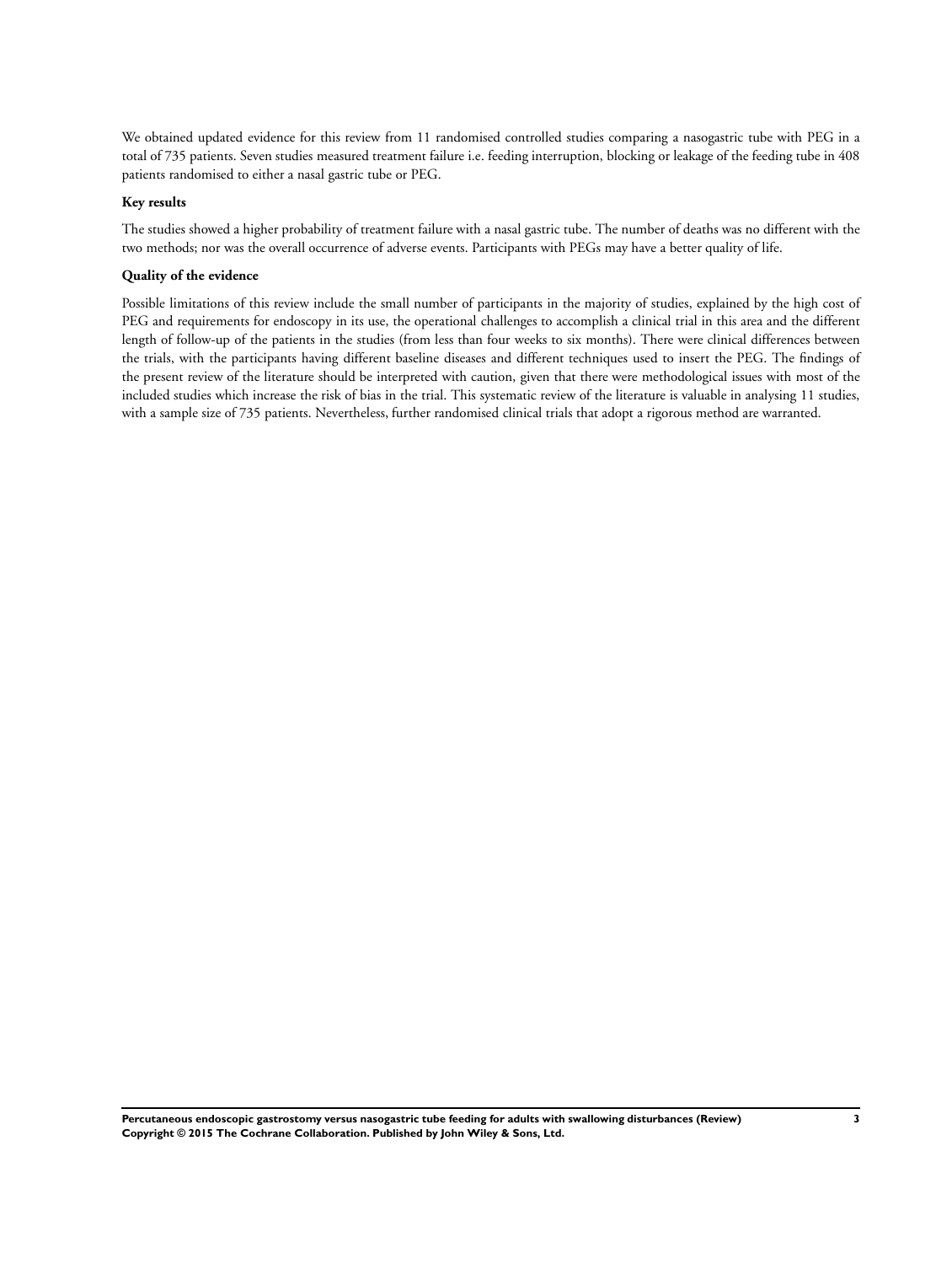We obtained updated evidence for this review from 11 randomised controlled studies comparing a nasogastric tube with PEG in a total of 735 patients. Seven studies measured treatment failure i.e. feeding interruption, blocking or leakage of the feeding tube in 408 patients randomised to either a nasal gastric tube or PEG.

**Key results**

The studies showed a higher probability of treatment failure with a nasal gastric tube. The number of deaths was no different with the two methods; nor was the overall occurrence of adverse events. Participants with PEGs may have a better quality of life.

**Quality of the evidence**

Possible limitations of this review include the small number of participants in the majority of studies, explained by the high cost of PEG and requirements for endoscopy in its use, the operational challenges to accomplish a clinical trial in this area and the different length of follow-up of the patients in the studies (from less than four weeks to six months). There were clinical differences between the trials, with the participants having different baseline diseases and different techniques used to insert the PEG. The findings of the present review of the literature should be interpreted with caution, given that there were methodological issues with most of the included studies which increase the risk of bias in the trial. This systematic review of the literature is valuable in analysing 11 studies, with a sample size of 735 patients. Nevertheless, further randomised clinical trials that adopt a rigorous method are warranted.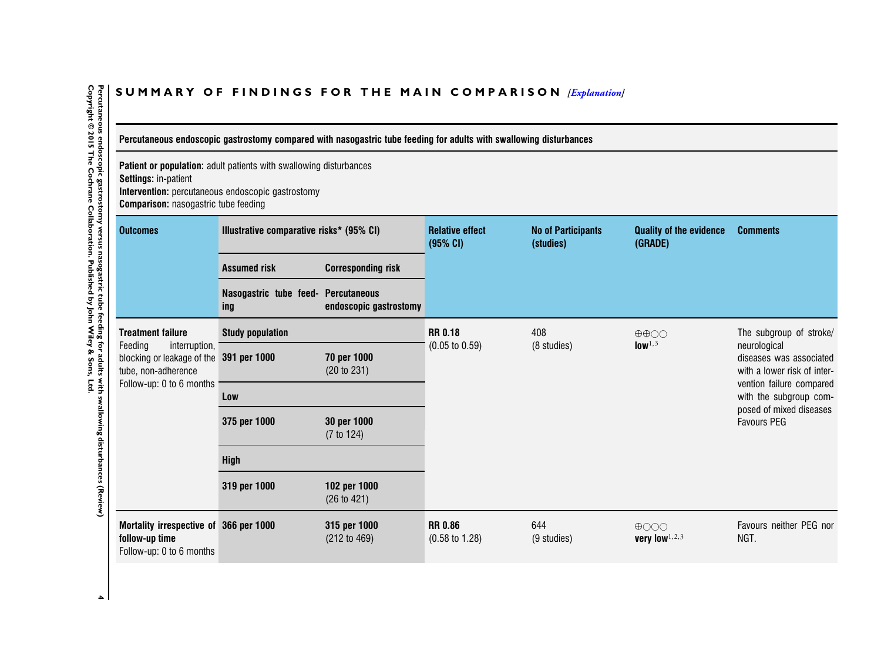## SUMMARY OF FINDINGS FOR THE MAIN COMPARISON *[Explanation]*

**Percutaneous endoscopic gastrostomy compared with nasogastric tube feeding for adults with swallowing disturbances**

**Patient or population:** adult patients with swallowing disturbances
**Settings:** in-patient
**Intervention:** percutaneous endoscopic gastrostomy
**Comparison:** nasogastric tube feeding

| Outcomes | Illustrative comparative risks* (95% CI) | | Relative effect (95% CI) | No of Participants (studies) | Quality of the evidence (GRADE) | Comments |
|---|---|---|---|---|---|---|
| | Assumed risk | Corresponding risk | | | | |
| | Nasogastric tube feeding | Percutaneous endoscopic gastrostomy | | | | |
| **Treatment failure** Feeding interruption, blocking or leakage of the tube, non-adherence Follow-up: 0 to 6 months | **Study population** | | **RR 0.18** (0.05 to 0.59) | 408 (8 studies) | ⊕⊕○○ **low**[1,3] | The subgroup of stroke/neurological diseases was associated with a lower risk of intervention failure compared with the subgroup composed of mixed diseases Favours PEG |
| | **391 per 1000** | **70 per 1000** (20 to 231) | | | | |
| | **Low** | | | | | |
| | **375 per 1000** | **30 per 1000** (7 to 124) | | | | |
| | **High** | | | | | |
| | **319 per 1000** | **102 per 1000** (26 to 421) | | | | |
| **Mortality irrespective of follow-up time** Follow-up: 0 to 6 months | **366 per 1000** | **315 per 1000** (212 to 469) | **RR 0.86** (0.58 to 1.28) | 644 (9 studies) | ⊕○○○ **very low**[1,2,3] | Favours neither PEG nor NGT. |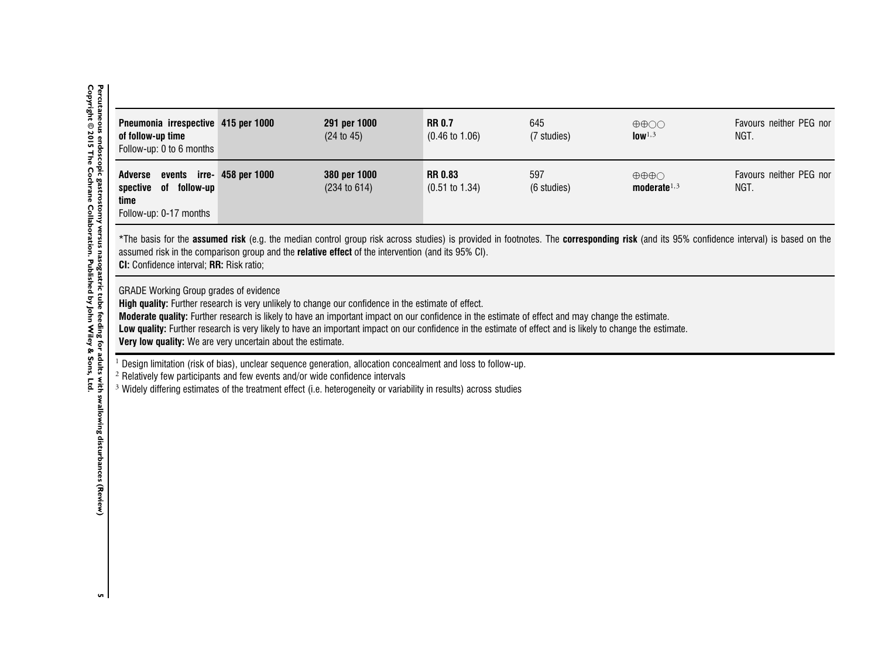| | | | | | | |
|---|---|---|---|---|---|---|
| **Pneumonia irrespective of follow-up time** Follow-up: 0 to 6 months | **415 per 1000** | **291 per 1000** (24 to 45) | **RR 0.7** (0.46 to 1.06) | 645 (7 studies) | ⊕⊕○○ **low**[1,3] | Favours neither PEG nor NGT. |
| **Adverse events irrespective of follow-up time** Follow-up: 0-17 months | **458 per 1000** | **380 per 1000** (234 to 614) | **RR 0.83** (0.51 to 1.34) | 597 (6 studies) | ⊕⊕⊕○ **moderate**[1,3] | Favours neither PEG nor NGT. |

*The basis for the **assumed risk** (e.g. the median control group risk across studies) is provided in footnotes. The **corresponding risk** (and its 95% confidence interval) is based on the assumed risk in the comparison group and the **relative effect** of the intervention (and its 95% CI).
**CI:** Confidence interval; **RR:** Risk ratio;

GRADE Working Group grades of evidence
**High quality:** Further research is very unlikely to change our confidence in the estimate of effect.
**Moderate quality:** Further research is likely to have an important impact on our confidence in the estimate of effect and may change the estimate.
**Low quality:** Further research is very likely to have an important impact on our confidence in the estimate of effect and is likely to change the estimate.
**Very low quality:** We are very uncertain about the estimate.

[1] Design limitation (risk of bias), unclear sequence generation, allocation concealment and loss to follow-up.
[2] Relatively few participants and few events and/or wide confidence intervals
[3] Widely differing estimates of the treatment effect (i.e. heterogeneity or variability in results) across studies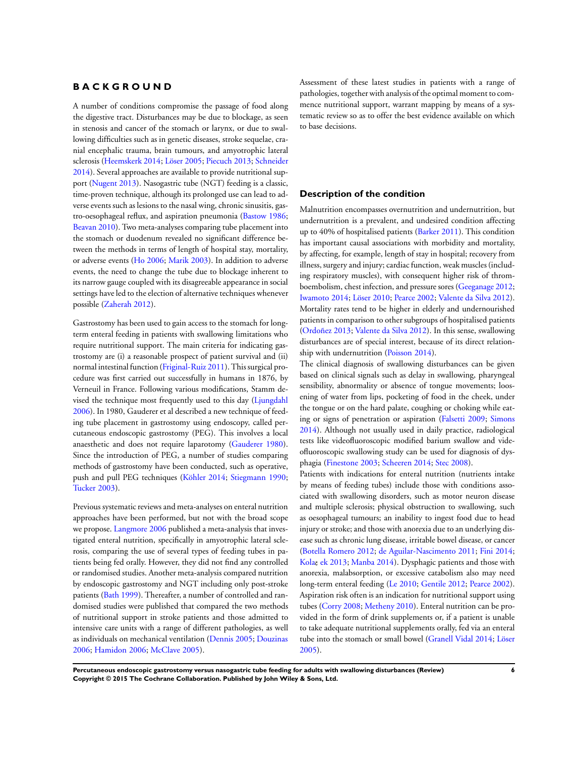# BACKGROUND

A number of conditions compromise the passage of food along the digestive tract. Disturbances may be due to blockage, as seen in stenosis and cancer of the stomach or larynx, or due to swallowing difficulties such as in genetic diseases, stroke sequelae, cranial encephalic trauma, brain tumours, and amyotrophic lateral sclerosis (Heemskerk 2014; Löser 2005; Piecuch 2013; Schneider 2014). Several approaches are available to provide nutritional support (Nugent 2013). Nasogastric tube (NGT) feeding is a classic, time-proven technique, although its prolonged use can lead to adverse events such as lesions to the nasal wing, chronic sinusitis, gastro-oesophageal reflux, and aspiration pneumonia (Bastow 1986; Beavan 2010). Two meta-analyses comparing tube placement into the stomach or duodenum revealed no significant difference between the methods in terms of length of hospital stay, mortality, or adverse events (Ho 2006; Marik 2003). In addition to adverse events, the need to change the tube due to blockage inherent to its narrow gauge coupled with its disagreeable appearance in social settings have led to the election of alternative techniques whenever possible (Zaherah 2012).

Gastrostomy has been used to gain access to the stomach for long-term enteral feeding in patients with swallowing limitations who require nutritional support. The main criteria for indicating gastrostomy are (i) a reasonable prospect of patient survival and (ii) normal intestinal function (Friginal-Ruiz 2011). This surgical procedure was first carried out successfully in humans in 1876, by Verneuil in France. Following various modifications, Stamm devised the technique most frequently used to this day (Ljungdahl 2006). In 1980, Gauderer et al described a new technique of feeding tube placement in gastrostomy using endoscopy, called percutaneous endoscopic gastrostomy (PEG). This involves a local anaesthetic and does not require laparotomy (Gauderer 1980). Since the introduction of PEG, a number of studies comparing methods of gastrostomy have been conducted, such as operative, push and pull PEG techniques (Köhler 2014; Stiegmann 1990; Tucker 2003).

Previous systematic reviews and meta-analyses on enteral nutrition approaches have been performed, but not with the broad scope we propose. Langmore 2006 published a meta-analysis that investigated enteral nutrition, specifically in amyotrophic lateral sclerosis, comparing the use of several types of feeding tubes in patients being fed orally. However, they did not find any controlled or randomised studies. Another meta-analysis compared nutrition by endoscopic gastrostomy and NGT including only post-stroke patients (Bath 1999). Thereafter, a number of controlled and randomised studies were published that compared the two methods of nutritional support in stroke patients and those admitted to intensive care units with a range of different pathologies, as well as individuals on mechanical ventilation (Dennis 2005; Douzinas 2006; Hamidon 2006; McClave 2005).

Assessment of these latest studies in patients with a range of pathologies, together with analysis of the optimal moment to commence nutritional support, warrant mapping by means of a systematic review so as to offer the best evidence available on which to base decisions.

## Description of the condition

Malnutrition encompasses overnutrition and undernutrition, but undernutrition is a prevalent, and undesired condition affecting up to 40% of hospitalised patients (Barker 2011). This condition has important causal associations with morbidity and mortality, by affecting, for example, length of stay in hospital; recovery from illness, surgery and injury; cardiac function, weak muscles (including respiratory muscles), with consequent higher risk of thromboembolism, chest infection, and pressure sores (Geeganage 2012; Iwamoto 2014; Löser 2010; Pearce 2002; Valente da Silva 2012). Mortality rates tend to be higher in elderly and undernourished patients in comparison to other subgroups of hospitalised patients (Ordoñez 2013; Valente da Silva 2012). In this sense, swallowing disturbances are of special interest, because of its direct relationship with undernutrition (Poisson 2014).
The clinical diagnosis of swallowing disturbances can be given based on clinical signals such as delay in swallowing, pharyngeal sensibility, abnormality or absence of tongue movements; loosening of water from lips, pocketing of food in the cheek, under the tongue or on the hard palate, coughing or choking while eating or signs of penetration or aspiration (Falsetti 2009; Simons 2014). Although not usually used in daily practice, radiological tests like videofluoroscopic modified barium swallow and videofluoroscopic swallowing study can be used for diagnosis of dysphagia (Finestone 2003; Scheeren 2014; Stec 2008).
Patients with indications for enteral nutrition (nutrients intake by means of feeding tubes) include those with conditions associated with swallowing disorders, such as motor neuron disease and multiple sclerosis; physical obstruction to swallowing, such as oesophageal tumours; an inability to ingest food due to head injury or stroke; and those with anorexia due to an underlying disease such as chronic lung disease, irritable bowel disease, or cancer (Botella Romero 2012; de Aguilar-Nascimento 2011; Fini 2014; Kolaček 2013; Manba 2014). Dysphagic patients and those with anorexia, malabsorption, or excessive catabolism also may need long-term enteral feeding (Le 2010; Gentile 2012; Pearce 2002). Aspiration risk often is an indication for nutritional support using tubes (Corry 2008; Metheny 2010). Enteral nutrition can be provided in the form of drink supplements or, if a patient is unable to take adequate nutritional supplements orally, fed via an enteral tube into the stomach or small bowel (Granell Vidal 2014; Löser 2005).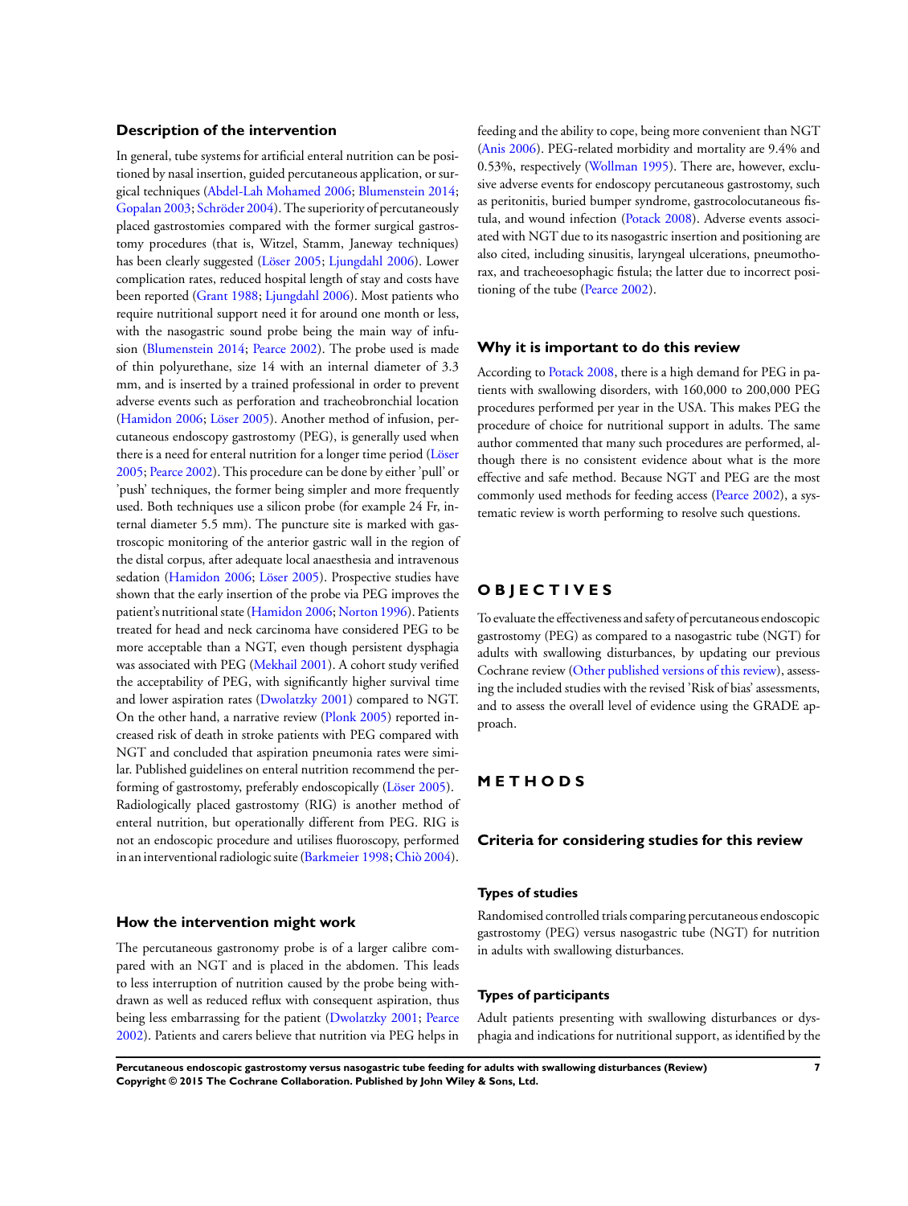### Description of the intervention

In general, tube systems for artificial enteral nutrition can be positioned by nasal insertion, guided percutaneous application, or surgical techniques (Abdel-Lah Mohamed 2006; Blumenstein 2014; Gopalan 2003; Schröder 2004). The superiority of percutaneously placed gastrostomies compared with the former surgical gastrostomy procedures (that is, Witzel, Stamm, Janeway techniques) has been clearly suggested (Löser 2005; Ljungdahl 2006). Lower complication rates, reduced hospital length of stay and costs have been reported (Grant 1988; Ljungdahl 2006). Most patients who require nutritional support need it for around one month or less, with the nasogastric sound probe being the main way of infusion (Blumenstein 2014; Pearce 2002). The probe used is made of thin polyurethane, size 14 with an internal diameter of 3.3 mm, and is inserted by a trained professional in order to prevent adverse events such as perforation and tracheobronchial location (Hamidon 2006; Löser 2005). Another method of infusion, percutaneous endoscopy gastrostomy (PEG), is generally used when there is a need for enteral nutrition for a longer time period (Löser 2005; Pearce 2002). This procedure can be done by either 'pull' or 'push' techniques, the former being simpler and more frequently used. Both techniques use a silicon probe (for example 24 Fr, internal diameter 5.5 mm). The puncture site is marked with gastroscopic monitoring of the anterior gastric wall in the region of the distal corpus, after adequate local anaesthesia and intravenous sedation (Hamidon 2006; Löser 2005). Prospective studies have shown that the early insertion of the probe via PEG improves the patient's nutritional state (Hamidon 2006; Norton 1996). Patients treated for head and neck carcinoma have considered PEG to be more acceptable than a NGT, even though persistent dysphagia was associated with PEG (Mekhail 2001). A cohort study verified the acceptability of PEG, with significantly higher survival time and lower aspiration rates (Dwolatzky 2001) compared to NGT. On the other hand, a narrative review (Plonk 2005) reported increased risk of death in stroke patients with PEG compared with NGT and concluded that aspiration pneumonia rates were similar. Published guidelines on enteral nutrition recommend the performing of gastrostomy, preferably endoscopically (Löser 2005). Radiologically placed gastrostomy (RIG) is another method of enteral nutrition, but operationally different from PEG. RIG is not an endoscopic procedure and utilises fluoroscopy, performed in an interventional radiologic suite (Barkmeier 1998; Chiò 2004).

### How the intervention might work

The percutaneous gastronomy probe is of a larger calibre compared with an NGT and is placed in the abdomen. This leads to less interruption of nutrition caused by the probe being withdrawn as well as reduced reflux with consequent aspiration, thus being less embarrassing for the patient (Dwolatzky 2001; Pearce 2002). Patients and carers believe that nutrition via PEG helps in feeding and the ability to cope, being more convenient than NGT (Anis 2006). PEG-related morbidity and mortality are 9.4% and 0.53%, respectively (Wollman 1995). There are, however, exclusive adverse events for endoscopy percutaneous gastrostomy, such as peritonitis, buried bumper syndrome, gastrocolocutaneous fistula, and wound infection (Potack 2008). Adverse events associated with NGT due to its nasogastric insertion and positioning are also cited, including sinusitis, laryngeal ulcerations, pneumothorax, and tracheoesophagic fistula; the latter due to incorrect positioning of the tube (Pearce 2002).

### Why it is important to do this review

According to Potack 2008, there is a high demand for PEG in patients with swallowing disorders, with 160,000 to 200,000 PEG procedures performed per year in the USA. This makes PEG the procedure of choice for nutritional support in adults. The same author commented that many such procedures are performed, although there is no consistent evidence about what is the more effective and safe method. Because NGT and PEG are the most commonly used methods for feeding access (Pearce 2002), a systematic review is worth performing to resolve such questions.

## OBJECTIVES

To evaluate the effectiveness and safety of percutaneous endoscopic gastrostomy (PEG) as compared to a nasogastric tube (NGT) for adults with swallowing disturbances, by updating our previous Cochrane review (Other published versions of this review), assessing the included studies with the revised 'Risk of bias' assessments, and to assess the overall level of evidence using the GRADE approach.

## METHODS

### Criteria for considering studies for this review

#### Types of studies

Randomised controlled trials comparing percutaneous endoscopic gastrostomy (PEG) versus nasogastric tube (NGT) for nutrition in adults with swallowing disturbances.

#### Types of participants

Adult patients presenting with swallowing disturbances or dysphagia and indications for nutritional support, as identified by the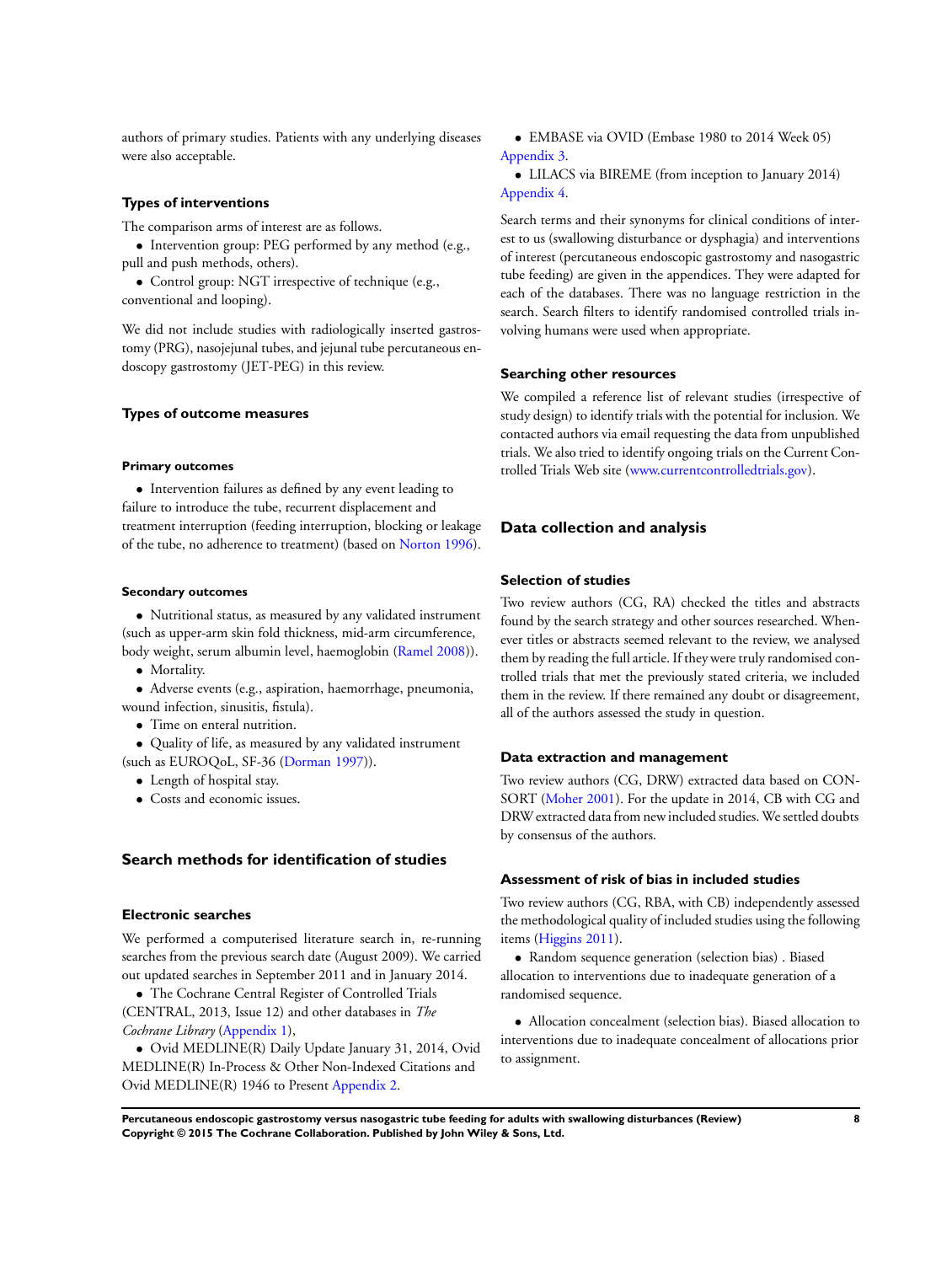authors of primary studies. Patients with any underlying diseases were also acceptable.

### Types of interventions

The comparison arms of interest are as follows.

- Intervention group: PEG performed by any method (e.g., pull and push methods, others).
- Control group: NGT irrespective of technique (e.g., conventional and looping).

We did not include studies with radiologically inserted gastrostomy (PRG), nasojejunal tubes, and jejunal tube percutaneous endoscopy gastrostomy (JET-PEG) in this review.

### Types of outcome measures

#### Primary outcomes

- Intervention failures as defined by any event leading to failure to introduce the tube, recurrent displacement and treatment interruption (feeding interruption, blocking or leakage of the tube, no adherence to treatment) (based on Norton 1996).

#### Secondary outcomes

- Nutritional status, as measured by any validated instrument (such as upper-arm skin fold thickness, mid-arm circumference, body weight, serum albumin level, haemoglobin (Ramel 2008)).
- Mortality.
- Adverse events (e.g., aspiration, haemorrhage, pneumonia, wound infection, sinusitis, fistula).
- Time on enteral nutrition.
- Quality of life, as measured by any validated instrument (such as EUROQoL, SF-36 (Dorman 1997)).
- Length of hospital stay.
- Costs and economic issues.

## Search methods for identification of studies

### Electronic searches

We performed a computerised literature search in, re-running searches from the previous search date (August 2009). We carried out updated searches in September 2011 and in January 2014.

- The Cochrane Central Register of Controlled Trials (CENTRAL, 2013, Issue 12) and other databases in *The Cochrane Library* (Appendix 1),
- Ovid MEDLINE(R) Daily Update January 31, 2014, Ovid MEDLINE(R) In-Process & Other Non-Indexed Citations and Ovid MEDLINE(R) 1946 to Present Appendix 2.
- EMBASE via OVID (Embase 1980 to 2014 Week 05) Appendix 3.
- LILACS via BIREME (from inception to January 2014) Appendix 4.

Search terms and their synonyms for clinical conditions of interest to us (swallowing disturbance or dysphagia) and interventions of interest (percutaneous endoscopic gastrostomy and nasogastric tube feeding) are given in the appendices. They were adapted for each of the databases. There was no language restriction in the search. Search filters to identify randomised controlled trials involving humans were used when appropriate.

### Searching other resources

We compiled a reference list of relevant studies (irrespective of study design) to identify trials with the potential for inclusion. We contacted authors via email requesting the data from unpublished trials. We also tried to identify ongoing trials on the Current Controlled Trials Web site (www.currentcontrolledtrials.gov).

## Data collection and analysis

### Selection of studies

Two review authors (CG, RA) checked the titles and abstracts found by the search strategy and other sources researched. Whenever titles or abstracts seemed relevant to the review, we analysed them by reading the full article. If they were truly randomised controlled trials that met the previously stated criteria, we included them in the review. If there remained any doubt or disagreement, all of the authors assessed the study in question.

### Data extraction and management

Two review authors (CG, DRW) extracted data based on CONSORT (Moher 2001). For the update in 2014, CB with CG and DRW extracted data from new included studies. We settled doubts by consensus of the authors.

### Assessment of risk of bias in included studies

Two review authors (CG, RBA, with CB) independently assessed the methodological quality of included studies using the following items (Higgins 2011).

- Random sequence generation (selection bias) . Biased allocation to interventions due to inadequate generation of a randomised sequence.
- Allocation concealment (selection bias). Biased allocation to interventions due to inadequate concealment of allocations prior to assignment.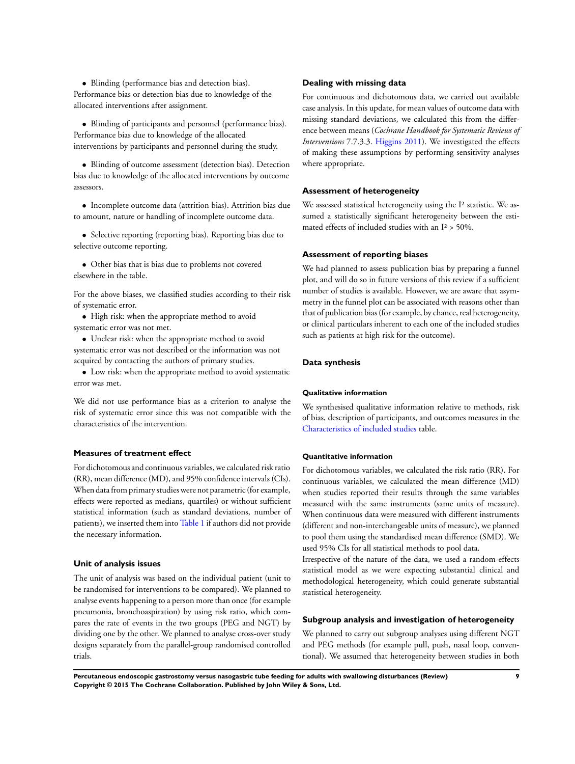- Blinding (performance bias and detection bias). Performance bias or detection bias due to knowledge of the allocated interventions after assignment.

- Blinding of participants and personnel (performance bias). Performance bias due to knowledge of the allocated interventions by participants and personnel during the study.

- Blinding of outcome assessment (detection bias). Detection bias due to knowledge of the allocated interventions by outcome assessors.

- Incomplete outcome data (attrition bias). Attrition bias due to amount, nature or handling of incomplete outcome data.

- Selective reporting (reporting bias). Reporting bias due to selective outcome reporting.

- Other bias that is bias due to problems not covered elsewhere in the table.

For the above biases, we classified studies according to their risk of systematic error.

- High risk: when the appropriate method to avoid systematic error was not met.
- Unclear risk: when the appropriate method to avoid systematic error was not described or the information was not acquired by contacting the authors of primary studies.
- Low risk: when the appropriate method to avoid systematic error was met.

We did not use performance bias as a criterion to analyse the risk of systematic error since this was not compatible with the characteristics of the intervention.

### Measures of treatment effect

For dichotomous and continuous variables, we calculated risk ratio (RR), mean difference (MD), and 95% confidence intervals (CIs). When data from primary studies were not parametric (for example, effects were reported as medians, quartiles) or without sufficient statistical information (such as standard deviations, number of patients), we inserted them into Table 1 if authors did not provide the necessary information.

### Unit of analysis issues

The unit of analysis was based on the individual patient (unit to be randomised for interventions to be compared). We planned to analyse events happening to a person more than once (for example pneumonia, bronchoaspiration) by using risk ratio, which compares the rate of events in the two groups (PEG and NGT) by dividing one by the other. We planned to analyse cross-over study designs separately from the parallel-group randomised controlled trials.

### Dealing with missing data

For continuous and dichotomous data, we carried out available case analysis. In this update, for mean values of outcome data with missing standard deviations, we calculated this from the difference between means (*Cochrane Handbook for Systematic Reviews of Interventions* 7.7.3.3. Higgins 2011). We investigated the effects of making these assumptions by performing sensitivity analyses where appropriate.

### Assessment of heterogeneity

We assessed statistical heterogeneity using the $I^2$ statistic. We assumed a statistically significant heterogeneity between the estimated effects of included studies with an $I^2 > 50\%$.

### Assessment of reporting biases

We had planned to assess publication bias by preparing a funnel plot, and will do so in future versions of this review if a sufficient number of studies is available. However, we are aware that asymmetry in the funnel plot can be associated with reasons other than that of publication bias (for example, by chance, real heterogeneity, or clinical particulars inherent to each one of the included studies such as patients at high risk for the outcome).

### Data synthesis

#### Qualitative information

We synthesised qualitative information relative to methods, risk of bias, description of participants, and outcomes measures in the Characteristics of included studies table.

#### Quantitative information

For dichotomous variables, we calculated the risk ratio (RR). For continuous variables, we calculated the mean difference (MD) when studies reported their results through the same variables measured with the same instruments (same units of measure). When continuous data were measured with different instruments (different and non-interchangeable units of measure), we planned to pool them using the standardised mean difference (SMD). We used 95% CIs for all statistical methods to pool data.

Irrespective of the nature of the data, we used a random-effects statistical model as we were expecting substantial clinical and methodological heterogeneity, which could generate substantial statistical heterogeneity.

### Subgroup analysis and investigation of heterogeneity

We planned to carry out subgroup analyses using different NGT and PEG methods (for example pull, push, nasal loop, conventional). We assumed that heterogeneity between studies in both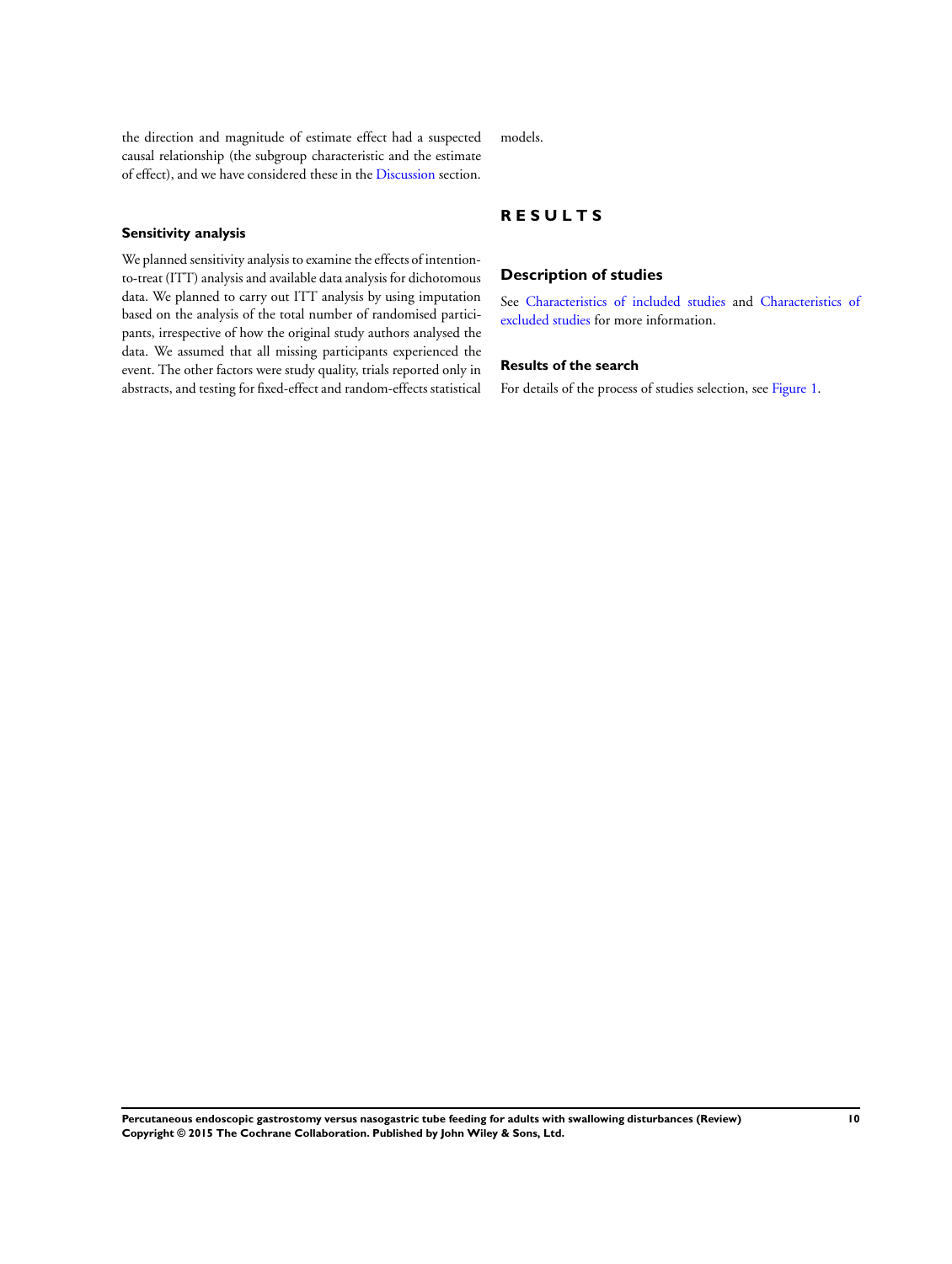the direction and magnitude of estimate effect had a suspected causal relationship (the subgroup characteristic and the estimate of effect), and we have considered these in the Discussion section.

### Sensitivity analysis

We planned sensitivity analysis to examine the effects of intention-to-treat (ITT) analysis and available data analysis for dichotomous data. We planned to carry out ITT analysis by using imputation based on the analysis of the total number of randomised participants, irrespective of how the original study authors analysed the data. We assumed that all missing participants experienced the event. The other factors were study quality, trials reported only in abstracts, and testing for fixed-effect and random-effects statistical models.

# RESULTS

## Description of studies

See Characteristics of included studies and Characteristics of excluded studies for more information.

### Results of the search

For details of the process of studies selection, see Figure 1.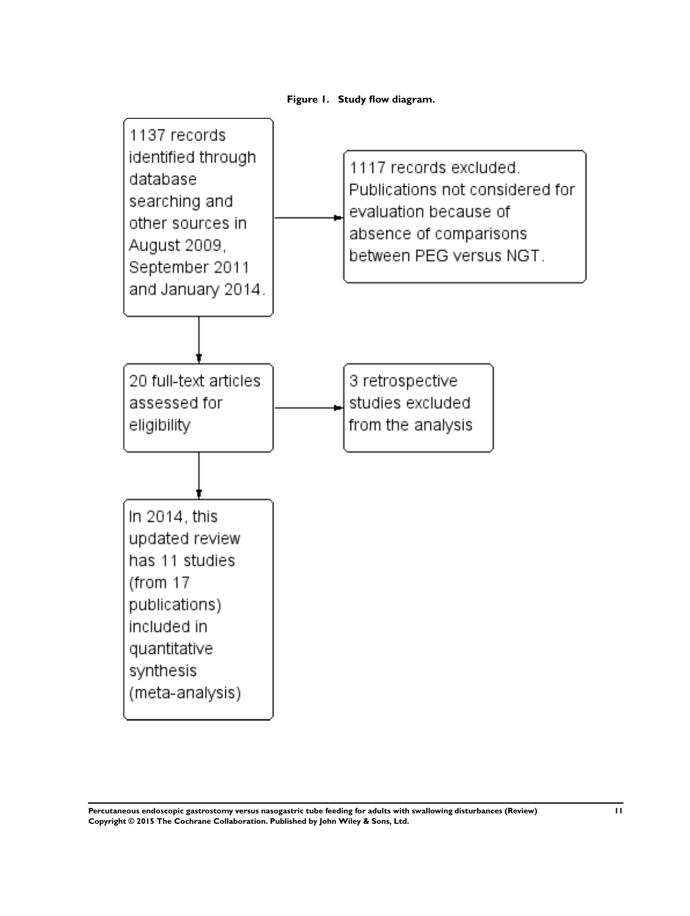**Figure 1. Study flow diagram.**

1137 records identified through database searching and other sources in August 2009, September 2011 and January 2014.

→ 1117 records excluded. Publications not considered for evaluation because of absence of comparisons between PEG versus NGT.

20 full-text articles assessed for eligibility

→ 3 retrospective studies excluded from the analysis

In 2014, this updated review has 11 studies (from 17 publications) included in quantitative synthesis (meta-analysis)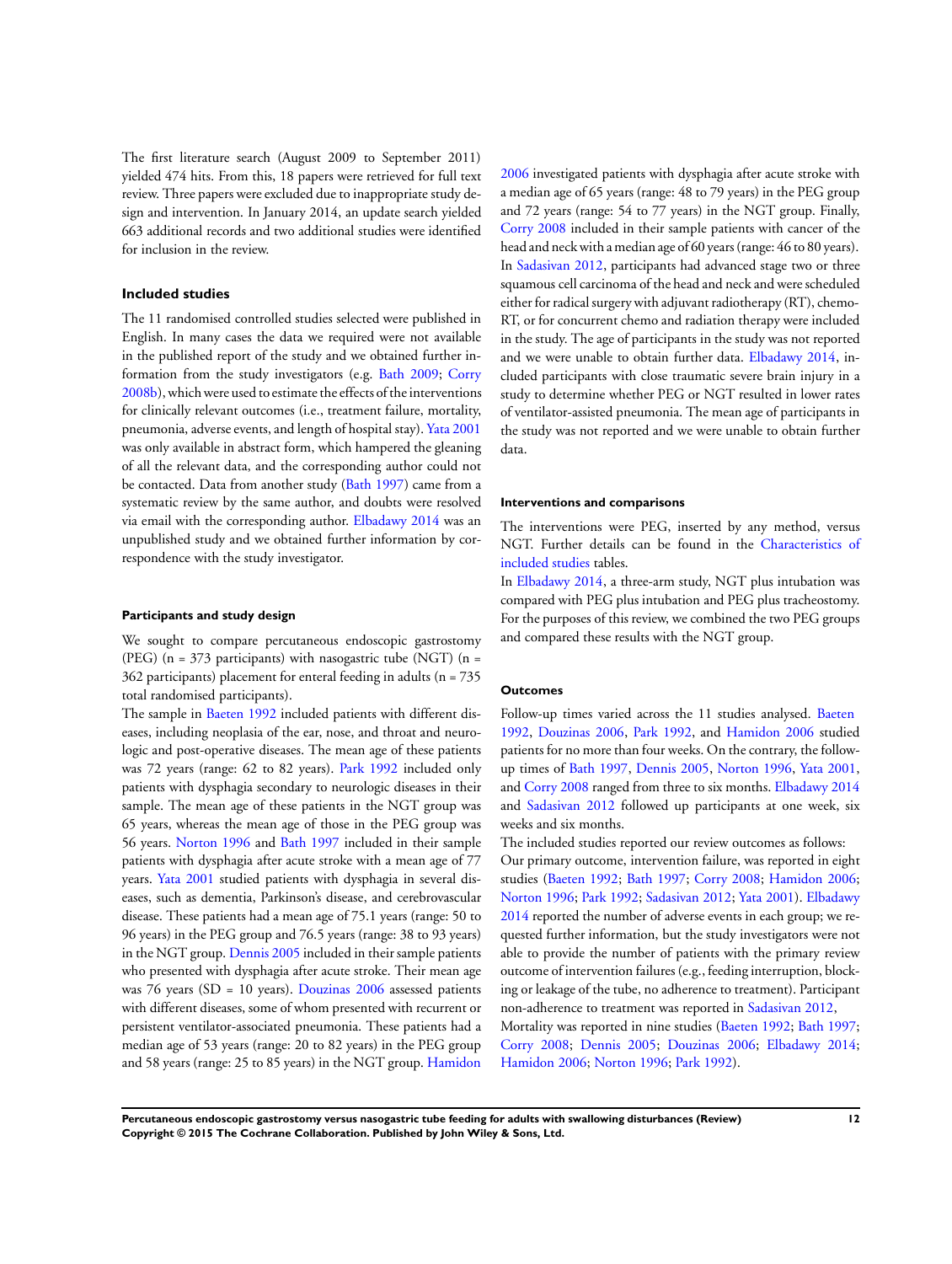The first literature search (August 2009 to September 2011) yielded 474 hits. From this, 18 papers were retrieved for full text review. Three papers were excluded due to inappropriate study design and intervention. In January 2014, an update search yielded 663 additional records and two additional studies were identified for inclusion in the review.

### Included studies

The 11 randomised controlled studies selected were published in English. In many cases the data we required were not available in the published report of the study and we obtained further information from the study investigators (e.g. Bath 2009; Corry 2008b), which were used to estimate the effects of the interventions for clinically relevant outcomes (i.e., treatment failure, mortality, pneumonia, adverse events, and length of hospital stay). Yata 2001 was only available in abstract form, which hampered the gleaning of all the relevant data, and the corresponding author could not be contacted. Data from another study (Bath 1997) came from a systematic review by the same author, and doubts were resolved via email with the corresponding author. Elbadawy 2014 was an unpublished study and we obtained further information by correspondence with the study investigator.

#### Participants and study design

We sought to compare percutaneous endoscopic gastrostomy (PEG) (n = 373 participants) with nasogastric tube (NGT) (n = 362 participants) placement for enteral feeding in adults (n = 735 total randomised participants).

The sample in Baeten 1992 included patients with different diseases, including neoplasia of the ear, nose, and throat and neurologic and post-operative diseases. The mean age of these patients was 72 years (range: 62 to 82 years). Park 1992 included only patients with dysphagia secondary to neurologic diseases in their sample. The mean age of these patients in the NGT group was 65 years, whereas the mean age of those in the PEG group was 56 years. Norton 1996 and Bath 1997 included in their sample patients with dysphagia after acute stroke with a mean age of 77 years. Yata 2001 studied patients with dysphagia in several diseases, such as dementia, Parkinson's disease, and cerebrovascular disease. These patients had a mean age of 75.1 years (range: 50 to 96 years) in the PEG group and 76.5 years (range: 38 to 93 years) in the NGT group. Dennis 2005 included in their sample patients who presented with dysphagia after acute stroke. Their mean age was 76 years (SD = 10 years). Douzinas 2006 assessed patients with different diseases, some of whom presented with recurrent or persistent ventilator-associated pneumonia. These patients had a median age of 53 years (range: 20 to 82 years) in the PEG group and 58 years (range: 25 to 85 years) in the NGT group. Hamidon 2006 investigated patients with dysphagia after acute stroke with a median age of 65 years (range: 48 to 79 years) in the PEG group and 72 years (range: 54 to 77 years) in the NGT group. Finally, Corry 2008 included in their sample patients with cancer of the head and neck with a median age of 60 years (range: 46 to 80 years). In Sadasivan 2012, participants had advanced stage two or three squamous cell carcinoma of the head and neck and were scheduled either for radical surgery with adjuvant radiotherapy (RT), chemo-RT, or for concurrent chemo and radiation therapy were included in the study. The age of participants in the study was not reported and we were unable to obtain further data. Elbadawy 2014, included participants with close traumatic severe brain injury in a study to determine whether PEG or NGT resulted in lower rates of ventilator-assisted pneumonia. The mean age of participants in the study was not reported and we were unable to obtain further data.

#### Interventions and comparisons

The interventions were PEG, inserted by any method, versus NGT. Further details can be found in the Characteristics of included studies tables.

In Elbadawy 2014, a three-arm study, NGT plus intubation was compared with PEG plus intubation and PEG plus tracheostomy. For the purposes of this review, we combined the two PEG groups and compared these results with the NGT group.

#### Outcomes

Follow-up times varied across the 11 studies analysed. Baeten 1992, Douzinas 2006, Park 1992, and Hamidon 2006 studied patients for no more than four weeks. On the contrary, the follow-up times of Bath 1997, Dennis 2005, Norton 1996, Yata 2001, and Corry 2008 ranged from three to six months. Elbadawy 2014 and Sadasivan 2012 followed up participants at one week, six weeks and six months.

The included studies reported our review outcomes as follows:

Our primary outcome, intervention failure, was reported in eight studies (Baeten 1992; Bath 1997; Corry 2008; Hamidon 2006; Norton 1996; Park 1992; Sadasivan 2012; Yata 2001). Elbadawy 2014 reported the number of adverse events in each group; we requested further information, but the study investigators were not able to provide the number of patients with the primary review outcome of intervention failures (e.g., feeding interruption, blocking or leakage of the tube, no adherence to treatment). Participant non-adherence to treatment was reported in Sadasivan 2012,

Mortality was reported in nine studies (Baeten 1992; Bath 1997; Corry 2008; Dennis 2005; Douzinas 2006; Elbadawy 2014; Hamidon 2006; Norton 1996; Park 1992).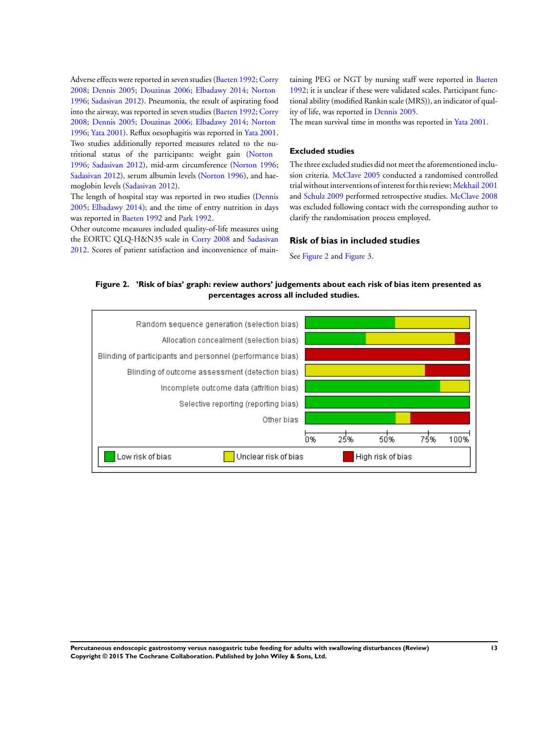Adverse effects were reported in seven studies (Baeten 1992; Corry 2008; Dennis 2005; Douzinas 2006; Elbadawy 2014; Norton 1996; Sadasivan 2012). Pneumonia, the result of aspirating food into the airway, was reported in seven studies (Baeten 1992; Corry 2008; Dennis 2005; Douzinas 2006; Elbadawy 2014; Norton 1996; Yata 2001). Reflux oesophagitis was reported in Yata 2001. Two studies additionally reported measures related to the nutritional status of the participants: weight gain (Norton 1996; Sadasivan 2012), mid-arm circumference (Norton 1996; Sadasivan 2012), serum albumin levels (Norton 1996), and haemoglobin levels (Sadasivan 2012).

The length of hospital stay was reported in two studies (Dennis 2005; Elbadawy 2014); and the time of entry nutrition in days was reported in Baeten 1992 and Park 1992.

Other outcome measures included quality-of-life measures using the EORTC QLQ-H&N35 scale in Corry 2008 and Sadasivan 2012. Scores of patient satisfaction and inconvenience of maintaining PEG or NGT by nursing staff were reported in Baeten 1992; it is unclear if these were validated scales. Participant functional ability (modified Rankin scale (MRS)), an indicator of quality of life, was reported in Dennis 2005.

The mean survival time in months was reported in Yata 2001.

### Excluded studies

The three excluded studies did not meet the aforementioned inclusion criteria. McClave 2005 conducted a randomised controlled trial without interventions of interest for this review; Mekhail 2001 and Schulz 2009 performed retrospective studies. McClave 2008 was excluded following contact with the corresponding author to clarify the randomisation process employed.

## Risk of bias in included studies

See Figure 2 and Figure 3.

**Figure 2. 'Risk of bias' graph: review authors' judgements about each risk of bias item presented as percentages across all included studies.**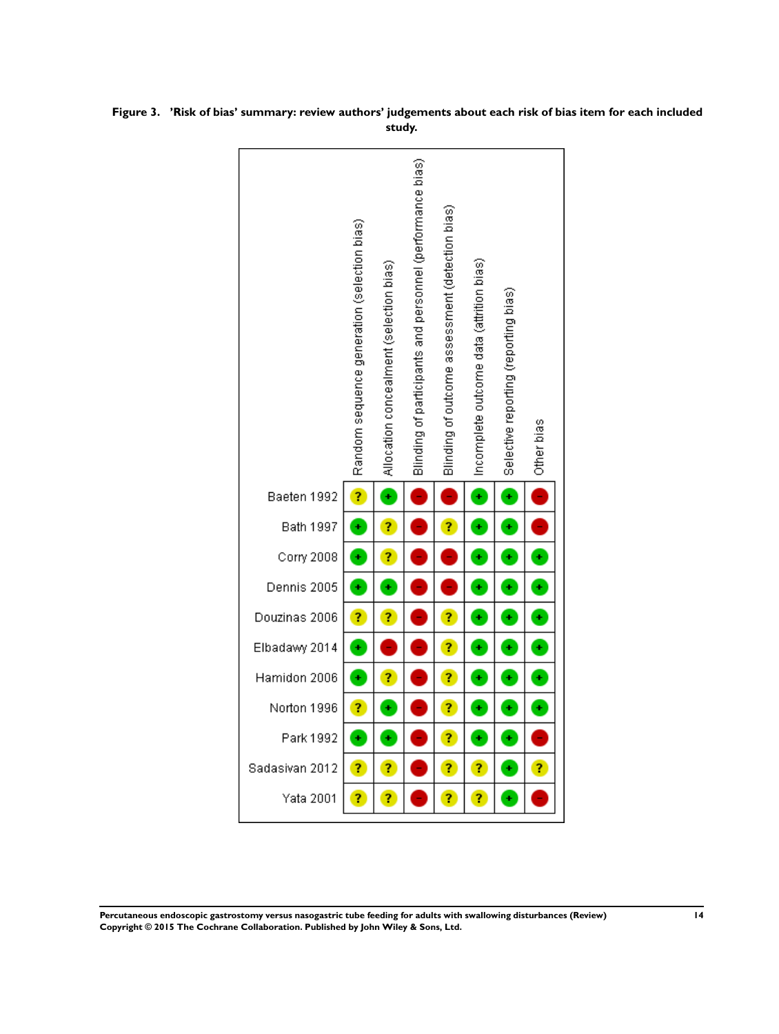**Figure 3. 'Risk of bias' summary: review authors' judgements about each risk of bias item for each included study.**

| | Random sequence generation (selection bias) | Allocation concealment (selection bias) | Blinding of participants and personnel (performance bias) | Blinding of outcome assessment (detection bias) | Incomplete outcome data (attrition bias) | Selective reporting (reporting bias) | Other bias |
|---|---|---|---|---|---|---|---|
| Baeten 1992 | ? | + | − | − | + | + | − |
| Bath 1997 | + | ? | − | ? | + | + | − |
| Corry 2008 | + | ? | − | − | + | + | + |
| Dennis 2005 | + | + | − | − | + | + | + |
| Douzinas 2006 | ? | ? | − | ? | + | + | + |
| Elbadawy 2014 | + | − | − | ? | + | + | + |
| Hamidon 2006 | + | ? | − | ? | + | + | + |
| Norton 1996 | ? | + | − | ? | + | + | + |
| Park 1992 | + | + | − | ? | + | + | − |
| Sadasivan 2012 | ? | ? | − | ? | ? | + | ? |
| Yata 2001 | ? | ? | − | ? | ? | + | − |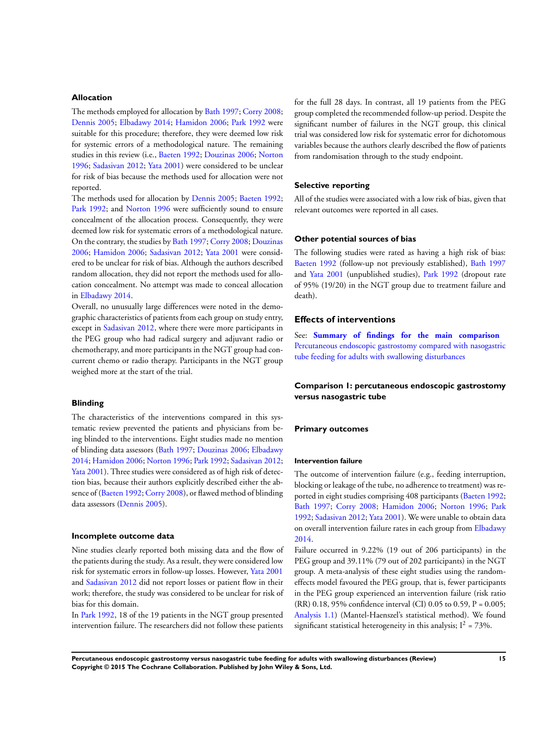### Allocation

The methods employed for allocation by Bath 1997; Corry 2008; Dennis 2005; Elbadawy 2014; Hamidon 2006; Park 1992 were suitable for this procedure; therefore, they were deemed low risk for systemic errors of a methodological nature. The remaining studies in this review (i.e., Baeten 1992; Douzinas 2006; Norton 1996; Sadasivan 2012; Yata 2001) were considered to be unclear for risk of bias because the methods used for allocation were not reported.

The methods used for allocation by Dennis 2005; Baeten 1992; Park 1992; and Norton 1996 were sufficiently sound to ensure concealment of the allocation process. Consequently, they were deemed low risk for systematic errors of a methodological nature. On the contrary, the studies by Bath 1997; Corry 2008; Douzinas 2006; Hamidon 2006; Sadasivan 2012; Yata 2001 were considered to be unclear for risk of bias. Although the authors described random allocation, they did not report the methods used for allocation concealment. No attempt was made to conceal allocation in Elbadawy 2014.

Overall, no unusually large differences were noted in the demographic characteristics of patients from each group on study entry, except in Sadasivan 2012, where there were more participants in the PEG group who had radical surgery and adjuvant radio or chemotherapy, and more participants in the NGT group had concurrent chemo or radio therapy. Participants in the NGT group weighed more at the start of the trial.

### Blinding

The characteristics of the interventions compared in this systematic review prevented the patients and physicians from being blinded to the interventions. Eight studies made no mention of blinding data assessors (Bath 1997; Douzinas 2006; Elbadawy 2014; Hamidon 2006; Norton 1996; Park 1992; Sadasivan 2012; Yata 2001). Three studies were considered as of high risk of detection bias, because their authors explicitly described either the absence of (Baeten 1992; Corry 2008), or flawed method of blinding data assessors (Dennis 2005).

### Incomplete outcome data

Nine studies clearly reported both missing data and the flow of the patients during the study. As a result, they were considered low risk for systematic errors in follow-up losses. However, Yata 2001 and Sadasivan 2012 did not report losses or patient flow in their work; therefore, the study was considered to be unclear for risk of bias for this domain.

In Park 1992, 18 of the 19 patients in the NGT group presented intervention failure. The researchers did not follow these patients for the full 28 days. In contrast, all 19 patients from the PEG group completed the recommended follow-up period. Despite the significant number of failures in the NGT group, this clinical trial was considered low risk for systematic error for dichotomous variables because the authors clearly described the flow of patients from randomisation through to the study endpoint.

### Selective reporting

All of the studies were associated with a low risk of bias, given that relevant outcomes were reported in all cases.

### Other potential sources of bias

The following studies were rated as having a high risk of bias: Baeten 1992 (follow-up not previously established), Bath 1997 and Yata 2001 (unpublished studies), Park 1992 (dropout rate of 95% (19/20) in the NGT group due to treatment failure and death).

## Effects of interventions

See: **Summary of findings for the main comparison** Percutaneous endoscopic gastrostomy compared with nasogastric tube feeding for adults with swallowing disturbances

### Comparison 1: percutaneous endoscopic gastrostomy versus nasogastric tube

### Primary outcomes

#### Intervention failure

The outcome of intervention failure (e.g., feeding interruption, blocking or leakage of the tube, no adherence to treatment) was reported in eight studies comprising 408 participants (Baeten 1992; Bath 1997; Corry 2008; Hamidon 2006; Norton 1996; Park 1992; Sadasivan 2012; Yata 2001). We were unable to obtain data on overall intervention failure rates in each group from Elbadawy 2014.

Failure occurred in 9.22% (19 out of 206 participants) in the PEG group and 39.11% (79 out of 202 participants) in the NGT group. A meta-analysis of these eight studies using the random-effects model favoured the PEG group, that is, fewer participants in the PEG group experienced an intervention failure (risk ratio (RR) 0.18, 95% confidence interval (CI) 0.05 to 0.59, P = 0.005; Analysis 1.1) (Mantel-Haenszel's statistical method). We found significant statistical heterogeneity in this analysis; $I^2$ = 73%.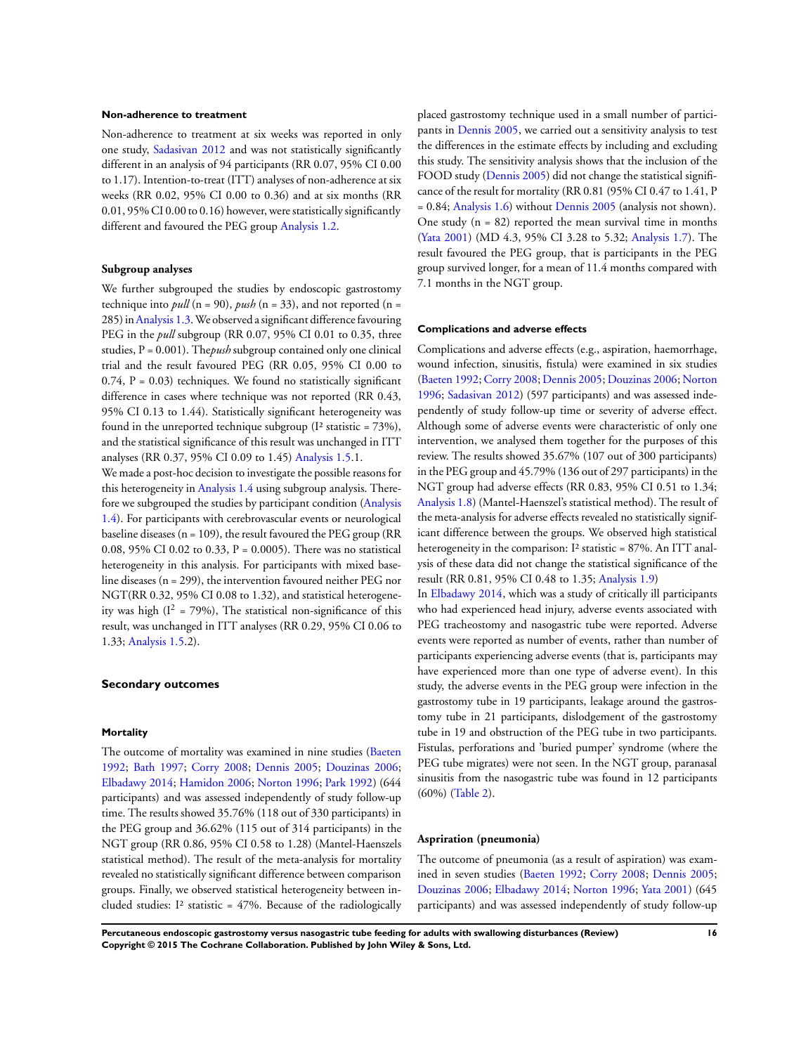### Non-adherence to treatment

Non-adherence to treatment at six weeks was reported in only one study, Sadasivan 2012 and was not statistically significantly different in an analysis of 94 participants (RR 0.07, 95% CI 0.00 to 1.17). Intention-to-treat (ITT) analyses of non-adherence at six weeks (RR 0.02, 95% CI 0.00 to 0.36) and at six months (RR 0.01, 95% CI 0.00 to 0.16) however, were statistically significantly different and favoured the PEG group Analysis 1.2.

### Subgroup analyses

We further subgrouped the studies by endoscopic gastrostomy technique into *pull* (n = 90), *push* (n = 33), and not reported (n = 285) in Analysis 1.3. We observed a significant difference favouring PEG in the *pull* subgroup (RR 0.07, 95% CI 0.01 to 0.35, three studies, P = 0.001). The *push* subgroup contained only one clinical trial and the result favoured PEG (RR 0.05, 95% CI 0.00 to 0.74, P = 0.03) techniques. We found no statistically significant difference in cases where technique was not reported (RR 0.43, 95% CI 0.13 to 1.44). Statistically significant heterogeneity was found in the unreported technique subgroup (I² statistic = 73%), and the statistical significance of this result was unchanged in ITT analyses (RR 0.37, 95% CI 0.09 to 1.45) Analysis 1.5.1.

We made a post-hoc decision to investigate the possible reasons for this heterogeneity in Analysis 1.4 using subgroup analysis. Therefore we subgrouped the studies by participant condition (Analysis 1.4). For participants with cerebrovascular events or neurological baseline diseases (n = 109), the result favoured the PEG group (RR 0.08, 95% CI 0.02 to 0.33, P = 0.0005). There was no statistical heterogeneity in this analysis. For participants with mixed baseline diseases (n = 299), the intervention favoured neither PEG nor NGT(RR 0.32, 95% CI 0.08 to 1.32), and statistical heterogeneity was high ($I^2$ = 79%), The statistical non-significance of this result, was unchanged in ITT analyses (RR 0.29, 95% CI 0.06 to 1.33; Analysis 1.5.2).

## Secondary outcomes

### Mortality

The outcome of mortality was examined in nine studies (Baeten 1992; Bath 1997; Corry 2008; Dennis 2005; Douzinas 2006; Elbadawy 2014; Hamidon 2006; Norton 1996; Park 1992) (644 participants) and was assessed independently of study follow-up time. The results showed 35.76% (118 out of 330 participants) in the PEG group and 36.62% (115 out of 314 participants) in the NGT group (RR 0.86, 95% CI 0.58 to 1.28) (Mantel-Haenszels statistical method). The result of the meta-analysis for mortality revealed no statistically significant difference between comparison groups. Finally, we observed statistical heterogeneity between included studies: I² statistic = 47%. Because of the radiologically placed gastrostomy technique used in a small number of participants in Dennis 2005, we carried out a sensitivity analysis to test the differences in the estimate effects by including and excluding this study. The sensitivity analysis shows that the inclusion of the FOOD study (Dennis 2005) did not change the statistical significance of the result for mortality (RR 0.81 (95% CI 0.47 to 1.41, P = 0.84; Analysis 1.6) without Dennis 2005 (analysis not shown). One study (n = 82) reported the mean survival time in months (Yata 2001) (MD 4.3, 95% CI 3.28 to 5.32; Analysis 1.7). The result favoured the PEG group, that is participants in the PEG group survived longer, for a mean of 11.4 months compared with 7.1 months in the NGT group.

### Complications and adverse effects

Complications and adverse effects (e.g., aspiration, haemorrhage, wound infection, sinusitis, fistula) were examined in six studies (Baeten 1992; Corry 2008; Dennis 2005; Douzinas 2006; Norton 1996; Sadasivan 2012) (597 participants) and was assessed independently of study follow-up time or severity of adverse effect. Although some of adverse events were characteristic of only one intervention, we analysed them together for the purposes of this review. The results showed 35.67% (107 out of 300 participants) in the PEG group and 45.79% (136 out of 297 participants) in the NGT group had adverse effects (RR 0.83, 95% CI 0.51 to 1.34; Analysis 1.8) (Mantel-Haenszel's statistical method). The result of the meta-analysis for adverse effects revealed no statistically significant difference between the groups. We observed high statistical heterogeneity in the comparison: I² statistic = 87%. An ITT analysis of these data did not change the statistical significance of the result (RR 0.81, 95% CI 0.48 to 1.35; Analysis 1.9)

In Elbadawy 2014, which was a study of critically ill participants who had experienced head injury, adverse events associated with PEG tracheostomy and nasogastric tube were reported. Adverse events were reported as number of events, rather than number of participants experiencing adverse events (that is, participants may have experienced more than one type of adverse event). In this study, the adverse events in the PEG group were infection in the gastrostomy tube in 19 participants, leakage around the gastrostomy tube in 21 participants, dislodgement of the gastrostomy tube in 19 and obstruction of the PEG tube in two participants. Fistulas, perforations and 'buried pumper' syndrome (where the PEG tube migrates) were not seen. In the NGT group, paranasal sinusitis from the nasogastric tube was found in 12 participants (60%) (Table 2).

### Aspiration (pneumonia)

The outcome of pneumonia (as a result of aspiration) was examined in seven studies (Baeten 1992; Corry 2008; Dennis 2005; Douzinas 2006; Elbadawy 2014; Norton 1996; Yata 2001) (645 participants) and was assessed independently of study follow-up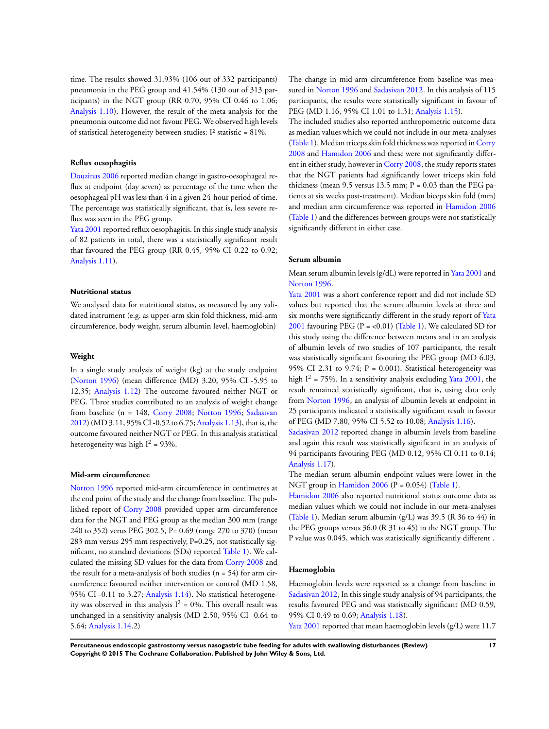time. The results showed 31.93% (106 out of 332 participants) pneumonia in the PEG group and 41.54% (130 out of 313 participants) in the NGT group (RR 0.70, 95% CI 0.46 to 1.06; Analysis 1.10). However, the result of the meta-analysis for the pneumonia outcome did not favour PEG. We observed high levels of statistical heterogeneity between studies: I² statistic = 81%.

#### Reflux oesophagitis

Douzinas 2006 reported median change in gastro-oesophageal reflux at endpoint (day seven) as percentage of the time when the oesophageal pH was less than 4 in a given 24-hour period of time. The percentage was statistically significant, that is, less severe reflux was seen in the PEG group.

Yata 2001 reported reflux oesophagitis. In this single study analysis of 82 patients in total, there was a statistically significant result that favoured the PEG group (RR 0.45, 95% CI 0.22 to 0.92; Analysis 1.11).

#### Nutritional status

We analysed data for nutritional status, as measured by any validated instrument (e.g. as upper-arm skin fold thickness, mid-arm circumference, body weight, serum albumin level, haemoglobin)

#### Weight

In a single study analysis of weight (kg) at the study endpoint (Norton 1996) (mean difference (MD) 3.20, 95% CI -5.95 to 12.35; Analysis 1.12) The outcome favoured neither NGT or PEG. Three studies contributed to an analysis of weight change from baseline (n = 148, Corry 2008; Norton 1996; Sadasivan 2012) (MD 3.11, 95% CI -0.52 to 6.75; Analysis 1.13), that is, the outcome favoured neither NGT or PEG. In this analysis statistical heterogeneity was high $I^2$ = 93%.

#### Mid-arm circumference

Norton 1996 reported mid-arm circumference in centimetres at the end point of the study and the change from baseline. The published report of Corry 2008 provided upper-arm circumference data for the NGT and PEG group as the median 300 mm (range 240 to 352) verus PEG 302.5, P= 0.69 (range 270 to 370) (mean 283 mm versus 295 mm respectively, P=0.25, not statistically significant, no standard deviations (SDs) reported Table 1). We calculated the missing SD values for the data from Corry 2008 and the result for a meta-analysis of both studies (n = 54) for arm circumference favoured neither intervention or control (MD 1.58, 95% CI -0.11 to 3.27; Analysis 1.14). No statistical heterogeneity was observed in this analysis $I^2$ = 0%. This overall result was unchanged in a sensitivity analysis (MD 2.50, 95% CI -0.64 to 5.64; Analysis 1.14.2)

The change in mid-arm circumference from baseline was measured in Norton 1996 and Sadasivan 2012. In this analysis of 115 participants, the results were statistically significant in favour of PEG (MD 1.16, 95% CI 1.01 to 1.31; Analysis 1.15).

The included studies also reported anthropometric outcome data as median values which we could not include in our meta-analyses (Table 1). Median triceps skin fold thickness was reported in Corry 2008 and Hamidon 2006 and these were not significantly different in either study, however in Corry 2008, the study reports states that the NGT patients had significantly lower triceps skin fold thickness (mean 9.5 versus 13.5 mm; P = 0.03 than the PEG patients at six weeks post-treatment). Median biceps skin fold (mm) and median arm circumference was reported in Hamidon 2006 (Table 1) and the differences between groups were not statistically significantly different in either case.

#### Serum albumin

Mean serum albumin levels (g/dL) were reported in Yata 2001 and Norton 1996.

Yata 2001 was a short conference report and did not include SD values but reported that the serum albumin levels at three and six months were significantly different in the study report of Yata 2001 favouring PEG (P = <0.01) (Table 1). We calculated SD for this study using the difference between means and in an analysis of albumin levels of two studies of 107 participants, the result was statistically significant favouring the PEG group (MD 6.03, 95% CI 2.31 to 9.74; P = 0.001). Statistical heterogeneity was high $I^2$ = 75%. In a sensitivity analysis excluding Yata 2001, the result remained statistically significant, that is, using data only from Norton 1996, an analysis of albumin levels at endpoint in 25 participants indicated a statistically significant result in favour of PEG (MD 7.80, 95% CI 5.52 to 10.08; Analysis 1.16).

Sadasivan 2012 reported change in albumin levels from baseline and again this result was statistically significant in an analysis of 94 participants favouring PEG (MD 0.12, 95% CI 0.11 to 0.14; Analysis 1.17).

The median serum albumin endpoint values were lower in the NGT group in Hamidon 2006 (P = 0.054) (Table 1).

Hamidon 2006 also reported nutritional status outcome data as median values which we could not include in our meta-analyses (Table 1). Median serum albumin (g/L) was 39.5 (R 36 to 44) in the PEG groups versus 36.0 (R 31 to 45) in the NGT group. The P value was 0.045, which was statistically significantly different .

#### Haemoglobin

Haemoglobin levels were reported as a change from baseline in Sadasivan 2012, In this single study analysis of 94 participants, the results favoured PEG and was statistically significant (MD 0.59, 95% CI 0.49 to 0.69; Analysis 1.18).

Yata 2001 reported that mean haemoglobin levels (g/L) were 11.7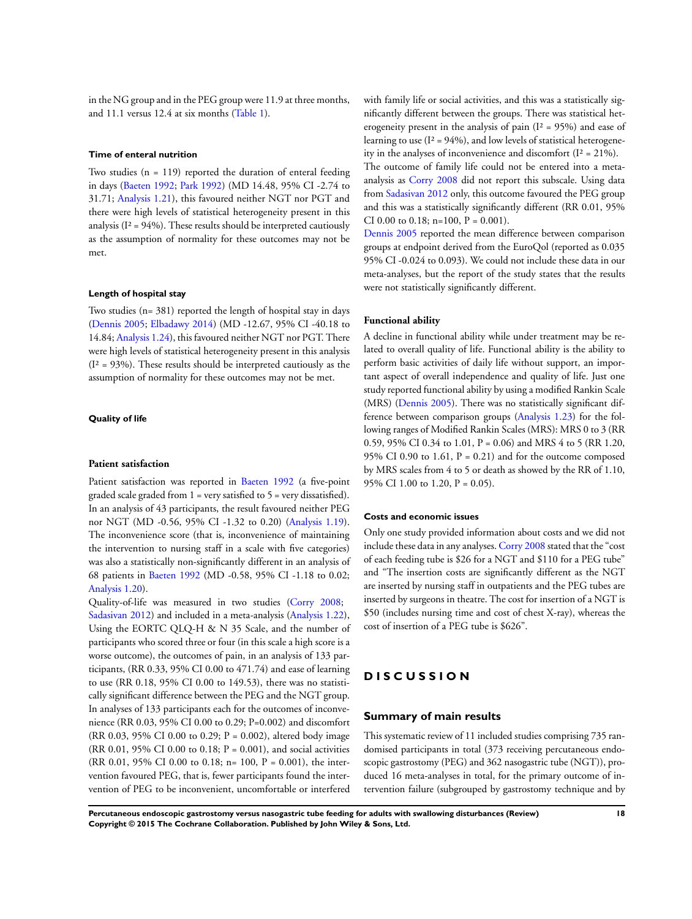in the NG group and in the PEG group were 11.9 at three months, and 11.1 versus 12.4 at six months (Table 1).

#### Time of enteral nutrition

Two studies (n = 119) reported the duration of enteral feeding in days (Baeten 1992; Park 1992) (MD 14.48, 95% CI -2.74 to 31.71; Analysis 1.21), this favoured neither NGT nor PGT and there were high levels of statistical heterogeneity present in this analysis ($I^2$ = 94%). These results should be interpreted cautiously as the assumption of normality for these outcomes may not be met.

#### Length of hospital stay

Two studies (n= 381) reported the length of hospital stay in days (Dennis 2005; Elbadawy 2014) (MD -12.67, 95% CI -40.18 to 14.84; Analysis 1.24), this favoured neither NGT nor PGT. There were high levels of statistical heterogeneity present in this analysis ($I^2$ = 93%). These results should be interpreted cautiously as the assumption of normality for these outcomes may not be met.

#### Quality of life

#### Patient satisfaction

Patient satisfaction was reported in Baeten 1992 (a five-point graded scale graded from 1 = very satisfied to 5 = very dissatisfied). In an analysis of 43 participants, the result favoured neither PEG nor NGT (MD -0.56, 95% CI -1.32 to 0.20) (Analysis 1.19). The inconvenience score (that is, inconvenience of maintaining the intervention to nursing staff in a scale with five categories) was also a statistically non-significantly different in an analysis of 68 patients in Baeten 1992 (MD -0.58, 95% CI -1.18 to 0.02; Analysis 1.20).

Quality-of-life was measured in two studies (Corry 2008; Sadasivan 2012) and included in a meta-analysis (Analysis 1.22), Using the EORTC QLQ-H & N 35 Scale, and the number of participants who scored three or four (in this scale a high score is a worse outcome), the outcomes of pain, in an analysis of 133 participants, (RR 0.33, 95% CI 0.00 to 471.74) and ease of learning to use (RR 0.18, 95% CI 0.00 to 149.53), there was no statistically significant difference between the PEG and the NGT group. In analyses of 133 participants each for the outcomes of inconvenience (RR 0.03, 95% CI 0.00 to 0.29; P=0.002) and discomfort (RR 0.03, 95% CI 0.00 to 0.29; P = 0.002), altered body image (RR 0.01, 95% CI 0.00 to 0.18; P = 0.001), and social activities (RR 0.01, 95% CI 0.00 to 0.18; n= 100, P = 0.001), the intervention favoured PEG, that is, fewer participants found the intervention of PEG to be inconvenient, uncomfortable or interfered with family life or social activities, and this was a statistically significantly different between the groups. There was statistical heterogeneity present in the analysis of pain ($I^2$ = 95%) and ease of learning to use ($I^2$ = 94%), and low levels of statistical heterogeneity in the analyses of inconvenience and discomfort ($I^2$ = 21%).

The outcome of family life could not be entered into a meta-analysis as Corry 2008 did not report this subscale. Using data from Sadasivan 2012 only, this outcome favoured the PEG group and this was a statistically significantly different (RR 0.01, 95% CI 0.00 to 0.18; n=100, P = 0.001).

Dennis 2005 reported the mean difference between comparison groups at endpoint derived from the EuroQol (reported as 0.035 95% CI -0.024 to 0.093). We could not include these data in our meta-analyses, but the report of the study states that the results were not statistically significantly different.

#### Functional ability

A decline in functional ability while under treatment may be related to overall quality of life. Functional ability is the ability to perform basic activities of daily life without support, an important aspect of overall independence and quality of life. Just one study reported functional ability by using a modified Rankin Scale (MRS) (Dennis 2005). There was no statistically significant difference between comparison groups (Analysis 1.23) for the following ranges of Modified Rankin Scales (MRS): MRS 0 to 3 (RR 0.59, 95% CI 0.34 to 1.01, P = 0.06) and MRS 4 to 5 (RR 1.20, 95% CI 0.90 to 1.61, P = 0.21) and for the outcome composed by MRS scales from 4 to 5 or death as showed by the RR of 1.10, 95% CI 1.00 to 1.20, P = 0.05).

#### Costs and economic issues

Only one study provided information about costs and we did not include these data in any analyses. Corry 2008 stated that the "cost of each feeding tube is $26 for a NGT and $110 for a PEG tube" and "The insertion costs are significantly different as the NGT are inserted by nursing staff in outpatients and the PEG tubes are inserted by surgeons in theatre. The cost for insertion of a NGT is $50 (includes nursing time and cost of chest X-ray), whereas the cost of insertion of a PEG tube is $626".

# DISCUSSION

## Summary of main results

This systematic review of 11 included studies comprising 735 randomised participants in total (373 receiving percutaneous endoscopic gastrostomy (PEG) and 362 nasogastric tube (NGT)), produced 16 meta-analyses in total, for the primary outcome of intervention failure (subgrouped by gastrostomy technique and by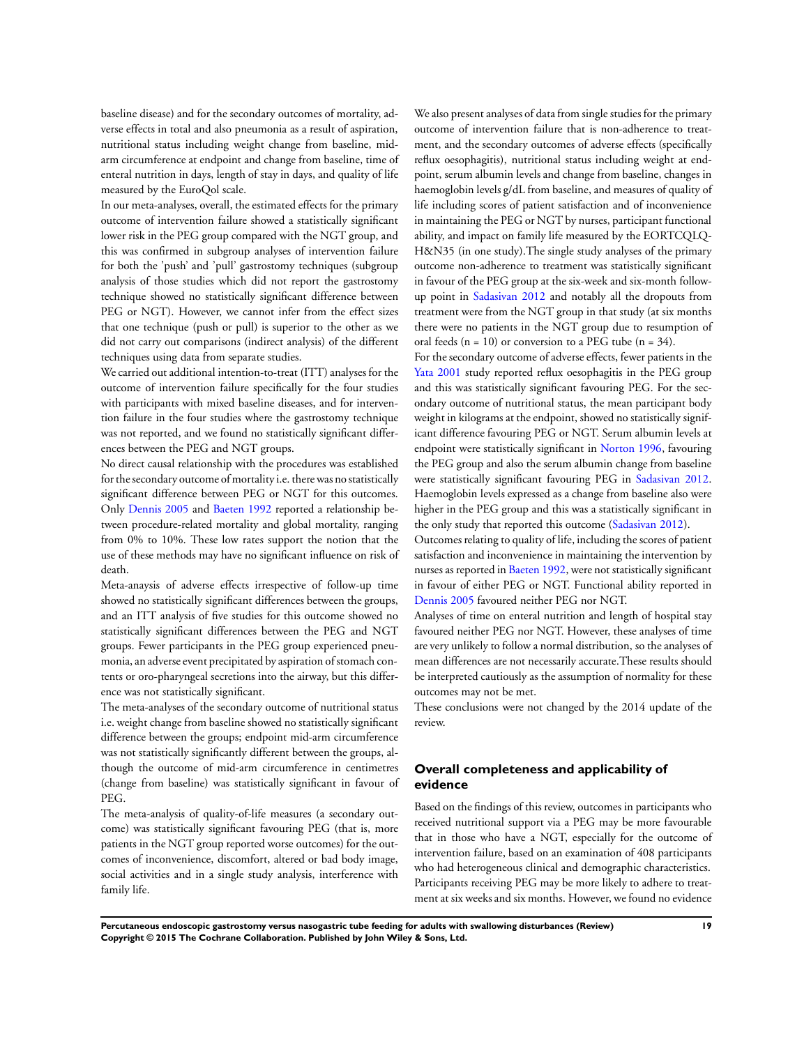baseline disease) and for the secondary outcomes of mortality, adverse effects in total and also pneumonia as a result of aspiration, nutritional status including weight change from baseline, mid-arm circumference at endpoint and change from baseline, time of enteral nutrition in days, length of stay in days, and quality of life measured by the EuroQol scale.

In our meta-analyses, overall, the estimated effects for the primary outcome of intervention failure showed a statistically significant lower risk in the PEG group compared with the NGT group, and this was confirmed in subgroup analyses of intervention failure for both the 'push' and 'pull' gastrostomy techniques (subgroup analysis of those studies which did not report the gastrostomy technique showed no statistically significant difference between PEG or NGT). However, we cannot infer from the effect sizes that one technique (push or pull) is superior to the other as we did not carry out comparisons (indirect analysis) of the different techniques using data from separate studies.

We carried out additional intention-to-treat (ITT) analyses for the outcome of intervention failure specifically for the four studies with participants with mixed baseline diseases, and for intervention failure in the four studies where the gastrostomy technique was not reported, and we found no statistically significant differences between the PEG and NGT groups.

No direct causal relationship with the procedures was established for the secondary outcome of mortality i.e. there was no statistically significant difference between PEG or NGT for this outcomes. Only Dennis 2005 and Baeten 1992 reported a relationship between procedure-related mortality and global mortality, ranging from 0% to 10%. These low rates support the notion that the use of these methods may have no significant influence on risk of death.

Meta-anaysis of adverse effects irrespective of follow-up time showed no statistically significant differences between the groups, and an ITT analysis of five studies for this outcome showed no statistically significant differences between the PEG and NGT groups. Fewer participants in the PEG group experienced pneumonia, an adverse event precipitated by aspiration of stomach contents or oro-pharyngeal secretions into the airway, but this difference was not statistically significant.

The meta-analyses of the secondary outcome of nutritional status i.e. weight change from baseline showed no statistically significant difference between the groups; endpoint mid-arm circumference was not statistically significantly different between the groups, although the outcome of mid-arm circumference in centimetres (change from baseline) was statistically significant in favour of PEG.

The meta-analysis of quality-of-life measures (a secondary outcome) was statistically significant favouring PEG (that is, more patients in the NGT group reported worse outcomes) for the outcomes of inconvenience, discomfort, altered or bad body image, social activities and in a single study analysis, interference with family life.

We also present analyses of data from single studies for the primary outcome of intervention failure that is non-adherence to treatment, and the secondary outcomes of adverse effects (specifically reflux oesophagitis), nutritional status including weight at endpoint, serum albumin levels and change from baseline, changes in haemoglobin levels g/dL from baseline, and measures of quality of life including scores of patient satisfaction and of inconvenience in maintaining the PEG or NGT by nurses, participant functional ability, and impact on family life measured by the EORTCQLQ-H&N35 (in one study).The single study analyses of the primary outcome non-adherence to treatment was statistically significant in favour of the PEG group at the six-week and six-month follow-up point in Sadasivan 2012 and notably all the dropouts from treatment were from the NGT group in that study (at six months there were no patients in the NGT group due to resumption of oral feeds (n = 10) or conversion to a PEG tube (n = 34).

For the secondary outcome of adverse effects, fewer patients in the Yata 2001 study reported reflux oesophagitis in the PEG group and this was statistically significant favouring PEG. For the secondary outcome of nutritional status, the mean participant body weight in kilograms at the endpoint, showed no statistically significant difference favouring PEG or NGT. Serum albumin levels at endpoint were statistically significant in Norton 1996, favouring the PEG group and also the serum albumin change from baseline were statistically significant favouring PEG in Sadasivan 2012. Haemoglobin levels expressed as a change from baseline also were higher in the PEG group and this was a statistically significant in the only study that reported this outcome (Sadasivan 2012).

Outcomes relating to quality of life, including the scores of patient satisfaction and inconvenience in maintaining the intervention by nurses as reported in Baeten 1992, were not statistically significant in favour of either PEG or NGT. Functional ability reported in Dennis 2005 favoured neither PEG nor NGT.

Analyses of time on enteral nutrition and length of hospital stay favoured neither PEG nor NGT. However, these analyses of time are very unlikely to follow a normal distribution, so the analyses of mean differences are not necessarily accurate.These results should be interpreted cautiously as the assumption of normality for these outcomes may not be met.

These conclusions were not changed by the 2014 update of the review.

## Overall completeness and applicability of evidence

Based on the findings of this review, outcomes in participants who received nutritional support via a PEG may be more favourable that in those who have a NGT, especially for the outcome of intervention failure, based on an examination of 408 participants who had heterogeneous clinical and demographic characteristics. Participants receiving PEG may be more likely to adhere to treatment at six weeks and six months. However, we found no evidence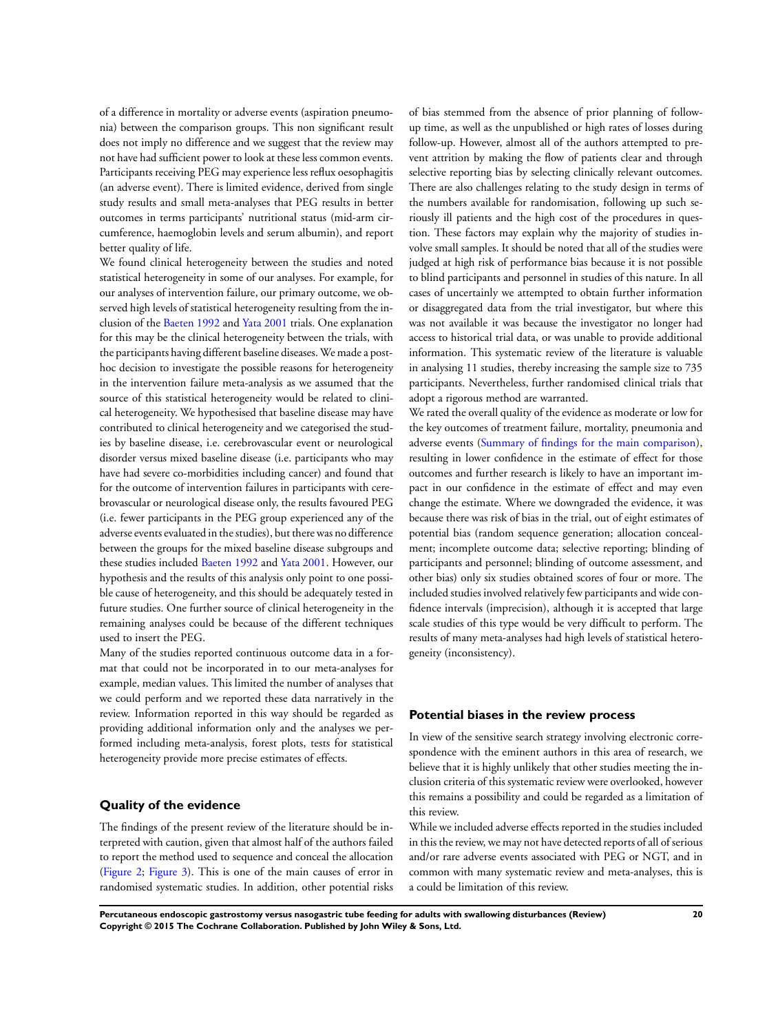of a difference in mortality or adverse events (aspiration pneumonia) between the comparison groups. This non significant result does not imply no difference and we suggest that the review may not have had sufficient power to look at these less common events. Participants receiving PEG may experience less reflux oesophagitis (an adverse event). There is limited evidence, derived from single study results and small meta-analyses that PEG results in better outcomes in terms participants' nutritional status (mid-arm circumference, haemoglobin levels and serum albumin), and report better quality of life.

We found clinical heterogeneity between the studies and noted statistical heterogeneity in some of our analyses. For example, for our analyses of intervention failure, our primary outcome, we observed high levels of statistical heterogeneity resulting from the inclusion of the Baeten 1992 and Yata 2001 trials. One explanation for this may be the clinical heterogeneity between the trials, with the participants having different baseline diseases. We made a post-hoc decision to investigate the possible reasons for heterogeneity in the intervention failure meta-analysis as we assumed that the source of this statistical heterogeneity would be related to clinical heterogeneity. We hypothesised that baseline disease may have contributed to clinical heterogeneity and we categorised the studies by baseline disease, i.e. cerebrovascular event or neurological disorder versus mixed baseline disease (i.e. participants who may have had severe co-morbidities including cancer) and found that for the outcome of intervention failures in participants with cerebrovascular or neurological disease only, the results favoured PEG (i.e. fewer participants in the PEG group experienced any of the adverse events evaluated in the studies), but there was no difference between the groups for the mixed baseline disease subgroups and these studies included Baeten 1992 and Yata 2001. However, our hypothesis and the results of this analysis only point to one possible cause of heterogeneity, and this should be adequately tested in future studies. One further source of clinical heterogeneity in the remaining analyses could be because of the different techniques used to insert the PEG.

Many of the studies reported continuous outcome data in a format that could not be incorporated in to our meta-analyses for example, median values. This limited the number of analyses that we could perform and we reported these data narratively in the review. Information reported in this way should be regarded as providing additional information only and the analyses we performed including meta-analysis, forest plots, tests for statistical heterogeneity provide more precise estimates of effects.

## Quality of the evidence

The findings of the present review of the literature should be interpreted with caution, given that almost half of the authors failed to report the method used to sequence and conceal the allocation (Figure 2; Figure 3). This is one of the main causes of error in randomised systematic studies. In addition, other potential risks of bias stemmed from the absence of prior planning of follow-up time, as well as the unpublished or high rates of losses during follow-up. However, almost all of the authors attempted to prevent attrition by making the flow of patients clear and through selective reporting bias by selecting clinically relevant outcomes. There are also challenges relating to the study design in terms of the numbers available for randomisation, following up such seriously ill patients and the high cost of the procedures in question. These factors may explain why the majority of studies involve small samples. It should be noted that all of the studies were judged at high risk of performance bias because it is not possible to blind participants and personnel in studies of this nature. In all cases of uncertainly we attempted to obtain further information or disaggregated data from the trial investigator, but where this was not available it was because the investigator no longer had access to historical trial data, or was unable to provide additional information. This systematic review of the literature is valuable in analysing 11 studies, thereby increasing the sample size to 735 participants. Nevertheless, further randomised clinical trials that adopt a rigorous method are warranted.

We rated the overall quality of the evidence as moderate or low for the key outcomes of treatment failure, mortality, pneumonia and adverse events (Summary of findings for the main comparison), resulting in lower confidence in the estimate of effect for those outcomes and further research is likely to have an important impact in our confidence in the estimate of effect and may even change the estimate. Where we downgraded the evidence, it was because there was risk of bias in the trial, out of eight estimates of potential bias (random sequence generation; allocation concealment; incomplete outcome data; selective reporting; blinding of participants and personnel; blinding of outcome assessment, and other bias) only six studies obtained scores of four or more. The included studies involved relatively few participants and wide confidence intervals (imprecision), although it is accepted that large scale studies of this type would be very difficult to perform. The results of many meta-analyses had high levels of statistical heterogeneity (inconsistency).

## Potential biases in the review process

In view of the sensitive search strategy involving electronic correspondence with the eminent authors in this area of research, we believe that it is highly unlikely that other studies meeting the inclusion criteria of this systematic review were overlooked, however this remains a possibility and could be regarded as a limitation of this review.

While we included adverse effects reported in the studies included in this the review, we may not have detected reports of all of serious and/or rare adverse events associated with PEG or NGT, and in common with many systematic review and meta-analyses, this is a could be limitation of this review.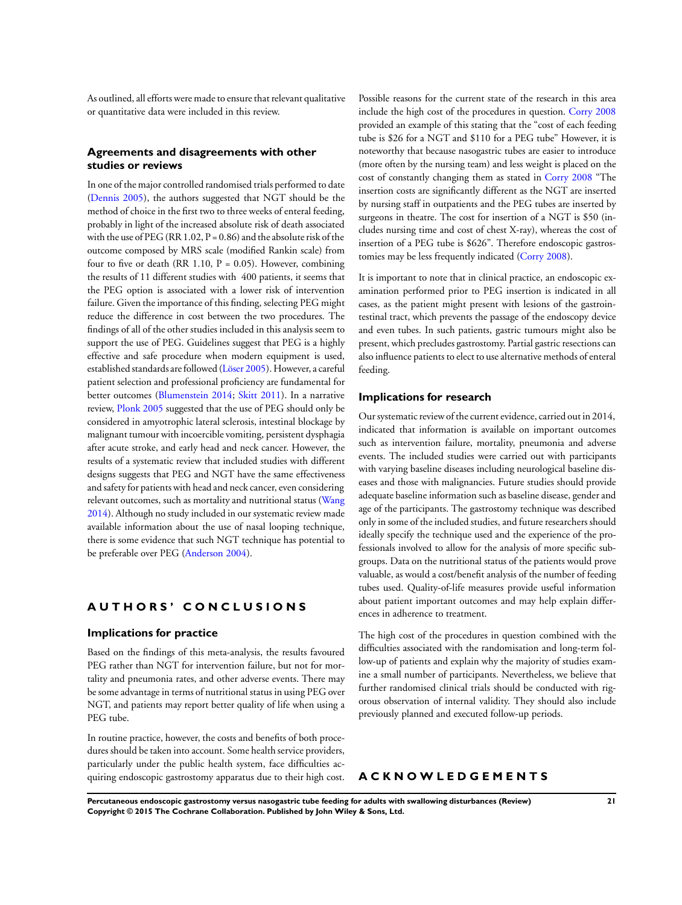As outlined, all efforts were made to ensure that relevant qualitative or quantitative data were included in this review.

### Agreements and disagreements with other studies or reviews

In one of the major controlled randomised trials performed to date (Dennis 2005), the authors suggested that NGT should be the method of choice in the first two to three weeks of enteral feeding, probably in light of the increased absolute risk of death associated with the use of PEG (RR 1.02, P = 0.86) and the absolute risk of the outcome composed by MRS scale (modified Rankin scale) from four to five or death (RR 1.10, P = 0.05). However, combining the results of 11 different studies with 400 patients, it seems that the PEG option is associated with a lower risk of intervention failure. Given the importance of this finding, selecting PEG might reduce the difference in cost between the two procedures. The findings of all of the other studies included in this analysis seem to support the use of PEG. Guidelines suggest that PEG is a highly effective and safe procedure when modern equipment is used, established standards are followed (Löser 2005). However, a careful patient selection and professional proficiency are fundamental for better outcomes (Blumenstein 2014; Skitt 2011). In a narrative review, Plonk 2005 suggested that the use of PEG should only be considered in amyotrophic lateral sclerosis, intestinal blockage by malignant tumour with incoercible vomiting, persistent dysphagia after acute stroke, and early head and neck cancer. However, the results of a systematic review that included studies with different designs suggests that PEG and NGT have the same effectiveness and safety for patients with head and neck cancer, even considering relevant outcomes, such as mortality and nutritional status (Wang 2014). Although no study included in our systematic review made available information about the use of nasal looping technique, there is some evidence that such NGT technique has potential to be preferable over PEG (Anderson 2004).

## AUTHORS' CONCLUSIONS

### Implications for practice

Based on the findings of this meta-analysis, the results favoured PEG rather than NGT for intervention failure, but not for mortality and pneumonia rates, and other adverse events. There may be some advantage in terms of nutritional status in using PEG over NGT, and patients may report better quality of life when using a PEG tube.

In routine practice, however, the costs and benefits of both procedures should be taken into account. Some health service providers, particularly under the public health system, face difficulties acquiring endoscopic gastrostomy apparatus due to their high cost. Possible reasons for the current state of the research in this area include the high cost of the procedures in question. Corry 2008 provided an example of this stating that the "cost of each feeding tube is $26 for a NGT and $110 for a PEG tube" However, it is noteworthy that because nasogastric tubes are easier to introduce (more often by the nursing team) and less weight is placed on the cost of constantly changing them as stated in Corry 2008 "The insertion costs are significantly different as the NGT are inserted by nursing staff in outpatients and the PEG tubes are inserted by surgeons in theatre. The cost for insertion of a NGT is $50 (includes nursing time and cost of chest X-ray), whereas the cost of insertion of a PEG tube is $626". Therefore endoscopic gastrostomies may be less frequently indicated (Corry 2008).

It is important to note that in clinical practice, an endoscopic examination performed prior to PEG insertion is indicated in all cases, as the patient might present with lesions of the gastrointestinal tract, which prevents the passage of the endoscopy device and even tubes. In such patients, gastric tumours might also be present, which precludes gastrostomy. Partial gastric resections can also influence patients to elect to use alternative methods of enteral feeding.

### Implications for research

Our systematic review of the current evidence, carried out in 2014, indicated that information is available on important outcomes such as intervention failure, mortality, pneumonia and adverse events. The included studies were carried out with participants with varying baseline diseases including neurological baseline diseases and those with malignancies. Future studies should provide adequate baseline information such as baseline disease, gender and age of the participants. The gastrostomy technique was described only in some of the included studies, and future researchers should ideally specify the technique used and the experience of the professionals involved to allow for the analysis of more specific subgroups. Data on the nutritional status of the patients would prove valuable, as would a cost/benefit analysis of the number of feeding tubes used. Quality-of-life measures provide useful information about patient important outcomes and may help explain differences in adherence to treatment.

The high cost of the procedures in question combined with the difficulties associated with the randomisation and long-term follow-up of patients and explain why the majority of studies examine a small number of participants. Nevertheless, we believe that further randomised clinical trials should be conducted with rigorous observation of internal validity. They should also include previously planned and executed follow-up periods.

## ACKNOWLEDGEMENTS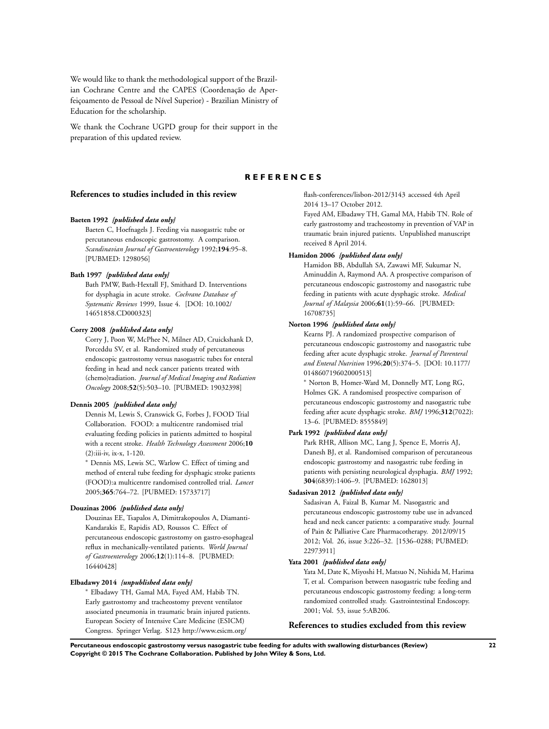We would like to thank the methodological support of the Brazilian Cochrane Centre and the CAPES (Coordenação de Aperfeiçoamento de Pessoal de Nível Superior) - Brazilian Ministry of Education for the scholarship.

We thank the Cochrane UGPD group for their support in the preparation of this updated review.

# REFERENCES

## References to studies included in this review

**Baeten 1992** *{published data only}*

Baeten C, Hoefnagels J. Feeding via nasogastric tube or percutaneous endoscopic gastrostomy. A comparison. *Scandinavian Journal of Gastroenterology* 1992;**194**:95–8. [PUBMED: 1298056]

**Bath 1997** *{published data only}*

Bath PMW, Bath-Hextall FJ, Smithard D. Interventions for dysphagia in acute stroke. *Cochrane Database of Systematic Reviews* 1999, Issue 4. [DOI: 10.1002/14651858.CD000323]

**Corry 2008** *{published data only}*

Corry J, Poon W, McPhee N, Milner AD, Cruickshank D, Porceddu SV, et al. Randomized study of percutaneous endoscopic gastrostomy versus nasogastric tubes for enteral feeding in head and neck cancer patients treated with (chemo)radiation. *Journal of Medical Imaging and Radiation Oncology* 2008;**52**(5):503–10. [PUBMED: 19032398]

**Dennis 2005** *{published data only}*

Dennis M, Lewis S, Cranswick G, Forbes J, FOOD Trial Collaboration. FOOD: a multicentre randomised trial evaluating feeding policies in patients admitted to hospital with a recent stroke. *Health Technology Assessment* 2006;**10**(2):iii-iv, ix-x, 1-120.

* Dennis MS, Lewis SC, Warlow C. Effect of timing and method of enteral tube feeding for dysphagic stroke patients (FOOD):a multicentre randomised controlled trial. *Lancet* 2005;**365**:764–72. [PUBMED: 15733717]

**Douzinas 2006** *{published data only}*

Douzinas EE, Tsapalos A, Dimitrakopoulos A, Diamanti-Kandarakis E, Rapidis AD, Roussos C. Effect of percutaneous endoscopic gastrostomy on gastro-esophageal reflux in mechanically-ventilated patients. *World Journal of Gastroenterology* 2006;**12**(1):114–8. [PUBMED: 16440428]

**Elbadawy 2014** *{unpublished data only}*

* Elbadawy TH, Gamal MA, Fayed AM, Habib TN. Early gastrostomy and tracheostomy prevent ventilator associated pneumonia in traumatic brain injured patients. European Society of Intensive Care Medicine (ESICM) Congress. Springer Verlag. S123 http://www.esicm.org/flash-conferences/lisbon-2012/3143 accessed 4th April 2014 13–17 October 2012.

Fayed AM, Elbadawy TH, Gamal MA, Habib TN. Role of early gastrostomy and tracheostomy in prevention of VAP in traumatic brain injured patients. Unpublished manuscript received 8 April 2014.

**Hamidon 2006** *{published data only}*

Hamidon BB, Abdullah SA, Zawawi MF, Sukumar N, Aminuddin A, Raymond AA. A prospective comparison of percutaneous endoscopic gastrostomy and nasogastric tube feeding in patients with acute dysphagic stroke. *Medical Journal of Malaysia* 2006;**61**(1):59–66. [PUBMED: 16708735]

**Norton 1996** *{published data only}*

Kearns PJ. A randomized prospective comparison of percutaneous endoscopic gastrostomy and nasogastric tube feeding after acute dysphagic stroke. *Journal of Parenteral and Enteral Nutrition* 1996;**20**(5):374–5. [DOI: 10.1177/014860719602000513]

* Norton B, Homer-Ward M, Donnelly MT, Long RG, Holmes GK. A randomised prospective comparison of percutaneous endoscopic gastrostomy and nasogastric tube feeding after acute dysphagic stroke. *BMJ* 1996;**312**(7022):13–6. [PUBMED: 8555849]

**Park 1992** *{published data only}*

Park RHR, Allison MC, Lang J, Spence E, Morris AJ, Danesh BJ, et al. Randomised comparison of percutaneous endoscopic gastrostomy and nasogastric tube feeding in patients with persisting neurological dysphagia. *BMJ* 1992;**304**(6839):1406–9. [PUBMED: 1628013]

**Sadasivan 2012** *{published data only}*

Sadasivan A, Faizal B, Kumar M. Nasogastric and percutaneous endoscopic gastrostomy tube use in advanced head and neck cancer patients: a comparative study. Journal of Pain & Palliative Care Pharmacotherapy. 2012/09/15 2012; Vol. 26, issue 3:226–32. [1536–0288; PUBMED: 22973911]

**Yata 2001** *{published data only}*

Yata M, Date K, Miyoshi H, Matsuo N, Nishida M, Harima T, et al. Comparison between nasogastric tube feeding and percutaneous endoscopic gastrostomy feeding: a long-term randomized controlled study. Gastrointestinal Endoscopy. 2001; Vol. 53, issue 5:AB206.

## References to studies excluded from this review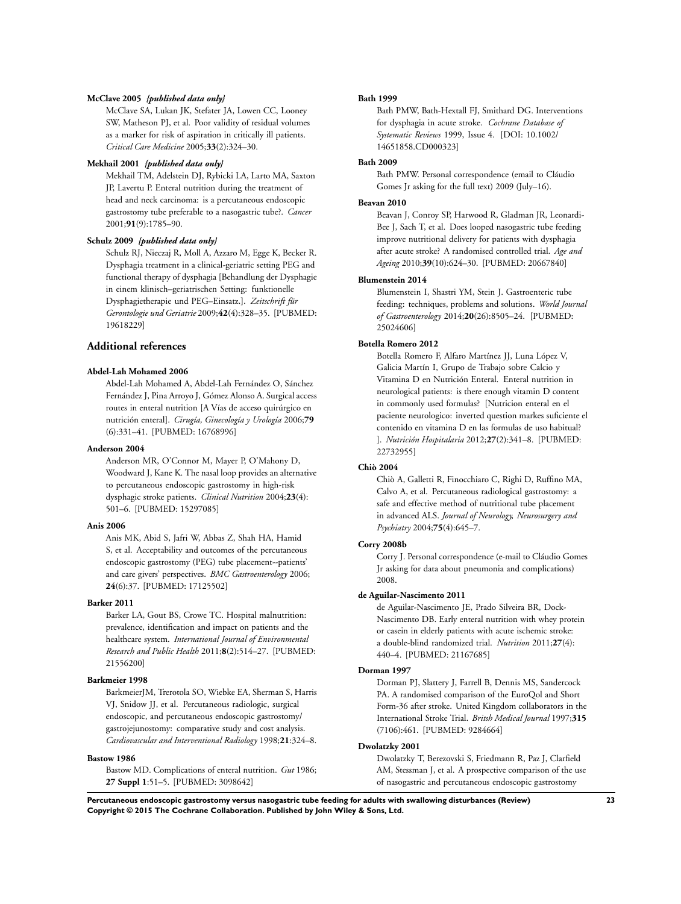**McClave 2005** *{published data only}*

McClave SA, Lukan JK, Stefater JA, Lowen CC, Looney SW, Matheson PJ, et al. Poor validity of residual volumes as a marker for risk of aspiration in critically ill patients. *Critical Care Medicine* 2005;**33**(2):324–30.

**Mekhail 2001** *{published data only}*

Mekhail TM, Adelstein DJ, Rybicki LA, Larto MA, Saxton JP, Lavertu P. Enteral nutrition during the treatment of head and neck carcinoma: is a percutaneous endoscopic gastrostomy tube preferable to a nasogastric tube?. *Cancer* 2001;**91**(9):1785–90.

**Schulz 2009** *{published data only}*

Schulz RJ, Nieczaj R, Moll A, Azzaro M, Egge K, Becker R. Dysphagia treatment in a clinical-geriatric setting PEG and functional therapy of dysphagia [Behandlung der Dysphagie in einem klinisch–geriatrischen Setting: funktionelle Dysphagietherapie und PEG–Einsatz.]. *Zeitschrift für Gerontologie und Geriatrie* 2009;**42**(4):328–35. [PUBMED: 19618229]

## Additional references

**Abdel-Lah Mohamed 2006**

Abdel-Lah Mohamed A, Abdel-Lah Fernández O, Sánchez Fernández J, Pina Arroyo J, Gómez Alonso A. Surgical access routes in enteral nutrition [A Vías de acceso quirúrgico en nutrición enteral]. *Cirugía, Ginecología y Urología* 2006;**79** (6):331–41. [PUBMED: 16768996]

**Anderson 2004**

Anderson MR, O'Connor M, Mayer P, O'Mahony D, Woodward J, Kane K. The nasal loop provides an alternative to percutaneous endoscopic gastrostomy in high-risk dysphagic stroke patients. *Clinical Nutrition* 2004;**23**(4): 501–6. [PUBMED: 15297085]

**Anis 2006**

Anis MK, Abid S, Jafri W, Abbas Z, Shah HA, Hamid S, et al. Acceptability and outcomes of the percutaneous endoscopic gastrostomy (PEG) tube placement--patients' and care givers' perspectives. *BMC Gastroenterology* 2006; **24**(6):37. [PUBMED: 17125502]

**Barker 2011**

Barker LA, Gout BS, Crowe TC. Hospital malnutrition: prevalence, identification and impact on patients and the healthcare system. *International Journal of Environmental Research and Public Health* 2011;**8**(2):514–27. [PUBMED: 21556200]

**Barkmeier 1998**

BarkmeierJM, Trerotola SO, Wiebke EA, Sherman S, Harris VJ, Snidow JJ, et al. Percutaneous radiologic, surgical endoscopic, and percutaneous endoscopic gastrostomy/ gastrojejunostomy: comparative study and cost analysis. *Cardiovascular and Interventional Radiology* 1998;**21**:324–8.

**Bastow 1986**

Bastow MD. Complications of enteral nutrition. *Gut* 1986; **27 Suppl 1**:51–5. [PUBMED: 3098642]

**Bath 1999**

Bath PMW, Bath-Hextall FJ, Smithard DG. Interventions for dysphagia in acute stroke. *Cochrane Database of Systematic Reviews* 1999, Issue 4. [DOI: 10.1002/ 14651858.CD000323]

**Bath 2009**

Bath PMW. Personal correspondence (email to Cláudio Gomes Jr asking for the full text) 2009 (July–16).

**Beavan 2010**

Beavan J, Conroy SP, Harwood R, Gladman JR, Leonardi-Bee J, Sach T, et al. Does looped nasogastric tube feeding improve nutritional delivery for patients with dysphagia after acute stroke? A randomised controlled trial. *Age and Ageing* 2010;**39**(10):624–30. [PUBMED: 20667840]

**Blumenstein 2014**

Blumenstein I, Shastri YM, Stein J. Gastroenteric tube feeding: techniques, problems and solutions. *World Journal of Gastroenterology* 2014;**20**(26):8505–24. [PUBMED: 25024606]

**Botella Romero 2012**

Botella Romero F, Alfaro Martínez JJ, Luna López V, Galicia Martín I, Grupo de Trabajo sobre Calcio y Vitamina D en Nutrición Enteral. Enteral nutrition in neurological patients: is there enough vitamin D content in commonly used formulas? [Nutricion enteral en el paciente neurologico: inverted question markes suficiente el contenido en vitamina D en las formulas de uso habitual? ]. *Nutrición Hospitalaria* 2012;**27**(2):341–8. [PUBMED: 22732955]

**Chiò 2004**

Chiò A, Galletti R, Finocchiaro C, Righi D, Ruffino MA, Calvo A, et al. Percutaneous radiological gastrostomy: a safe and effective method of nutritional tube placement in advanced ALS. *Journal of Neurology, Neurosurgery and Psychiatry* 2004;**75**(4):645–7.

**Corry 2008b**

Corry J. Personal correspondence (e-mail to Cláudio Gomes Jr asking for data about pneumonia and complications) 2008.

**de Aguilar-Nascimento 2011**

de Aguilar-Nascimento JE, Prado Silveira BR, Dock-Nascimento DB. Early enteral nutrition with whey protein or casein in elderly patients with acute ischemic stroke: a double-blind randomized trial. *Nutrition* 2011;**27**(4): 440–4. [PUBMED: 21167685]

**Dorman 1997**

Dorman PJ, Slattery J, Farrell B, Dennis MS, Sandercock PA. A randomised comparison of the EuroQol and Short Form-36 after stroke. United Kingdom collaborators in the International Stroke Trial. *Britsh Medical Journal* 1997;**315** (7106):461. [PUBMED: 9284664]

**Dwolatzky 2001**

Dwolatzky T, Berezovski S, Friedmann R, Paz J, Clarfield AM, Stessman J, et al. A prospective comparison of the use of nasogastric and percutaneous endoscopic gastrostomy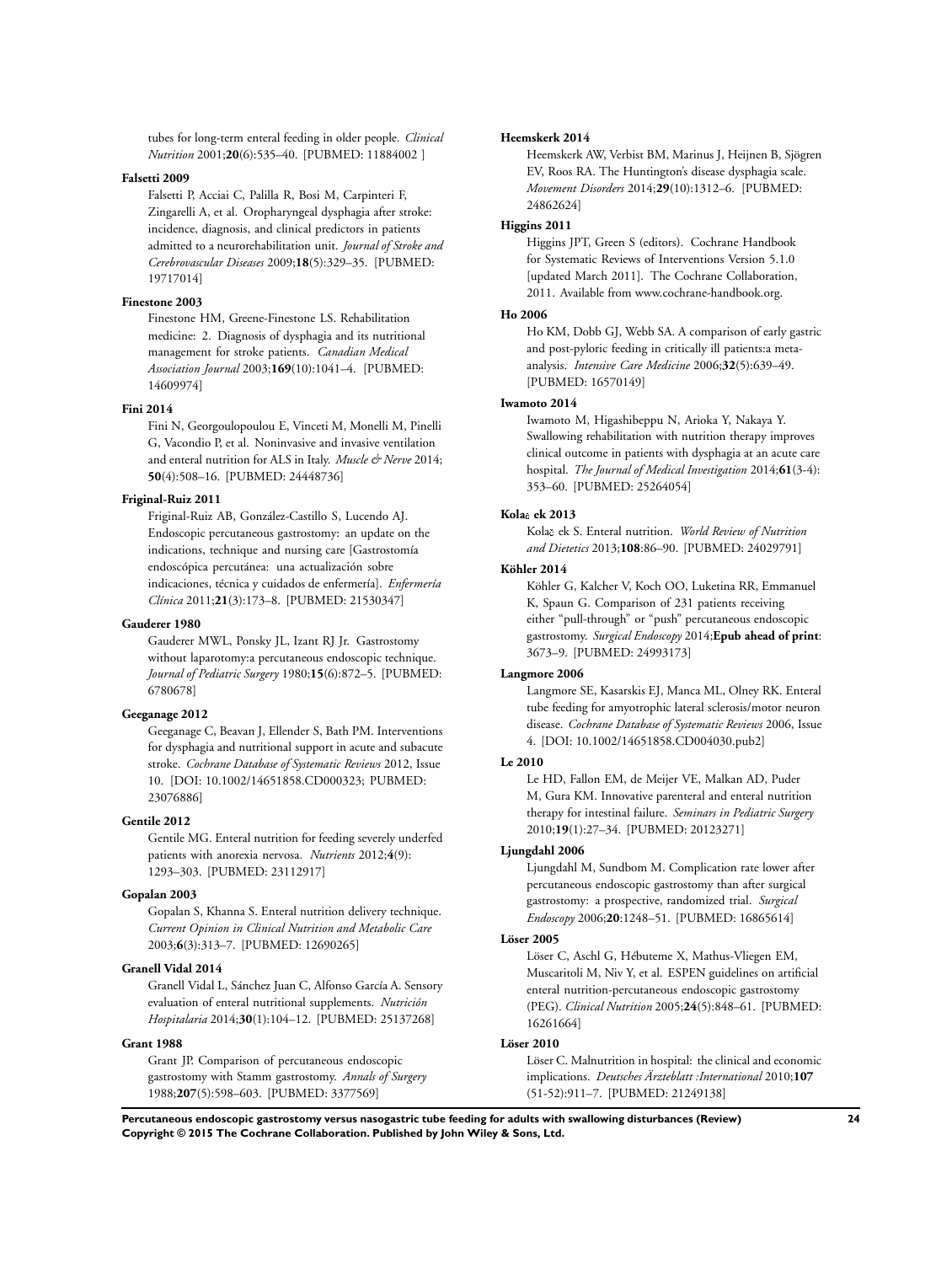tubes for long-term enteral feeding in older people. *Clinical Nutrition* 2001;**20**(6):535–40. [PUBMED: 11884002 ]

**Falsetti 2009**

Falsetti P, Acciai C, Palilla R, Bosi M, Carpinteri F, Zingarelli A, et al. Oropharyngeal dysphagia after stroke: incidence, diagnosis, and clinical predictors in patients admitted to a neurorehabilitation unit. *Journal of Stroke and Cerebrovascular Diseases* 2009;**18**(5):329–35. [PUBMED: 19717014]

**Finestone 2003**

Finestone HM, Greene-Finestone LS. Rehabilitation medicine: 2. Diagnosis of dysphagia and its nutritional management for stroke patients. *Canadian Medical Association Journal* 2003;**169**(10):1041–4. [PUBMED: 14609974]

**Fini 2014**

Fini N, Georgoulopoulou E, Vinceti M, Monelli M, Pinelli G, Vacondio P, et al. Noninvasive and invasive ventilation and enteral nutrition for ALS in Italy. *Muscle & Nerve* 2014;**50**(4):508–16. [PUBMED: 24448736]

**Friginal-Ruiz 2011**

Friginal-Ruiz AB, González-Castillo S, Lucendo AJ. Endoscopic percutaneous gastrostomy: an update on the indications, technique and nursing care [Gastrostomía endoscópica percutánea: una actualización sobre indicaciones, técnica y cuidados de enfermería]. *Enfermería Clínica* 2011;**21**(3):173–8. [PUBMED: 21530347]

**Gauderer 1980**

Gauderer MWL, Ponsky JL, Izant RJ Jr. Gastrostomy without laparotomy:a percutaneous endoscopic technique. *Journal of Pediatric Surgery* 1980;**15**(6):872–5. [PUBMED: 6780678]

**Geeganage 2012**

Geeganage C, Beavan J, Ellender S, Bath PM. Interventions for dysphagia and nutritional support in acute and subacute stroke. *Cochrane Database of Systematic Reviews* 2012, Issue 10. [DOI: 10.1002/14651858.CD000323; PUBMED: 23076886]

**Gentile 2012**

Gentile MG. Enteral nutrition for feeding severely underfed patients with anorexia nervosa. *Nutrients* 2012;**4**(9):1293–303. [PUBMED: 23112917]

**Gopalan 2003**

Gopalan S, Khanna S. Enteral nutrition delivery technique. *Current Opinion in Clinical Nutrition and Metabolic Care* 2003;**6**(3):313–7. [PUBMED: 12690265]

**Granell Vidal 2014**

Granell Vidal L, Sánchez Juan C, Alfonso García A. Sensory evaluation of enteral nutritional supplements. *Nutrición Hospitalaria* 2014;**30**(1):104–12. [PUBMED: 25137268]

**Grant 1988**

Grant JP. Comparison of percutaneous endoscopic gastrostomy with Stamm gastrostomy. *Annals of Surgery* 1988;**207**(5):598–603. [PUBMED: 3377569]

**Heemskerk 2014**

Heemskerk AW, Verbist BM, Marinus J, Heijnen B, Sjögren EV, Roos RA. The Huntington's disease dysphagia scale. *Movement Disorders* 2014;**29**(10):1312–6. [PUBMED: 24862624]

**Higgins 2011**

Higgins JPT, Green S (editors). Cochrane Handbook for Systematic Reviews of Interventions Version 5.1.0 [updated March 2011]. The Cochrane Collaboration, 2011. Available from www.cochrane-handbook.org.

**Ho 2006**

Ho KM, Dobb GJ, Webb SA. A comparison of early gastric and post-pyloric feeding in critically ill patients:a meta-analysis. *Intensive Care Medicine* 2006;**32**(5):639–49. [PUBMED: 16570149]

**Iwamoto 2014**

Iwamoto M, Higashibeppu N, Arioka Y, Nakaya Y. Swallowing rehabilitation with nutrition therapy improves clinical outcome in patients with dysphagia at an acute care hospital. *The Journal of Medical Investigation* 2014;**61**(3-4):353–60. [PUBMED: 25264054]

**Kolač ek 2013**

Kolač ek S. Enteral nutrition. *World Review of Nutrition and Dietetics* 2013;**108**:86–90. [PUBMED: 24029791]

**Köhler 2014**

Köhler G, Kalcher V, Koch OO, Luketina RR, Emmanuel K, Spaun G. Comparison of 231 patients receiving either "pull-through" or "push" percutaneous endoscopic gastrostomy. *Surgical Endoscopy* 2014;**Epub ahead of print**:3673–9. [PUBMED: 24993173]

**Langmore 2006**

Langmore SE, Kasarskis EJ, Manca ML, Olney RK. Enteral tube feeding for amyotrophic lateral sclerosis/motor neuron disease. *Cochrane Database of Systematic Reviews* 2006, Issue 4. [DOI: 10.1002/14651858.CD004030.pub2]

**Le 2010**

Le HD, Fallon EM, de Meijer VE, Malkan AD, Puder M, Gura KM. Innovative parenteral and enteral nutrition therapy for intestinal failure. *Seminars in Pediatric Surgery* 2010;**19**(1):27–34. [PUBMED: 20123271]

**Ljungdahl 2006**

Ljungdahl M, Sundbom M. Complication rate lower after percutaneous endoscopic gastrostomy than after surgical gastrostomy: a prospective, randomized trial. *Surgical Endoscopy* 2006;**20**:1248–51. [PUBMED: 16865614]

**Löser 2005**

Löser C, Aschl G, Hébuteme X, Mathus-Vliegen EM, Muscaritoli M, Niv Y, et al. ESPEN guidelines on artificial enteral nutrition-percutaneous endoscopic gastrostomy (PEG). *Clinical Nutrition* 2005;**24**(5):848–61. [PUBMED: 16261664]

**Löser 2010**

Löser C. Malnutrition in hospital: the clinical and economic implications. *Deutsches Ärzteblatt :International* 2010;**107**(51-52):911–7. [PUBMED: 21249138]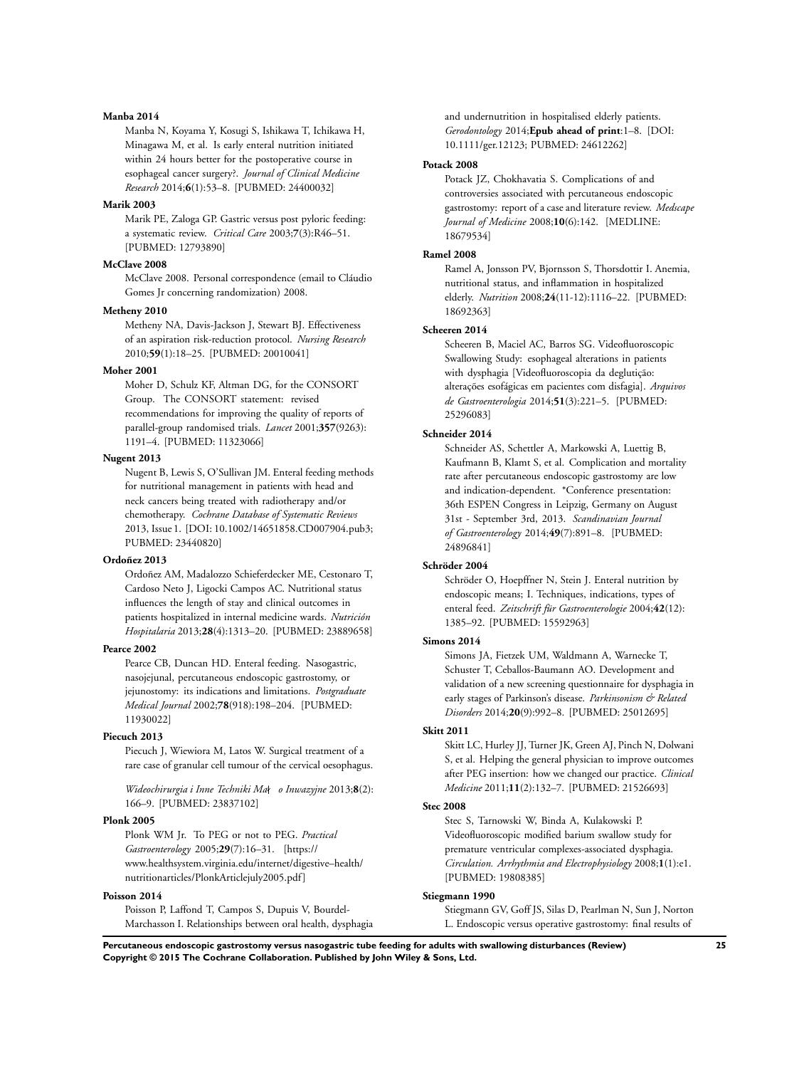**Manba 2014**

Manba N, Koyama Y, Kosugi S, Ishikawa T, Ichikawa H, Minagawa M, et al. Is early enteral nutrition initiated within 24 hours better for the postoperative course in esophageal cancer surgery?. *Journal of Clinical Medicine Research* 2014;**6**(1):53–8. [PUBMED: 24400032]

**Marik 2003**

Marik PE, Zaloga GP. Gastric versus post pyloric feeding: a systematic review. *Critical Care* 2003;**7**(3):R46–51. [PUBMED: 12793890]

**McClave 2008**

McClave 2008. Personal correspondence (email to Cláudio Gomes Jr concerning randomization) 2008.

**Metheny 2010**

Metheny NA, Davis-Jackson J, Stewart BJ. Effectiveness of an aspiration risk-reduction protocol. *Nursing Research* 2010;**59**(1):18–25. [PUBMED: 20010041]

**Moher 2001**

Moher D, Schulz KF, Altman DG, for the CONSORT Group. The CONSORT statement: revised recommendations for improving the quality of reports of parallel-group randomised trials. *Lancet* 2001;**357**(9263): 1191–4. [PUBMED: 11323066]

**Nugent 2013**

Nugent B, Lewis S, O'Sullivan JM. Enteral feeding methods for nutritional management in patients with head and neck cancers being treated with radiotherapy and/or chemotherapy. *Cochrane Database of Systematic Reviews* 2013, Issue 1. [DOI: 10.1002/14651858.CD007904.pub3; PUBMED: 23440820]

**Ordoñez 2013**

Ordoñez AM, Madalozzo Schieferdecker ME, Cestonaro T, Cardoso Neto J, Ligocki Campos AC. Nutritional status influences the length of stay and clinical outcomes in patients hospitalized in internal medicine wards. *Nutrición Hospitalaria* 2013;**28**(4):1313–20. [PUBMED: 23889658]

**Pearce 2002**

Pearce CB, Duncan HD. Enteral feeding. Nasogastric, nasojejunal, percutaneous endoscopic gastrostomy, or jejunostomy: its indications and limitations. *Postgraduate Medical Journal* 2002;**78**(918):198–204. [PUBMED: 11930022]

**Piecuch 2013**

Piecuch J, Wiewiora M, Latos W. Surgical treatment of a rare case of granular cell tumour of the cervical oesophagus. *Wideochirurgia i Inne Techniki Ma*ł*o Inwazyjne* 2013;**8**(2): 166–9. [PUBMED: 23837102]

**Plonk 2005**

Plonk WM Jr. To PEG or not to PEG. *Practical Gastroenterology* 2005;**29**(7):16–31. [https://www.healthsystem.virginia.edu/internet/digestive–health/nutritionarticles/PlonkArticlejuly2005.pdf]

**Poisson 2014**

Poisson P, Laffond T, Campos S, Dupuis V, Bourdel-Marchasson I. Relationships between oral health, dysphagia and undernutrition in hospitalised elderly patients. *Gerodontology* 2014;**Epub ahead of print**:1–8. [DOI: 10.1111/ger.12123; PUBMED: 24612262]

**Potack 2008**

Potack JZ, Chokhavatia S. Complications of and controversies associated with percutaneous endoscopic gastrostomy: report of a case and literature review. *Medscape Journal of Medicine* 2008;**10**(6):142. [MEDLINE: 18679534]

**Ramel 2008**

Ramel A, Jonsson PV, Bjornsson S, Thorsdottir I. Anemia, nutritional status, and inflammation in hospitalized elderly. *Nutrition* 2008;**24**(11-12):1116–22. [PUBMED: 18692363]

**Scheeren 2014**

Scheeren B, Maciel AC, Barros SG. Videofluoroscopic Swallowing Study: esophageal alterations in patients with dysphagia [Videofluoroscopia da deglutição: alterações esofágicas em pacientes com disfagia]. *Arquivos de Gastroenterologia* 2014;**51**(3):221–5. [PUBMED: 25296083]

**Schneider 2014**

Schneider AS, Schettler A, Markowski A, Luettig B, Kaufmann B, Klamt S, et al. Complication and mortality rate after percutaneous endoscopic gastrostomy are low and indication-dependent. *Conference presentation: 36th ESPEN Congress in Leipzig, Germany on August 31st - September 3rd, 2013. *Scandinavian Journal of Gastroenterology* 2014;**49**(7):891–8. [PUBMED: 24896841]

**Schröder 2004**

Schröder O, Hoepffner N, Stein J. Enteral nutrition by endoscopic means; I. Techniques, indications, types of enteral feed. *Zeitschrift für Gastroenterologie* 2004;**42**(12): 1385–92. [PUBMED: 15592963]

**Simons 2014**

Simons JA, Fietzek UM, Waldmann A, Warnecke T, Schuster T, Ceballos-Baumann AO. Development and validation of a new screening questionnaire for dysphagia in early stages of Parkinson's disease. *Parkinsonism & Related Disorders* 2014;**20**(9):992–8. [PUBMED: 25012695]

**Skitt 2011**

Skitt LC, Hurley JJ, Turner JK, Green AJ, Pinch N, Dolwani S, et al. Helping the general physician to improve outcomes after PEG insertion: how we changed our practice. *Clinical Medicine* 2011;**11**(2):132–7. [PUBMED: 21526693]

**Stec 2008**

Stec S, Tarnowski W, Binda A, Kulakowski P. Videofluoroscopic modified barium swallow study for premature ventricular complexes-associated dysphagia. *Circulation. Arrhythmia and Electrophysiology* 2008;**1**(1):e1. [PUBMED: 19808385]

**Stiegmann 1990**

Stiegmann GV, Goff JS, Silas D, Pearlman N, Sun J, Norton L. Endoscopic versus operative gastrostomy: final results of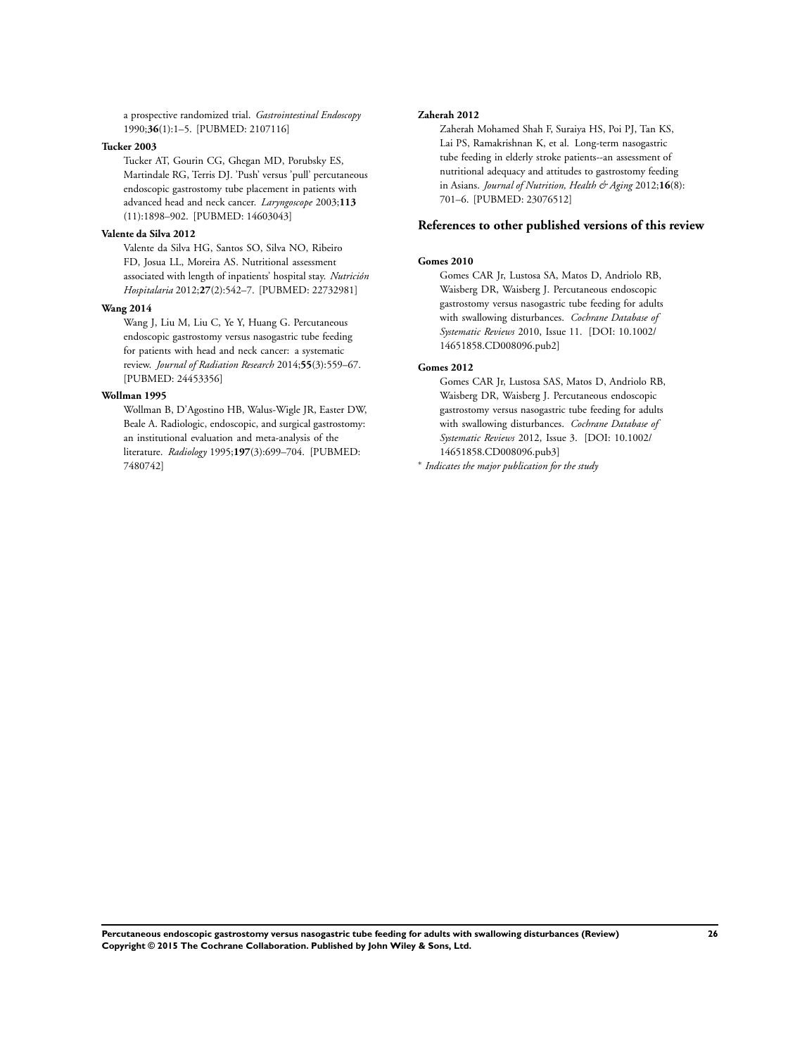a prospective randomized trial. *Gastrointestinal Endoscopy* 1990;**36**(1):1–5. [PUBMED: 2107116]

**Tucker 2003**

Tucker AT, Gourin CG, Ghegan MD, Porubsky ES, Martindale RG, Terris DJ. 'Push' versus 'pull' percutaneous endoscopic gastrostomy tube placement in patients with advanced head and neck cancer. *Laryngoscope* 2003;**113** (11):1898–902. [PUBMED: 14603043]

**Valente da Silva 2012**

Valente da Silva HG, Santos SO, Silva NO, Ribeiro FD, Josua LL, Moreira AS. Nutritional assessment associated with length of inpatients' hospital stay. *Nutrición Hospitalaria* 2012;**27**(2):542–7. [PUBMED: 22732981]

**Wang 2014**

Wang J, Liu M, Liu C, Ye Y, Huang G. Percutaneous endoscopic gastrostomy versus nasogastric tube feeding for patients with head and neck cancer: a systematic review. *Journal of Radiation Research* 2014;**55**(3):559–67. [PUBMED: 24453356]

**Wollman 1995**

Wollman B, D'Agostino HB, Walus-Wigle JR, Easter DW, Beale A. Radiologic, endoscopic, and surgical gastrostomy: an institutional evaluation and meta-analysis of the literature. *Radiology* 1995;**197**(3):699–704. [PUBMED: 7480742]

**Zaherah 2012**

Zaherah Mohamed Shah F, Suraiya HS, Poi PJ, Tan KS, Lai PS, Ramakrishnan K, et al. Long-term nasogastric tube feeding in elderly stroke patients--an assessment of nutritional adequacy and attitudes to gastrostomy feeding in Asians. *Journal of Nutrition, Health & Aging* 2012;**16**(8): 701–6. [PUBMED: 23076512]

## References to other published versions of this review

**Gomes 2010**

Gomes CAR Jr, Lustosa SA, Matos D, Andriolo RB, Waisberg DR, Waisberg J. Percutaneous endoscopic gastrostomy versus nasogastric tube feeding for adults with swallowing disturbances. *Cochrane Database of Systematic Reviews* 2010, Issue 11. [DOI: 10.1002/14651858.CD008096.pub2]

**Gomes 2012**

Gomes CAR Jr, Lustosa SAS, Matos D, Andriolo RB, Waisberg DR, Waisberg J. Percutaneous endoscopic gastrostomy versus nasogastric tube feeding for adults with swallowing disturbances. *Cochrane Database of Systematic Reviews* 2012, Issue 3. [DOI: 10.1002/14651858.CD008096.pub3]

* *Indicates the major publication for the study*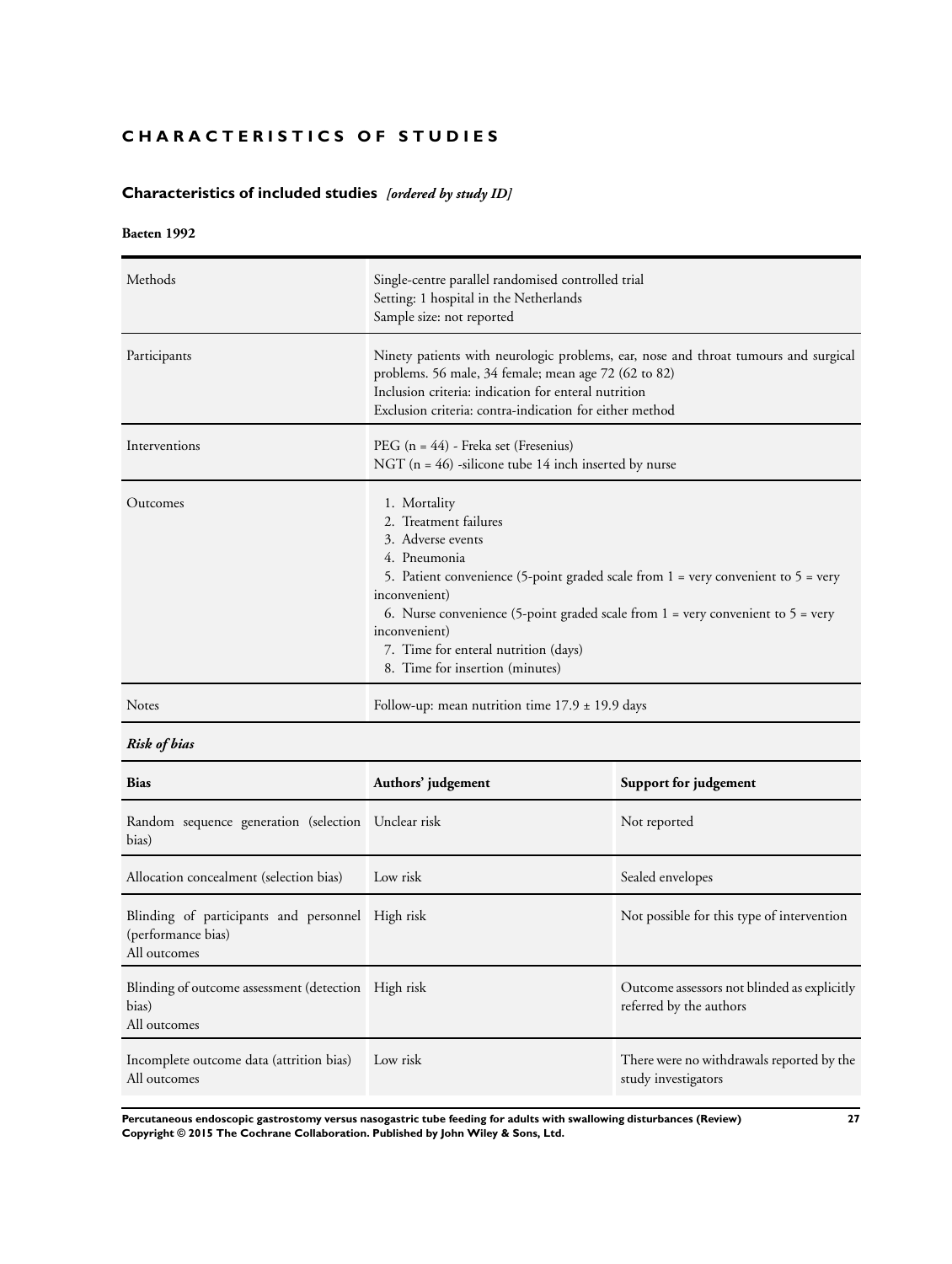# CHARACTERISTICS OF STUDIES

## Characteristics of included studies *[ordered by study ID]*

### Baeten 1992

| | |
|---|---|
| Methods | Single-centre parallel randomised controlled trial<br>Setting: 1 hospital in the Netherlands<br>Sample size: not reported |
| Participants | Ninety patients with neurologic problems, ear, nose and throat tumours and surgical problems. 56 male, 34 female; mean age 72 (62 to 82)<br>Inclusion criteria: indication for enteral nutrition<br>Exclusion criteria: contra-indication for either method |
| Interventions | PEG (n = 44) - Freka set (Fresenius)<br>NGT (n = 46) -silicone tube 14 inch inserted by nurse |
| Outcomes | 1. Mortality<br>2. Treatment failures<br>3. Adverse events<br>4. Pneumonia<br>5. Patient convenience (5-point graded scale from 1 = very convenient to 5 = very inconvenient)<br>6. Nurse convenience (5-point graded scale from 1 = very convenient to 5 = very inconvenient)<br>7. Time for enteral nutrition (days)<br>8. Time for insertion (minutes) |
| Notes | Follow-up: mean nutrition time 17.9 ± 19.9 days |

***Risk of bias***

| Bias | Authors' judgement | Support for judgement |
|---|---|---|
| Random sequence generation (selection bias) | Unclear risk | Not reported |
| Allocation concealment (selection bias) | Low risk | Sealed envelopes |
| Blinding of participants and personnel (performance bias)<br>All outcomes | High risk | Not possible for this type of intervention |
| Blinding of outcome assessment (detection bias)<br>All outcomes | High risk | Outcome assessors not blinded as explicitly referred by the authors |
| Incomplete outcome data (attrition bias)<br>All outcomes | Low risk | There were no withdrawals reported by the study investigators |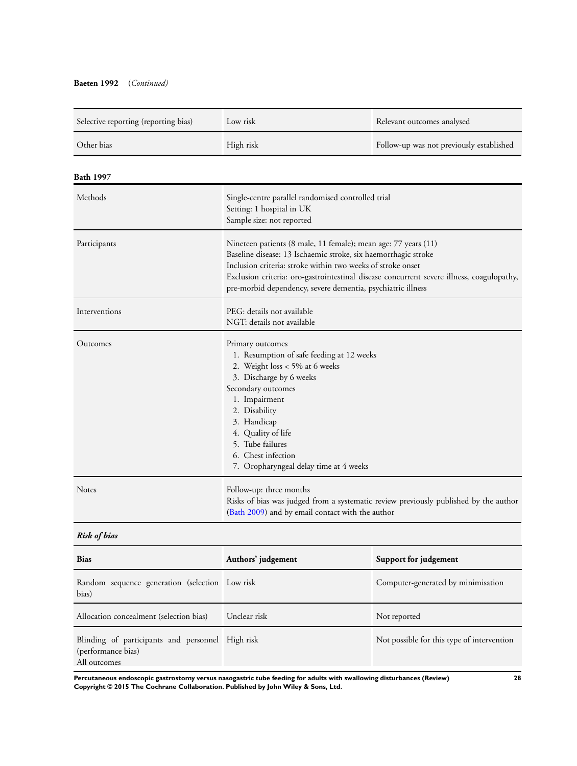**Baeten 1992** (*Continued*)

| | | |
|---|---|---|
| Selective reporting (reporting bias) | Low risk | Relevant outcomes analysed |
| Other bias | High risk | Follow-up was not previously established |

**Bath 1997**

| | |
|---|---|
| Methods | Single-centre parallel randomised controlled trial<br>Setting: 1 hospital in UK<br>Sample size: not reported |
| Participants | Nineteen patients (8 male, 11 female); mean age: 77 years (11)<br>Baseline disease: 13 Ischaemic stroke, six haemorrhagic stroke<br>Inclusion criteria: stroke within two weeks of stroke onset<br>Exclusion criteria: oro-gastrointestinal disease concurrent severe illness, coagulopathy, pre-morbid dependency, severe dementia, psychiatric illness |
| Interventions | PEG: details not available<br>NGT: details not available |
| Outcomes | Primary outcomes<br>1. Resumption of safe feeding at 12 weeks<br>2. Weight loss < 5% at 6 weeks<br>3. Discharge by 6 weeks<br>Secondary outcomes<br>1. Impairment<br>2. Disability<br>3. Handicap<br>4. Quality of life<br>5. Tube failures<br>6. Chest infection<br>7. Oropharyngeal delay time at 4 weeks |
| Notes | Follow-up: three months<br>Risks of bias was judged from a systematic review previously published by the author (Bath 2009) and by email contact with the author |

***Risk of bias***

| Bias | Authors' judgement | Support for judgement |
|---|---|---|
| Random sequence generation (selection bias) | Low risk | Computer-generated by minimisation |
| Allocation concealment (selection bias) | Unclear risk | Not reported |
| Blinding of participants and personnel (performance bias)<br>All outcomes | High risk | Not possible for this type of intervention |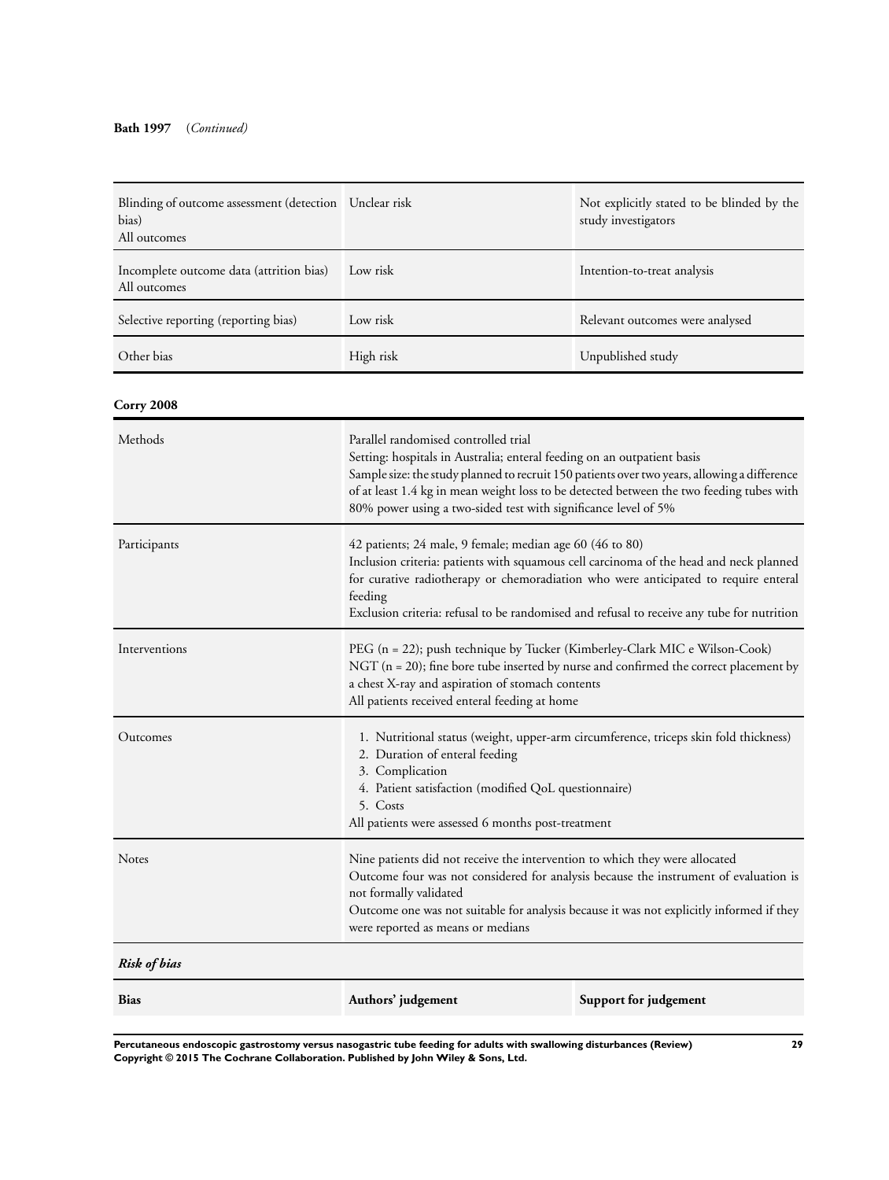**Bath 1997** (*Continued*)

| | | |
|---|---|---|
| Blinding of outcome assessment (detection bias)<br>All outcomes | Unclear risk | Not explicitly stated to be blinded by the study investigators |
| Incomplete outcome data (attrition bias)<br>All outcomes | Low risk | Intention-to-treat analysis |
| Selective reporting (reporting bias) | Low risk | Relevant outcomes were analysed |
| Other bias | High risk | Unpublished study |

**Corry 2008**

| | |
|---|---|
| Methods | Parallel randomised controlled trial<br>Setting: hospitals in Australia; enteral feeding on an outpatient basis<br>Sample size: the study planned to recruit 150 patients over two years, allowing a difference of at least 1.4 kg in mean weight loss to be detected between the two feeding tubes with 80% power using a two-sided test with significance level of 5% |
| Participants | 42 patients; 24 male, 9 female; median age 60 (46 to 80)<br>Inclusion criteria: patients with squamous cell carcinoma of the head and neck planned for curative radiotherapy or chemoradiation who were anticipated to require enteral feeding<br>Exclusion criteria: refusal to be randomised and refusal to receive any tube for nutrition |
| Interventions | PEG (n = 22); push technique by Tucker (Kimberley-Clark MIC e Wilson-Cook)<br>NGT (n = 20); fine bore tube inserted by nurse and confirmed the correct placement by a chest X-ray and aspiration of stomach contents<br>All patients received enteral feeding at home |
| Outcomes | 1. Nutritional status (weight, upper-arm circumference, triceps skin fold thickness)<br>2. Duration of enteral feeding<br>3. Complication<br>4. Patient satisfaction (modified QoL questionnaire)<br>5. Costs<br>All patients were assessed 6 months post-treatment |
| Notes | Nine patients did not receive the intervention to which they were allocated<br>Outcome four was not considered for analysis because the instrument of evaluation is not formally validated<br>Outcome one was not suitable for analysis because it was not explicitly informed if they were reported as means or medians |

***Risk of bias***

| **Bias** | **Authors' judgement** | **Support for judgement** |
|---|---|---|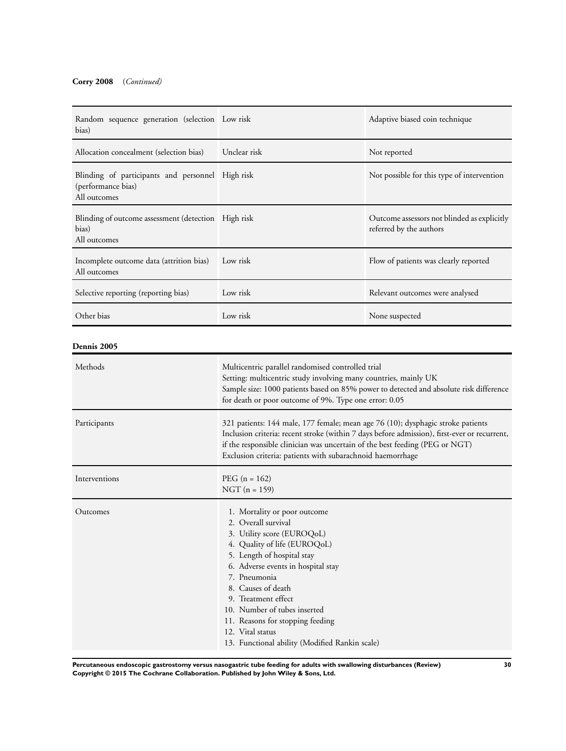**Corry 2008** (*Continued*)

| | | |
|---|---|---|
| Random sequence generation (selection bias) | Low risk | Adaptive biased coin technique |
| Allocation concealment (selection bias) | Unclear risk | Not reported |
| Blinding of participants and personnel (performance bias)<br>All outcomes | High risk | Not possible for this type of intervention |
| Blinding of outcome assessment (detection bias)<br>All outcomes | High risk | Outcome assessors not blinded as explicitly referred by the authors |
| Incomplete outcome data (attrition bias)<br>All outcomes | Low risk | Flow of patients was clearly reported |
| Selective reporting (reporting bias) | Low risk | Relevant outcomes were analysed |
| Other bias | Low risk | None suspected |

**Dennis 2005**

| | |
|---|---|
| Methods | Multicentric parallel randomised controlled trial<br>Setting: multicentric study involving many countries, mainly UK<br>Sample size: 1000 patients based on 85% power to detected and absolute risk difference for death or poor outcome of 9%. Type one error: 0.05 |
| Participants | 321 patients: 144 male, 177 female; mean age 76 (10); dysphagic stroke patients<br>Inclusion criteria: recent stroke (within 7 days before admission), first-ever or recurrent, if the responsible clinician was uncertain of the best feeding (PEG or NGT)<br>Exclusion criteria: patients with subarachnoid haemorrhage |
| Interventions | PEG (n = 162)<br>NGT (n = 159) |
| Outcomes | 1. Mortality or poor outcome<br>2. Overall survival<br>3. Utility score (EUROQoL)<br>4. Quality of life (EUROQoL)<br>5. Length of hospital stay<br>6. Adverse events in hospital stay<br>7. Pneumonia<br>8. Causes of death<br>9. Treatment effect<br>10. Number of tubes inserted<br>11. Reasons for stopping feeding<br>12. Vital status<br>13. Functional ability (Modified Rankin scale) |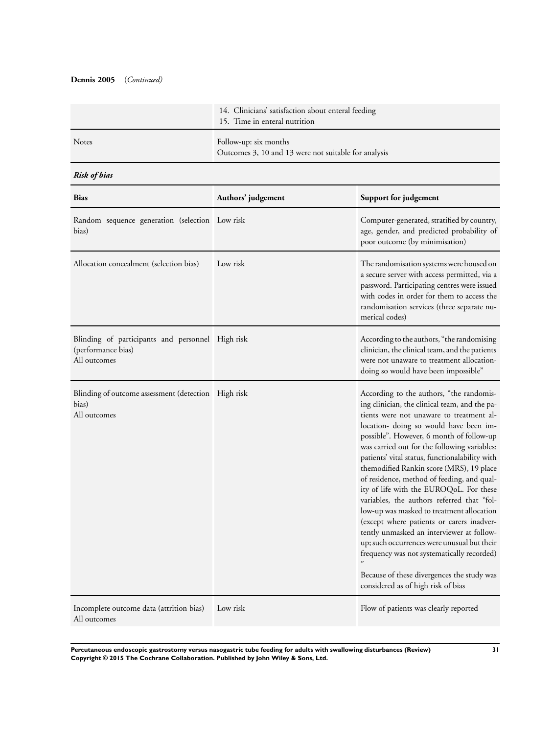**Dennis 2005** (*Continued*)

| | |
|---|---|
| | 14. Clinicians' satisfaction about enteral feeding<br>15. Time in enteral nutrition |
| Notes | Follow-up: six months<br>Outcomes 3, 10 and 13 were not suitable for analysis |

***Risk of bias***

| Bias | Authors' judgement | Support for judgement |
|---|---|---|
| Random sequence generation (selection bias) | Low risk | Computer-generated, stratified by country, age, gender, and predicted probability of poor outcome (by minimisation) |
| Allocation concealment (selection bias) | Low risk | The randomisation systems were housed on a secure server with access permitted, via a password. Participating centres were issued with codes in order for them to access the randomisation services (three separate numerical codes) |
| Blinding of participants and personnel (performance bias)<br>All outcomes | High risk | According to the authors, "the randomising clinician, the clinical team, and the patients were not unaware to treatment allocation- doing so would have been impossible" |
| Blinding of outcome assessment (detection bias)<br>All outcomes | High risk | According to the authors, "the randomising clinician, the clinical team, and the patients were not unaware to treatment allocation- doing so would have been impossible". However, 6 month of follow-up was carried out for the following variables: patients' vital status, functionalability with themodified Rankin score (MRS), 19 place of residence, method of feeding, and quality of life with the EUROQoL. For these variables, the authors referred that "follow-up was masked to treatment allocation (except where patients or carers inadvertently unmasked an interviewer at follow-up; such occurrences were unusual but their frequency was not systematically recorded)"<br><br>Because of these divergences the study was considered as of high risk of bias |
| Incomplete outcome data (attrition bias)<br>All outcomes | Low risk | Flow of patients was clearly reported |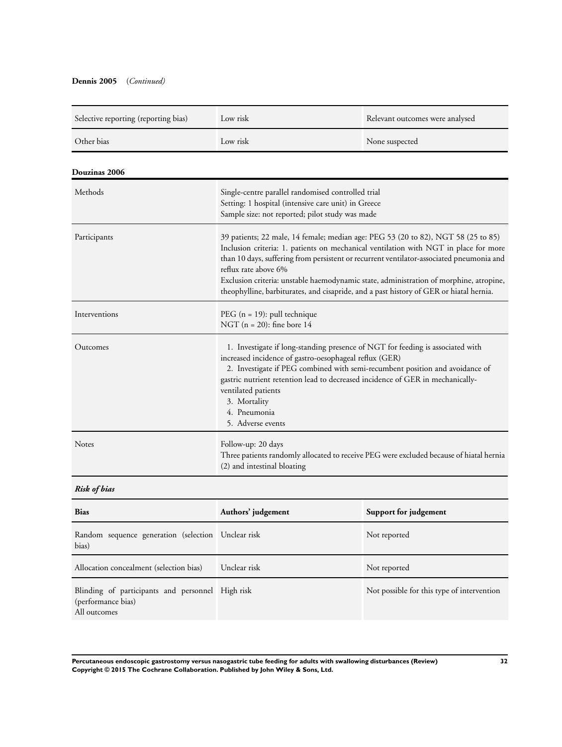**Dennis 2005** *(Continued)*

| | | |
|---|---|---|
| Selective reporting (reporting bias) | Low risk | Relevant outcomes were analysed |
| Other bias | Low risk | None suspected |

**Douzinas 2006**

| | |
|---|---|
| Methods | Single-centre parallel randomised controlled trial<br>Setting: 1 hospital (intensive care unit) in Greece<br>Sample size: not reported; pilot study was made |
| Participants | 39 patients; 22 male, 14 female; median age: PEG 53 (20 to 82), NGT 58 (25 to 85)<br>Inclusion criteria: 1. patients on mechanical ventilation with NGT in place for more than 10 days, suffering from persistent or recurrent ventilator-associated pneumonia and reflux rate above 6%<br>Exclusion criteria: unstable haemodynamic state, administration of morphine, atropine, theophylline, barbiturates, and cisapride, and a past history of GER or hiatal hernia. |
| Interventions | PEG (n = 19): pull technique<br>NGT (n = 20): fine bore 14 |
| Outcomes | 1. Investigate if long-standing presence of NGT for feeding is associated with increased incidence of gastro-oesophageal reflux (GER)<br>2. Investigate if PEG combined with semi-recumbent position and avoidance of gastric nutrient retention lead to decreased incidence of GER in mechanically-ventilated patients<br>3. Mortality<br>4. Pneumonia<br>5. Adverse events |
| Notes | Follow-up: 20 days<br>Three patients randomly allocated to receive PEG were excluded because of hiatal hernia (2) and intestinal bloating |

***Risk of bias***

| Bias | Authors' judgement | Support for judgement |
|---|---|---|
| Random sequence generation (selection bias) | Unclear risk | Not reported |
| Allocation concealment (selection bias) | Unclear risk | Not reported |
| Blinding of participants and personnel (performance bias)<br>All outcomes | High risk | Not possible for this type of intervention |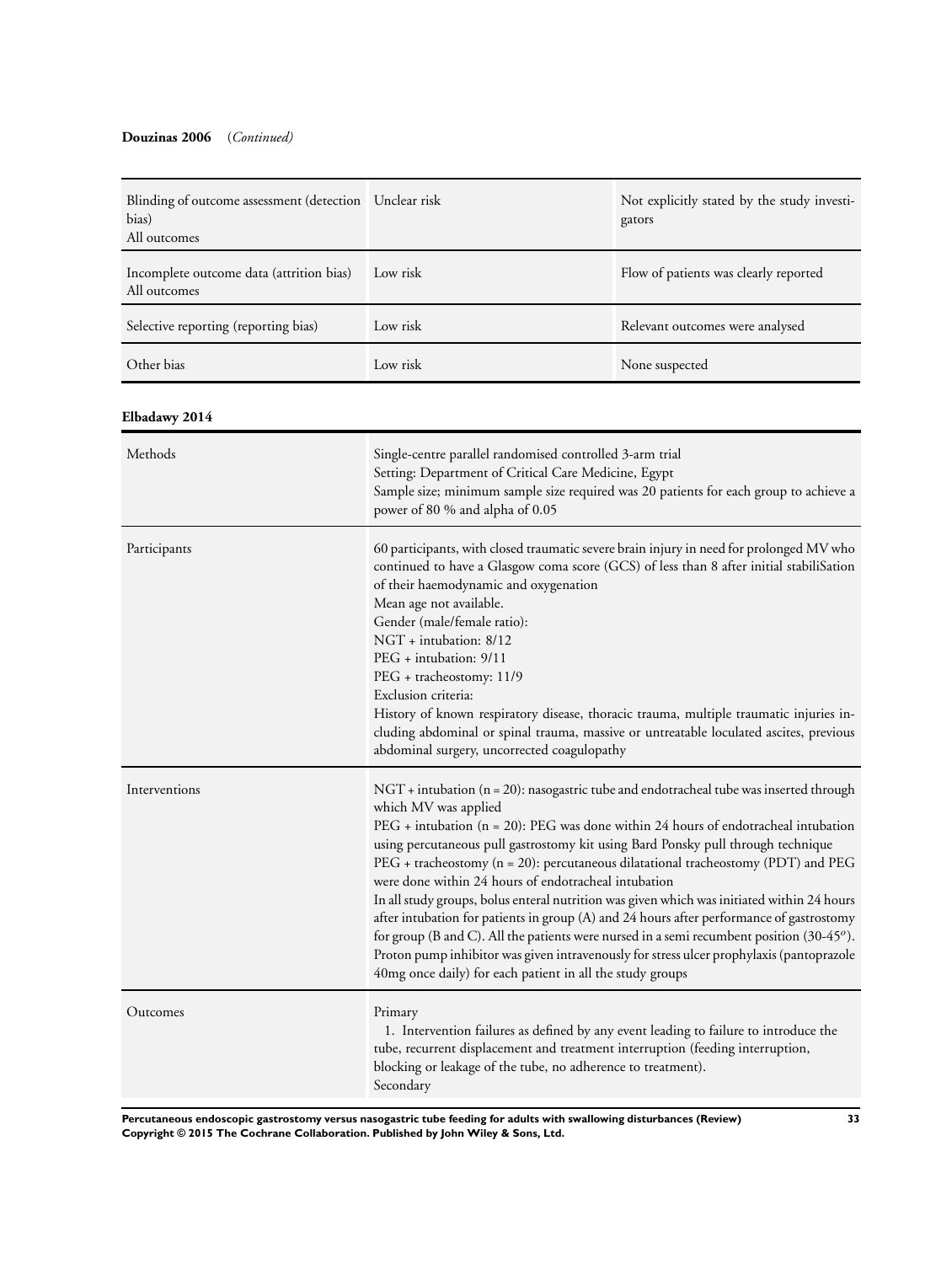**Douzinas 2006** (*Continued)*

| | | |
|---|---|---|
| Blinding of outcome assessment (detection bias)<br>All outcomes | Unclear risk | Not explicitly stated by the study investigators |
| Incomplete outcome data (attrition bias)<br>All outcomes | Low risk | Flow of patients was clearly reported |
| Selective reporting (reporting bias) | Low risk | Relevant outcomes were analysed |
| Other bias | Low risk | None suspected |

**Elbadawy 2014**

| | |
|---|---|
| Methods | Single-centre parallel randomised controlled 3-arm trial<br>Setting: Department of Critical Care Medicine, Egypt<br>Sample size; minimum sample size required was 20 patients for each group to achieve a power of 80 % and alpha of 0.05 |
| Participants | 60 participants, with closed traumatic severe brain injury in need for prolonged MV who continued to have a Glasgow coma score (GCS) of less than 8 after initial stabiliSation of their haemodynamic and oxygenation<br>Mean age not available.<br>Gender (male/female ratio):<br>NGT + intubation: 8/12<br>PEG + intubation: 9/11<br>PEG + tracheostomy: 11/9<br>Exclusion criteria:<br>History of known respiratory disease, thoracic trauma, multiple traumatic injuries including abdominal or spinal trauma, massive or untreatable loculated ascites, previous abdominal surgery, uncorrected coagulopathy |
| Interventions | NGT + intubation (n = 20): nasogastric tube and endotracheal tube was inserted through which MV was applied<br>PEG + intubation (n = 20): PEG was done within 24 hours of endotracheal intubation using percutaneous pull gastrostomy kit using Bard Ponsky pull through technique<br>PEG + tracheostomy (n = 20): percutaneous dilatational tracheostomy (PDT) and PEG were done within 24 hours of endotracheal intubation<br>In all study groups, bolus enteral nutrition was given which was initiated within 24 hours after intubation for patients in group (A) and 24 hours after performance of gastrostomy for group (B and C). All the patients were nursed in a semi recumbent position (30-45$^o$). Proton pump inhibitor was given intravenously for stress ulcer prophylaxis (pantoprazole 40mg once daily) for each patient in all the study groups |
| Outcomes | Primary<br>1. Intervention failures as defined by any event leading to failure to introduce the tube, recurrent displacement and treatment interruption (feeding interruption, blocking or leakage of the tube, no adherence to treatment).<br>Secondary |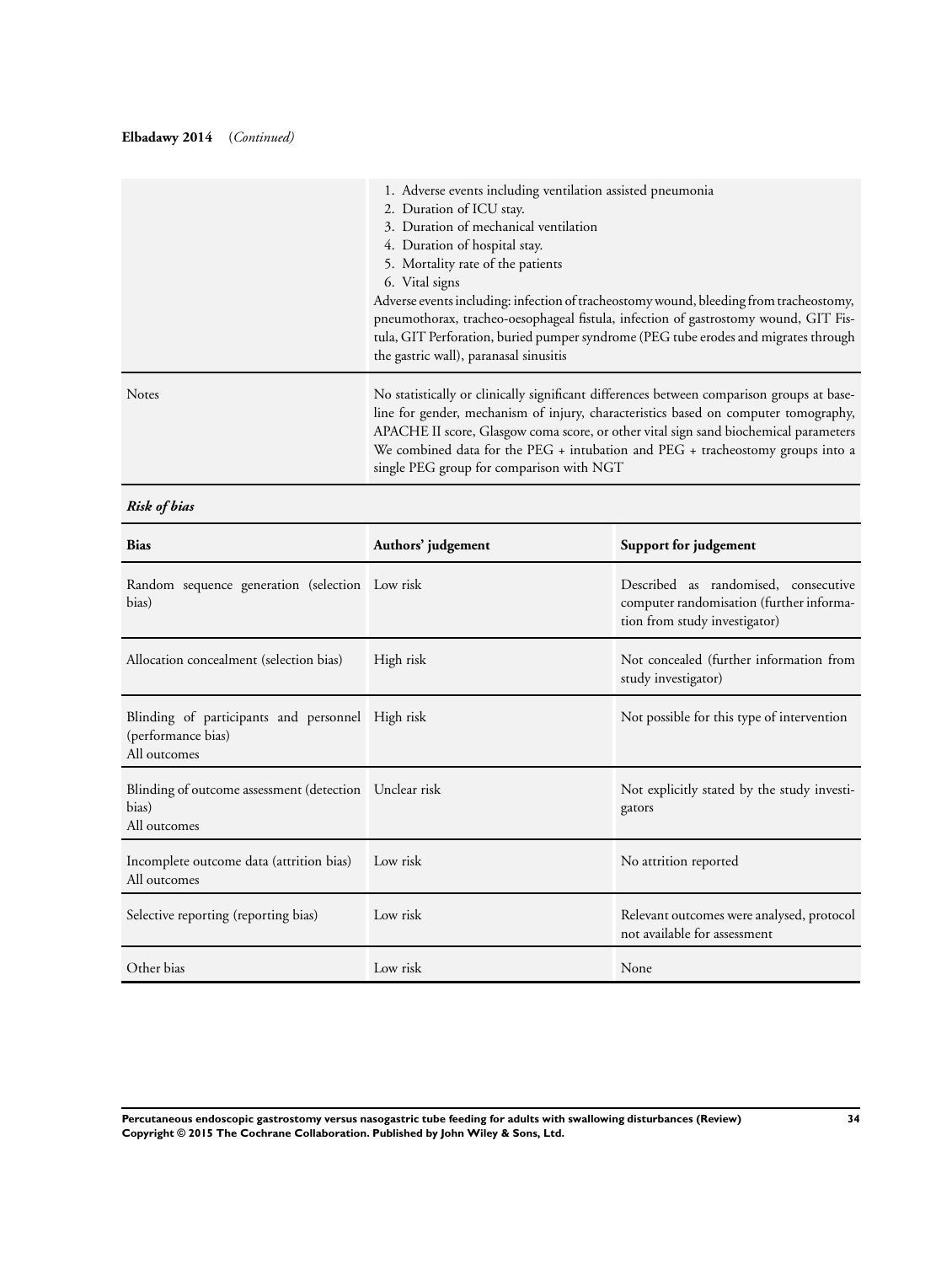**Elbadawy 2014** (*Continued*)

| | |
|---|---|
| | 1. Adverse events including ventilation assisted pneumonia<br>2. Duration of ICU stay.<br>3. Duration of mechanical ventilation<br>4. Duration of hospital stay.<br>5. Mortality rate of the patients<br>6. Vital signs<br>Adverse events including: infection of tracheostomy wound, bleeding from tracheostomy, pneumothorax, tracheo-oesophageal fistula, infection of gastrostomy wound, GIT Fistula, GIT Perforation, buried pumper syndrome (PEG tube erodes and migrates through the gastric wall), paranasal sinusitis |
| Notes | No statistically or clinically significant differences between comparison groups at baseline for gender, mechanism of injury, characteristics based on computer tomography, APACHE II score, Glasgow coma score, or other vital sign sand biochemical parameters<br>We combined data for the PEG + intubation and PEG + tracheostomy groups into a single PEG group for comparison with NGT |

***Risk of bias***

| Bias | Authors' judgement | Support for judgement |
|---|---|---|
| Random sequence generation (selection bias) | Low risk | Described as randomised, consecutive computer randomisation (further information from study investigator) |
| Allocation concealment (selection bias) | High risk | Not concealed (further information from study investigator) |
| Blinding of participants and personnel (performance bias)<br>All outcomes | High risk | Not possible for this type of intervention |
| Blinding of outcome assessment (detection bias)<br>All outcomes | Unclear risk | Not explicitly stated by the study investigators |
| Incomplete outcome data (attrition bias)<br>All outcomes | Low risk | No attrition reported |
| Selective reporting (reporting bias) | Low risk | Relevant outcomes were analysed, protocol not available for assessment |
| Other bias | Low risk | None |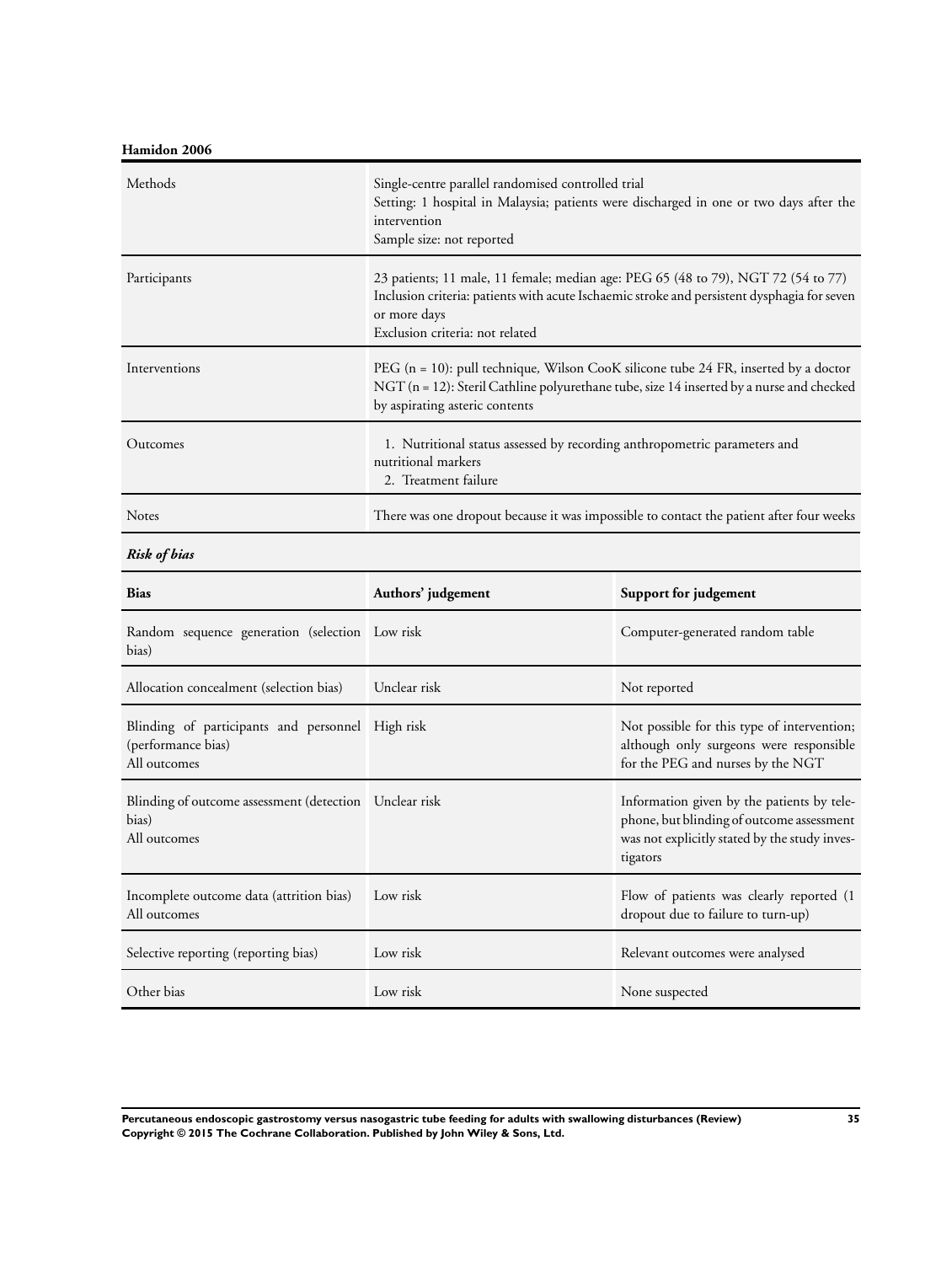**Hamidon 2006**

| | |
|---|---|
| Methods | Single-centre parallel randomised controlled trial<br>Setting: 1 hospital in Malaysia; patients were discharged in one or two days after the intervention<br>Sample size: not reported |
| Participants | 23 patients; 11 male, 11 female; median age: PEG 65 (48 to 79), NGT 72 (54 to 77)<br>Inclusion criteria: patients with acute Ischaemic stroke and persistent dysphagia for seven or more days<br>Exclusion criteria: not related |
| Interventions | PEG (n = 10): pull technique, Wilson CooK silicone tube 24 FR, inserted by a doctor<br>NGT (n = 12): Steril Cathline polyurethane tube, size 14 inserted by a nurse and checked by aspirating asteric contents |
| Outcomes | 1. Nutritional status assessed by recording anthropometric parameters and nutritional markers<br>2. Treatment failure |
| Notes | There was one dropout because it was impossible to contact the patient after four weeks |

***Risk of bias***

| Bias | Authors' judgement | Support for judgement |
|---|---|---|
| Random sequence generation (selection bias) | Low risk | Computer-generated random table |
| Allocation concealment (selection bias) | Unclear risk | Not reported |
| Blinding of participants and personnel (performance bias)<br>All outcomes | High risk | Not possible for this type of intervention; although only surgeons were responsible for the PEG and nurses by the NGT |
| Blinding of outcome assessment (detection bias)<br>All outcomes | Unclear risk | Information given by the patients by telephone, but blinding of outcome assessment was not explicitly stated by the study investigators |
| Incomplete outcome data (attrition bias)<br>All outcomes | Low risk | Flow of patients was clearly reported (1 dropout due to failure to turn-up) |
| Selective reporting (reporting bias) | Low risk | Relevant outcomes were analysed |
| Other bias | Low risk | None suspected |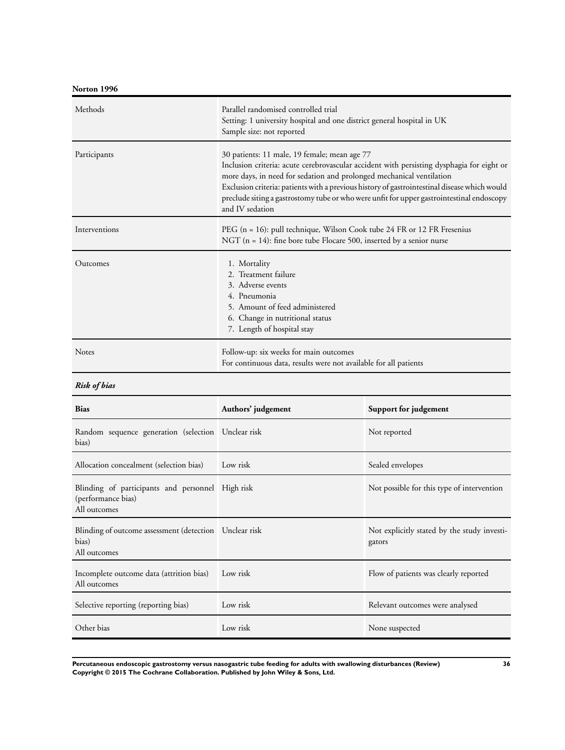**Norton 1996**

| | |
|---|---|
| Methods | Parallel randomised controlled trial<br>Setting: 1 university hospital and one district general hospital in UK<br>Sample size: not reported |
| Participants | 30 patients: 11 male, 19 female; mean age 77<br>Inclusion criteria: acute cerebrovascular accident with persisting dysphagia for eight or more days, in need for sedation and prolonged mechanical ventilation<br>Exclusion criteria: patients with a previous history of gastrointestinal disease which would preclude siting a gastrostomy tube or who were unfit for upper gastrointestinal endoscopy and IV sedation |
| Interventions | PEG (n = 16): pull technique, Wilson Cook tube 24 FR or 12 FR Fresenius<br>NGT (n = 14): fine bore tube Flocare 500, inserted by a senior nurse |
| Outcomes | 1. Mortality<br>2. Treatment failure<br>3. Adverse events<br>4. Pneumonia<br>5. Amount of feed administered<br>6. Change in nutritional status<br>7. Length of hospital stay |
| Notes | Follow-up: six weeks for main outcomes<br>For continuous data, results were not available for all patients |

***Risk of bias***

| Bias | Authors' judgement | Support for judgement |
|---|---|---|
| Random sequence generation (selection bias) | Unclear risk | Not reported |
| Allocation concealment (selection bias) | Low risk | Sealed envelopes |
| Blinding of participants and personnel (performance bias)<br>All outcomes | High risk | Not possible for this type of intervention |
| Blinding of outcome assessment (detection bias)<br>All outcomes | Unclear risk | Not explicitly stated by the study investigators |
| Incomplete outcome data (attrition bias)<br>All outcomes | Low risk | Flow of patients was clearly reported |
| Selective reporting (reporting bias) | Low risk | Relevant outcomes were analysed |
| Other bias | Low risk | None suspected |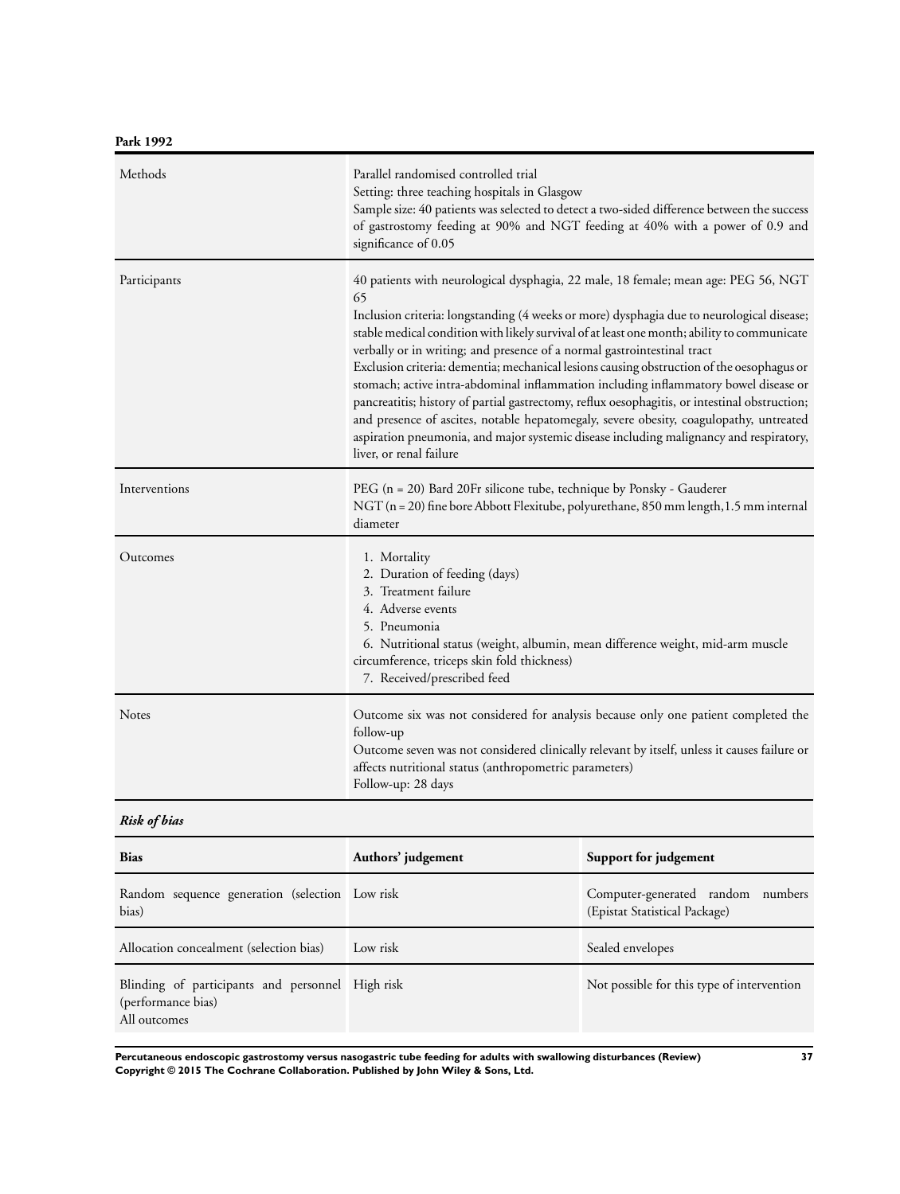**Park 1992**

| Methods | Parallel randomised controlled trial<br>Setting: three teaching hospitals in Glasgow<br>Sample size: 40 patients was selected to detect a two-sided difference between the success of gastrostomy feeding at 90% and NGT feeding at 40% with a power of 0.9 and significance of 0.05 |
|---|---|
| Participants | 40 patients with neurological dysphagia, 22 male, 18 female; mean age: PEG 56, NGT 65<br>Inclusion criteria: longstanding (4 weeks or more) dysphagia due to neurological disease; stable medical condition with likely survival of at least one month; ability to communicate verbally or in writing; and presence of a normal gastrointestinal tract<br>Exclusion criteria: dementia; mechanical lesions causing obstruction of the oesophagus or stomach; active intra-abdominal inflammation including inflammatory bowel disease or pancreatitis; history of partial gastrectomy, reflux oesophagitis, or intestinal obstruction; and presence of ascites, notable hepatomegaly, severe obesity, coagulopathy, untreated aspiration pneumonia, and major systemic disease including malignancy and respiratory, liver, or renal failure |
| Interventions | PEG (n = 20) Bard 20Fr silicone tube, technique by Ponsky - Gauderer<br>NGT (n = 20) fine bore Abbott Flexitube, polyurethane, 850 mm length,1.5 mm internal diameter |
| Outcomes | 1. Mortality<br>2. Duration of feeding (days)<br>3. Treatment failure<br>4. Adverse events<br>5. Pneumonia<br>6. Nutritional status (weight, albumin, mean difference weight, mid-arm muscle circumference, triceps skin fold thickness)<br>7. Received/prescribed feed |
| Notes | Outcome six was not considered for analysis because only one patient completed the follow-up<br>Outcome seven was not considered clinically relevant by itself, unless it causes failure or affects nutritional status (anthropometric parameters)<br>Follow-up: 28 days |

***Risk of bias***

| Bias | Authors' judgement | Support for judgement |
|---|---|---|
| Random sequence generation (selection bias) | Low risk | Computer-generated random numbers (Epistat Statistical Package) |
| Allocation concealment (selection bias) | Low risk | Sealed envelopes |
| Blinding of participants and personnel (performance bias)<br>All outcomes | High risk | Not possible for this type of intervention |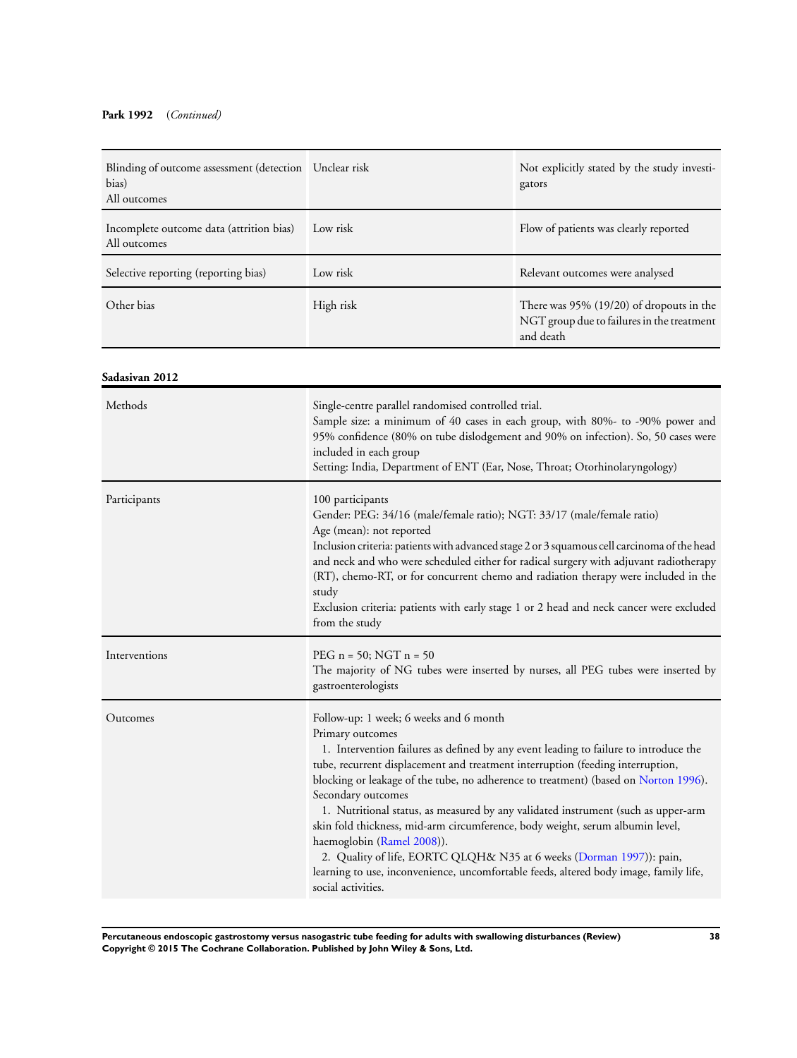**Park 1992** *(Continued)*

| | | |
|---|---|---|
| Blinding of outcome assessment (detection bias)<br>All outcomes | Unclear risk | Not explicitly stated by the study investigators |
| Incomplete outcome data (attrition bias)<br>All outcomes | Low risk | Flow of patients was clearly reported |
| Selective reporting (reporting bias) | Low risk | Relevant outcomes were analysed |
| Other bias | High risk | There was 95% (19/20) of dropouts in the NGT group due to failures in the treatment and death |

**Sadasivan 2012**

| | |
|---|---|
| Methods | Single-centre parallel randomised controlled trial.<br>Sample size: a minimum of 40 cases in each group, with 80%- to -90% power and 95% confidence (80% on tube dislodgement and 90% on infection). So, 50 cases were included in each group<br>Setting: India, Department of ENT (Ear, Nose, Throat; Otorhinolaryngology) |
| Participants | 100 participants<br>Gender: PEG: 34/16 (male/female ratio); NGT: 33/17 (male/female ratio)<br>Age (mean): not reported<br>Inclusion criteria: patients with advanced stage 2 or 3 squamous cell carcinoma of the head and neck and who were scheduled either for radical surgery with adjuvant radiotherapy (RT), chemo-RT, or for concurrent chemo and radiation therapy were included in the study<br>Exclusion criteria: patients with early stage 1 or 2 head and neck cancer were excluded from the study |
| Interventions | PEG n = 50; NGT n = 50<br>The majority of NG tubes were inserted by nurses, all PEG tubes were inserted by gastroenterologists |
| Outcomes | Follow-up: 1 week; 6 weeks and 6 month<br>Primary outcomes<br>1. Intervention failures as defined by any event leading to failure to introduce the tube, recurrent displacement and treatment interruption (feeding interruption, blocking or leakage of the tube, no adherence to treatment) (based on Norton 1996).<br>Secondary outcomes<br>1. Nutritional status, as measured by any validated instrument (such as upper-arm skin fold thickness, mid-arm circumference, body weight, serum albumin level, haemoglobin (Ramel 2008)).<br>2. Quality of life, EORTC QLQH& N35 at 6 weeks (Dorman 1997)): pain, learning to use, inconvenience, uncomfortable feeds, altered body image, family life, social activities. |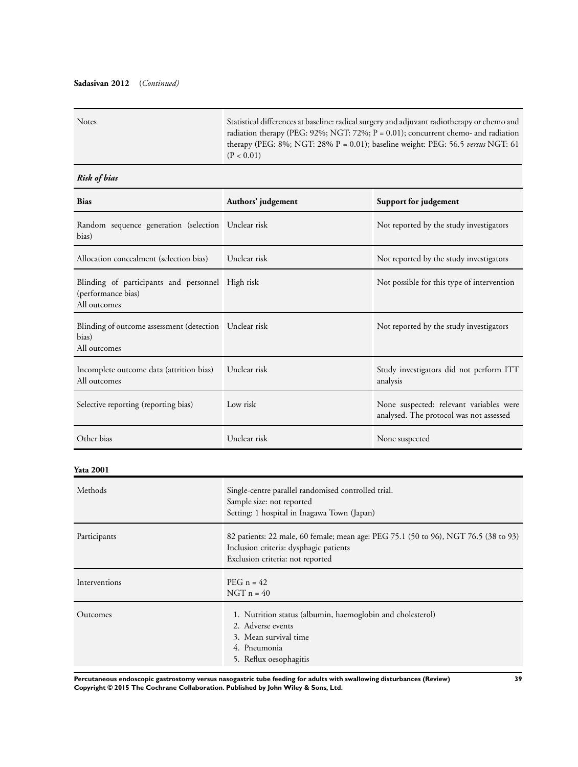**Sadasivan 2012** (*Continued*)

| | |
|---|---|
| Notes | Statistical differences at baseline: radical surgery and adjuvant radiotherapy or chemo and radiation therapy (PEG: 92%; NGT: 72%; P = 0.01); concurrent chemo- and radiation therapy (PEG: 8%; NGT: 28% P = 0.01); baseline weight: PEG: 56.5 *versus* NGT: 61 (P < 0.01) |

***Risk of bias***

| Bias | Authors' judgement | Support for judgement |
|---|---|---|
| Random sequence generation (selection bias) | Unclear risk | Not reported by the study investigators |
| Allocation concealment (selection bias) | Unclear risk | Not reported by the study investigators |
| Blinding of participants and personnel (performance bias)<br>All outcomes | High risk | Not possible for this type of intervention |
| Blinding of outcome assessment (detection bias)<br>All outcomes | Unclear risk | Not reported by the study investigators |
| Incomplete outcome data (attrition bias)<br>All outcomes | Unclear risk | Study investigators did not perform ITT analysis |
| Selective reporting (reporting bias) | Low risk | None suspected: relevant variables were analysed. The protocol was not assessed |
| Other bias | Unclear risk | None suspected |

**Yata 2001**

| | |
|---|---|
| Methods | Single-centre parallel randomised controlled trial.<br>Sample size: not reported<br>Setting: 1 hospital in Inagawa Town (Japan) |
| Participants | 82 patients: 22 male, 60 female; mean age: PEG 75.1 (50 to 96), NGT 76.5 (38 to 93)<br>Inclusion criteria: dysphagic patients<br>Exclusion criteria: not reported |
| Interventions | PEG n = 42<br>NGT n = 40 |
| Outcomes | 1. Nutrition status (albumin, haemoglobin and cholesterol)<br>2. Adverse events<br>3. Mean survival time<br>4. Pneumonia<br>5. Reflux oesophagitis |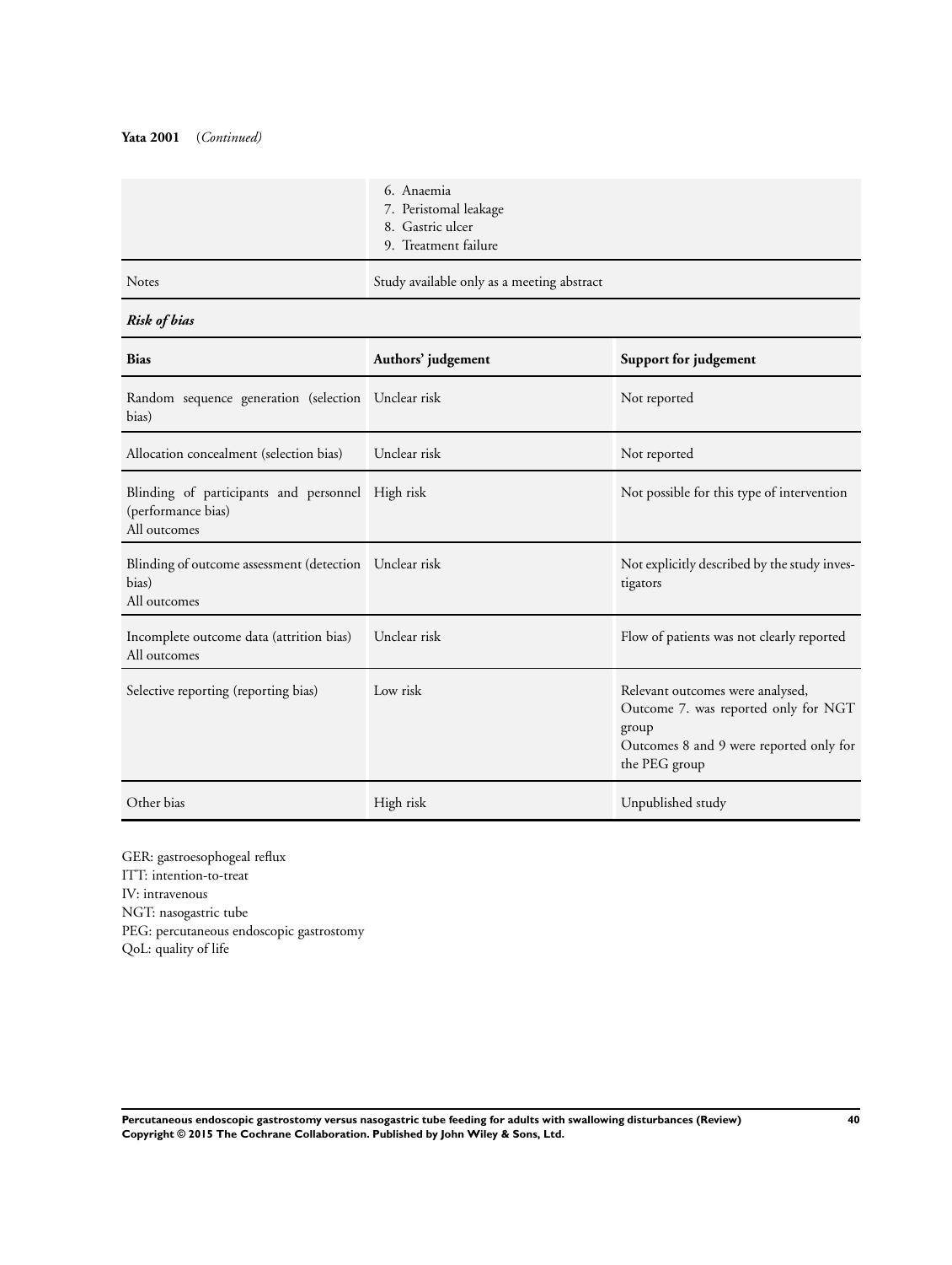**Yata 2001** (*Continued*)

| | |
|---|---|
| | 6. Anaemia<br>7. Peristomal leakage<br>8. Gastric ulcer<br>9. Treatment failure |
| Notes | Study available only as a meeting abstract |

***Risk of bias***

| Bias | Authors' judgement | Support for judgement |
|---|---|---|
| Random sequence generation (selection bias) | Unclear risk | Not reported |
| Allocation concealment (selection bias) | Unclear risk | Not reported |
| Blinding of participants and personnel (performance bias)<br>All outcomes | High risk | Not possible for this type of intervention |
| Blinding of outcome assessment (detection bias)<br>All outcomes | Unclear risk | Not explicitly described by the study investigators |
| Incomplete outcome data (attrition bias)<br>All outcomes | Unclear risk | Flow of patients was not clearly reported |
| Selective reporting (reporting bias) | Low risk | Relevant outcomes were analysed,<br>Outcome 7. was reported only for NGT group<br>Outcomes 8 and 9 were reported only for the PEG group |
| Other bias | High risk | Unpublished study |

GER: gastroesophogeal reflux
ITT: intention-to-treat
IV: intravenous
NGT: nasogastric tube
PEG: percutaneous endoscopic gastrostomy
QoL: quality of life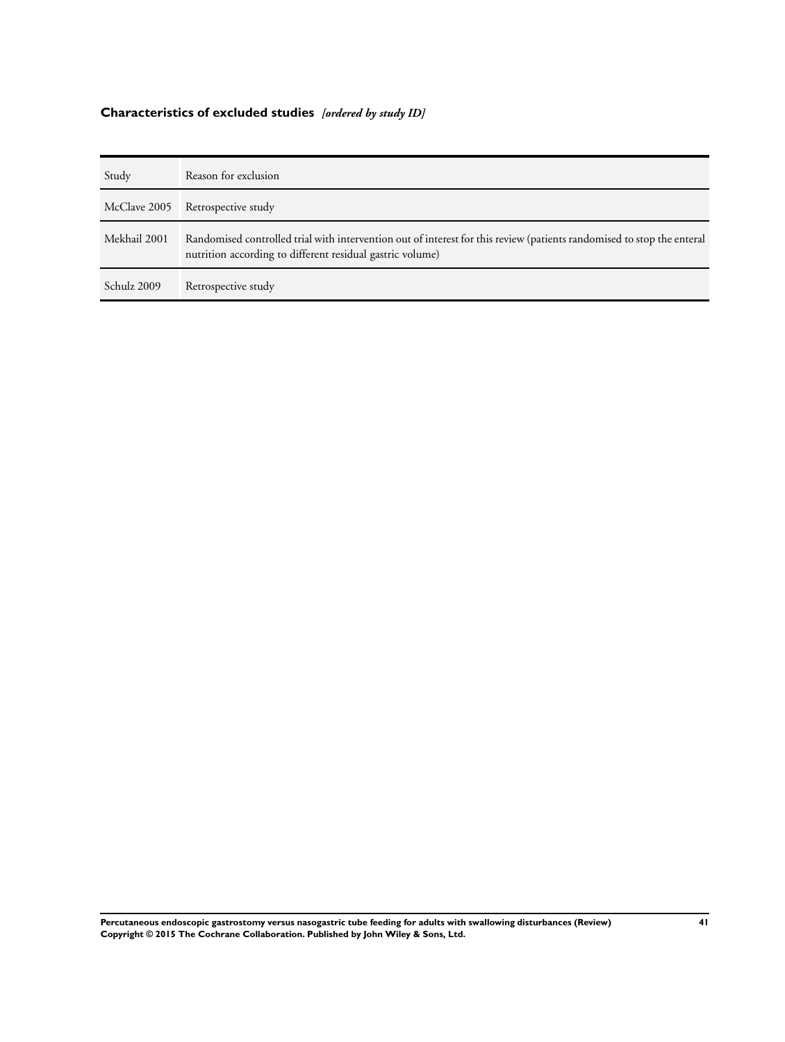### Characteristics of excluded studies *[ordered by study ID]*

| Study | Reason for exclusion |
| --- | --- |
| McClave 2005 | Retrospective study |
| Mekhail 2001 | Randomised controlled trial with intervention out of interest for this review (patients randomised to stop the enteral nutrition according to different residual gastric volume) |
| Schulz 2009 | Retrospective study |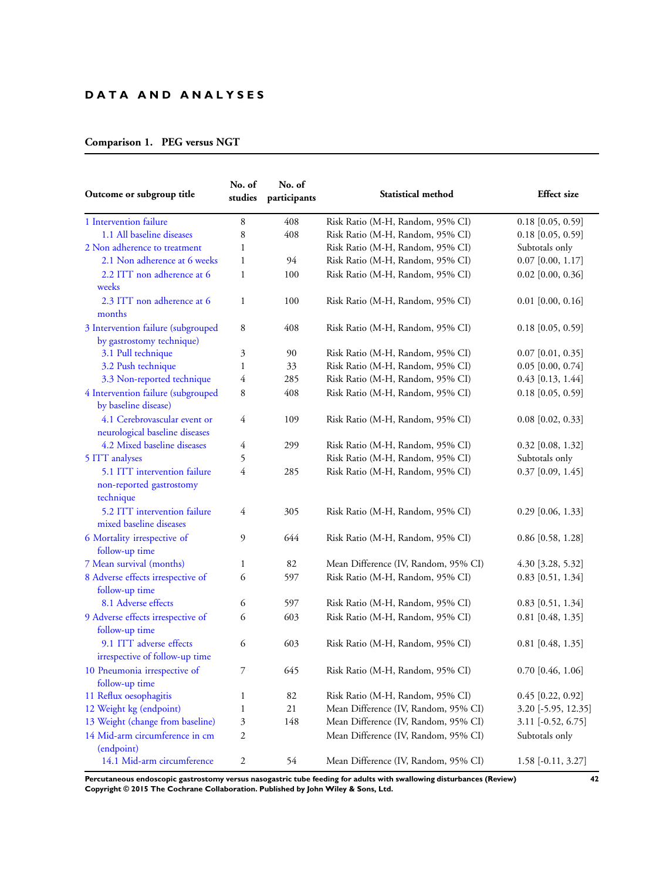# DATA AND ANALYSES

**Comparison 1. PEG versus NGT**

| Outcome or subgroup title | No. of studies | No. of participants | Statistical method | Effect size |
|---|---|---|---|---|
| 1 Intervention failure | 8 | 408 | Risk Ratio (M-H, Random, 95% CI) | 0.18 [0.05, 0.59] |
| 1.1 All baseline diseases | 8 | 408 | Risk Ratio (M-H, Random, 95% CI) | 0.18 [0.05, 0.59] |
| 2 Non adherence to treatment | 1 | | Risk Ratio (M-H, Random, 95% CI) | Subtotals only |
| 2.1 Non adherence at 6 weeks | 1 | 94 | Risk Ratio (M-H, Random, 95% CI) | 0.07 [0.00, 1.17] |
| 2.2 ITT non adherence at 6 weeks | 1 | 100 | Risk Ratio (M-H, Random, 95% CI) | 0.02 [0.00, 0.36] |
| 2.3 ITT non adherence at 6 months | 1 | 100 | Risk Ratio (M-H, Random, 95% CI) | 0.01 [0.00, 0.16] |
| 3 Intervention failure (subgrouped by gastrostomy technique) | 8 | 408 | Risk Ratio (M-H, Random, 95% CI) | 0.18 [0.05, 0.59] |
| 3.1 Pull technique | 3 | 90 | Risk Ratio (M-H, Random, 95% CI) | 0.07 [0.01, 0.35] |
| 3.2 Push technique | 1 | 33 | Risk Ratio (M-H, Random, 95% CI) | 0.05 [0.00, 0.74] |
| 3.3 Non-reported technique | 4 | 285 | Risk Ratio (M-H, Random, 95% CI) | 0.43 [0.13, 1.44] |
| 4 Intervention failure (subgrouped by baseline disease) | 8 | 408 | Risk Ratio (M-H, Random, 95% CI) | 0.18 [0.05, 0.59] |
| 4.1 Cerebrovascular event or neurological baseline diseases | 4 | 109 | Risk Ratio (M-H, Random, 95% CI) | 0.08 [0.02, 0.33] |
| 4.2 Mixed baseline diseases | 4 | 299 | Risk Ratio (M-H, Random, 95% CI) | 0.32 [0.08, 1.32] |
| 5 ITT analyses | 5 | | Risk Ratio (M-H, Random, 95% CI) | Subtotals only |
| 5.1 ITT intervention failure non-reported gastrostomy technique | 4 | 285 | Risk Ratio (M-H, Random, 95% CI) | 0.37 [0.09, 1.45] |
| 5.2 ITT intervention failure mixed baseline diseases | 4 | 305 | Risk Ratio (M-H, Random, 95% CI) | 0.29 [0.06, 1.33] |
| 6 Mortality irrespective of follow-up time | 9 | 644 | Risk Ratio (M-H, Random, 95% CI) | 0.86 [0.58, 1.28] |
| 7 Mean survival (months) | 1 | 82 | Mean Difference (IV, Random, 95% CI) | 4.30 [3.28, 5.32] |
| 8 Adverse effects irrespective of follow-up time | 6 | 597 | Risk Ratio (M-H, Random, 95% CI) | 0.83 [0.51, 1.34] |
| 8.1 Adverse effects | 6 | 597 | Risk Ratio (M-H, Random, 95% CI) | 0.83 [0.51, 1.34] |
| 9 Adverse effects irrespective of follow-up time | 6 | 603 | Risk Ratio (M-H, Random, 95% CI) | 0.81 [0.48, 1.35] |
| 9.1 ITT adverse effects irrespective of follow-up time | 6 | 603 | Risk Ratio (M-H, Random, 95% CI) | 0.81 [0.48, 1.35] |
| 10 Pneumonia irrespective of follow-up time | 7 | 645 | Risk Ratio (M-H, Random, 95% CI) | 0.70 [0.46, 1.06] |
| 11 Reflux oesophagitis | 1 | 82 | Risk Ratio (M-H, Random, 95% CI) | 0.45 [0.22, 0.92] |
| 12 Weight kg (endpoint) | 1 | 21 | Mean Difference (IV, Random, 95% CI) | 3.20 [-5.95, 12.35] |
| 13 Weight (change from baseline) | 3 | 148 | Mean Difference (IV, Random, 95% CI) | 3.11 [-0.52, 6.75] |
| 14 Mid-arm circumference in cm (endpoint) | 2 | | Mean Difference (IV, Random, 95% CI) | Subtotals only |
| 14.1 Mid-arm circumference | 2 | 54 | Mean Difference (IV, Random, 95% CI) | 1.58 [-0.11, 3.27] |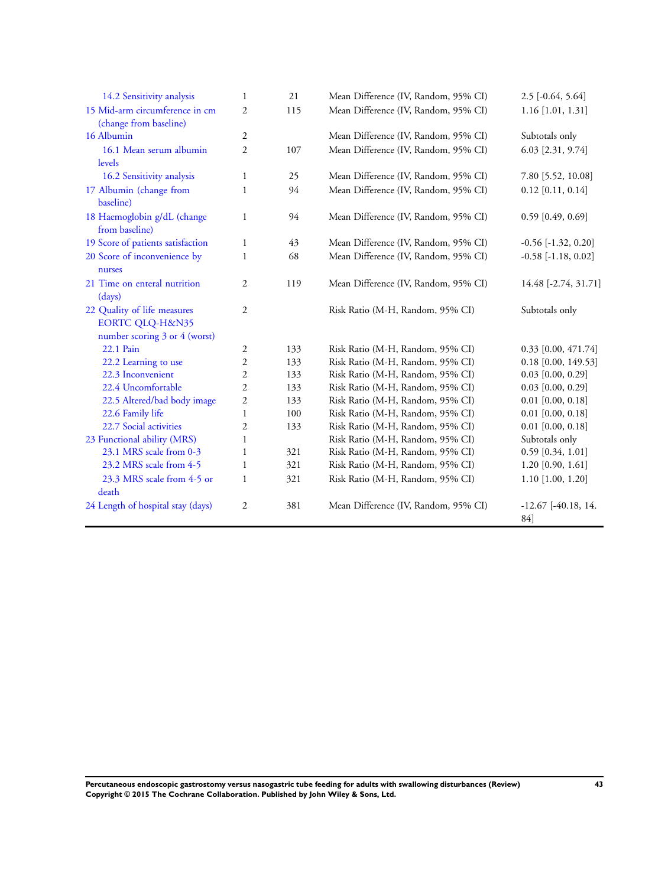| | | | | |
|---|---|---|---|---|
| 14.2 Sensitivity analysis | 1 | 21 | Mean Difference (IV, Random, 95% CI) | 2.5 [-0.64, 5.64] |
| 15 Mid-arm circumference in cm (change from baseline) | 2 | 115 | Mean Difference (IV, Random, 95% CI) | 1.16 [1.01, 1.31] |
| 16 Albumin | 2 | | Mean Difference (IV, Random, 95% CI) | Subtotals only |
| 16.1 Mean serum albumin levels | 2 | 107 | Mean Difference (IV, Random, 95% CI) | 6.03 [2.31, 9.74] |
| 16.2 Sensitivity analysis | 1 | 25 | Mean Difference (IV, Random, 95% CI) | 7.80 [5.52, 10.08] |
| 17 Albumin (change from baseline) | 1 | 94 | Mean Difference (IV, Random, 95% CI) | 0.12 [0.11, 0.14] |
| 18 Haemoglobin g/dL (change from baseline) | 1 | 94 | Mean Difference (IV, Random, 95% CI) | 0.59 [0.49, 0.69] |
| 19 Score of patients satisfaction | 1 | 43 | Mean Difference (IV, Random, 95% CI) | -0.56 [-1.32, 0.20] |
| 20 Score of inconvenience by nurses | 1 | 68 | Mean Difference (IV, Random, 95% CI) | -0.58 [-1.18, 0.02] |
| 21 Time on enteral nutrition (days) | 2 | 119 | Mean Difference (IV, Random, 95% CI) | 14.48 [-2.74, 31.71] |
| 22 Quality of life measures EORTC QLQ-H&N35 number scoring 3 or 4 (worst) | 2 | | Risk Ratio (M-H, Random, 95% CI) | Subtotals only |
| 22.1 Pain | 2 | 133 | Risk Ratio (M-H, Random, 95% CI) | 0.33 [0.00, 471.74] |
| 22.2 Learning to use | 2 | 133 | Risk Ratio (M-H, Random, 95% CI) | 0.18 [0.00, 149.53] |
| 22.3 Inconvenient | 2 | 133 | Risk Ratio (M-H, Random, 95% CI) | 0.03 [0.00, 0.29] |
| 22.4 Uncomfortable | 2 | 133 | Risk Ratio (M-H, Random, 95% CI) | 0.03 [0.00, 0.29] |
| 22.5 Altered/bad body image | 2 | 133 | Risk Ratio (M-H, Random, 95% CI) | 0.01 [0.00, 0.18] |
| 22.6 Family life | 1 | 100 | Risk Ratio (M-H, Random, 95% CI) | 0.01 [0.00, 0.18] |
| 22.7 Social activities | 2 | 133 | Risk Ratio (M-H, Random, 95% CI) | 0.01 [0.00, 0.18] |
| 23 Functional ability (MRS) | 1 | | Risk Ratio (M-H, Random, 95% CI) | Subtotals only |
| 23.1 MRS scale from 0-3 | 1 | 321 | Risk Ratio (M-H, Random, 95% CI) | 0.59 [0.34, 1.01] |
| 23.2 MRS scale from 4-5 | 1 | 321 | Risk Ratio (M-H, Random, 95% CI) | 1.20 [0.90, 1.61] |
| 23.3 MRS scale from 4-5 or death | 1 | 321 | Risk Ratio (M-H, Random, 95% CI) | 1.10 [1.00, 1.20] |
| 24 Length of hospital stay (days) | 2 | 381 | Mean Difference (IV, Random, 95% CI) | -12.67 [-40.18, 14.84] |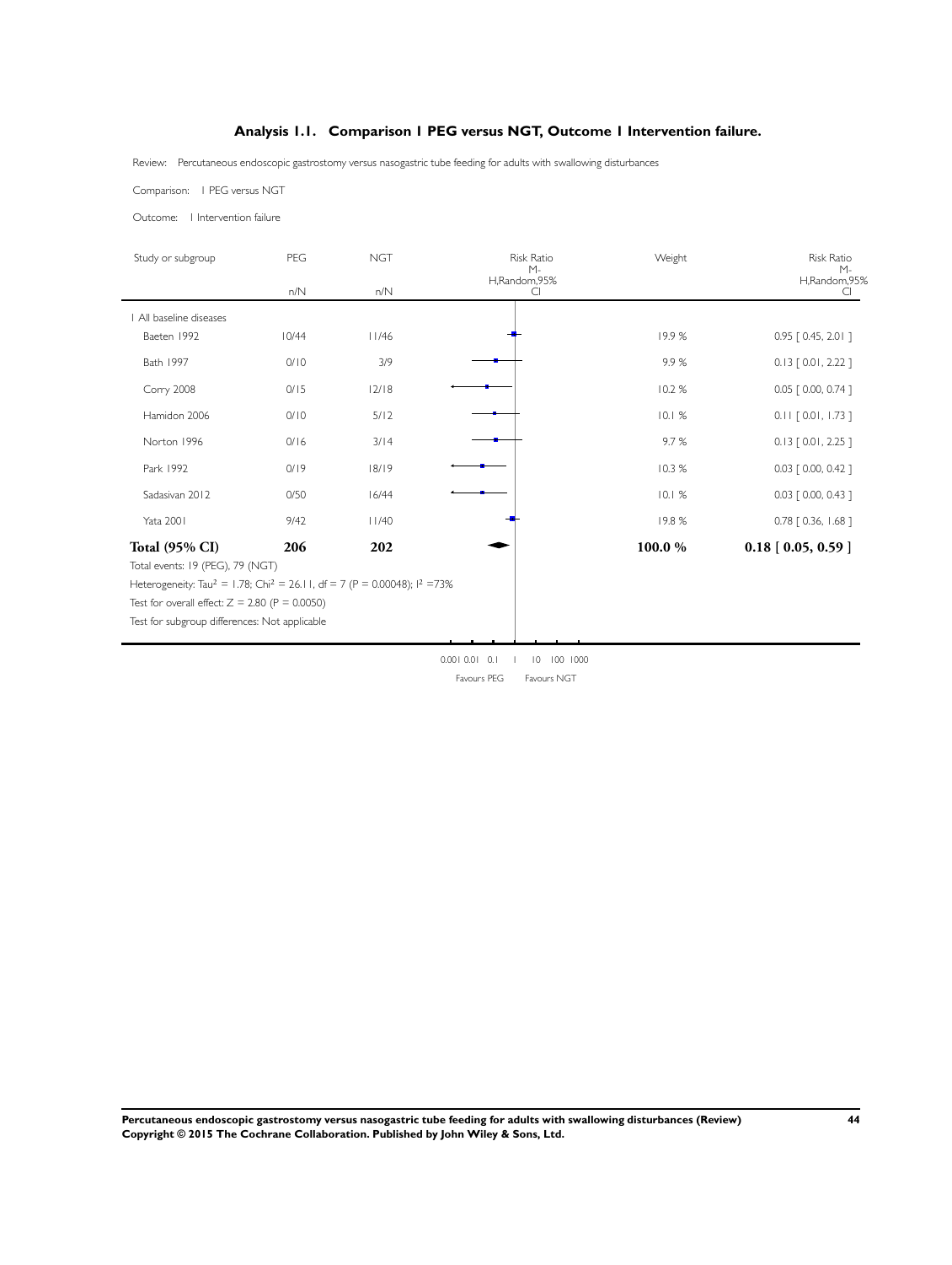## Analysis 1.1. Comparison 1 PEG versus NGT, Outcome 1 Intervention failure.

Review: Percutaneous endoscopic gastrostomy versus nasogastric tube feeding for adults with swallowing disturbances

Comparison: 1 PEG versus NGT

Outcome: 1 Intervention failure

| Study or subgroup | PEG n/N | NGT n/N | Risk Ratio M-H,Random,95% CI | Weight | Risk Ratio M-H,Random,95% CI |
|---|---|---|---|---|---|
| 1 All baseline diseases | | | | | |
| Baeten 1992 | 10/44 | 11/46 | | 19.9 % | 0.95 [ 0.45, 2.01 ] |
| Bath 1997 | 0/10 | 3/9 | | 9.9 % | 0.13 [ 0.01, 2.22 ] |
| Corry 2008 | 0/15 | 12/18 | | 10.2 % | 0.05 [ 0.00, 0.74 ] |
| Hamidon 2006 | 0/10 | 5/12 | | 10.1 % | 0.11 [ 0.01, 1.73 ] |
| Norton 1996 | 0/16 | 3/14 | | 9.7 % | 0.13 [ 0.01, 2.25 ] |
| Park 1992 | 0/19 | 18/19 | | 10.3 % | 0.03 [ 0.00, 0.42 ] |
| Sadasivan 2012 | 0/50 | 16/44 | | 10.1 % | 0.03 [ 0.00, 0.43 ] |
| Yata 2001 | 9/42 | 11/40 | | 19.8 % | 0.78 [ 0.36, 1.68 ] |
| **Total (95% CI)** | **206** | **202** | | **100.0 %** | **0.18 [ 0.05, 0.59 ]** |

Total events: 19 (PEG), 79 (NGT)

Heterogeneity: $Tau^2 = 1.78$; $Chi^2 = 26.11$, df = 7 (P = 0.00048); $I^2 = 73\%$

Test for overall effect: Z = 2.80 (P = 0.0050)

Test for subgroup differences: Not applicable

0.001 0.01 0.1 1 10 100 1000

Favours PEG Favours NGT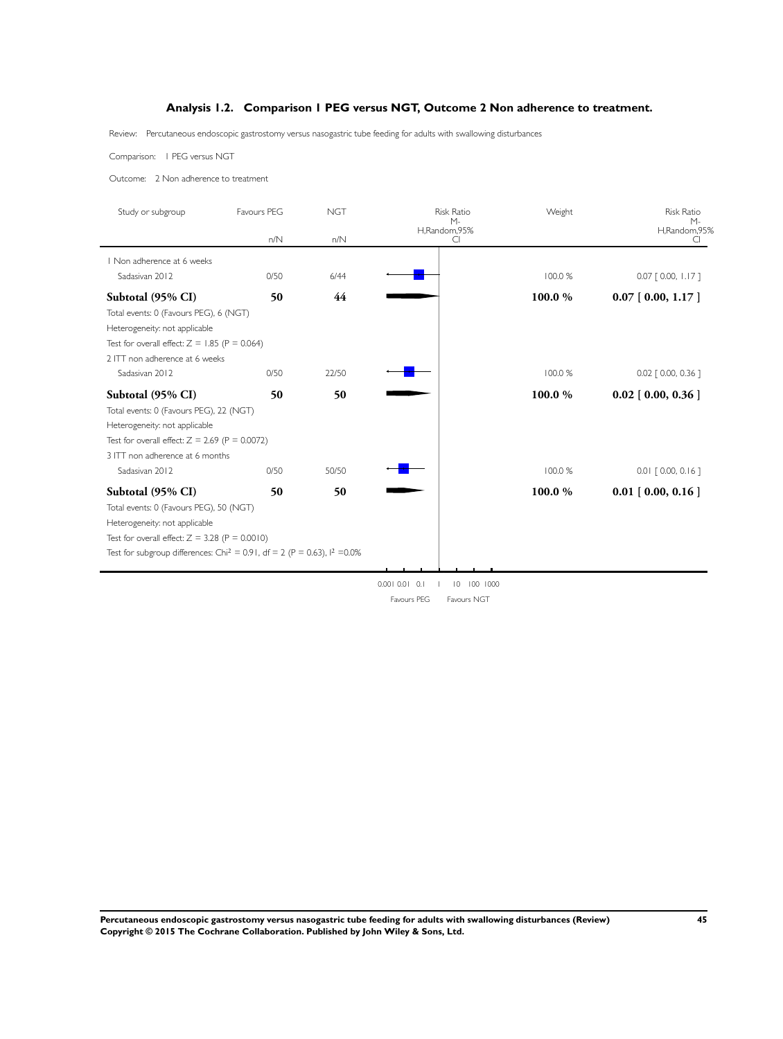## Analysis 1.2. Comparison 1 PEG versus NGT, Outcome 2 Non adherence to treatment.

Review: Percutaneous endoscopic gastrostomy versus nasogastric tube feeding for adults with swallowing disturbances

Comparison: 1 PEG versus NGT

Outcome: 2 Non adherence to treatment

| Study or subgroup | Favours PEG n/N | NGT n/N | Risk Ratio M-H,Random,95% CI | Weight | Risk Ratio M-H,Random,95% CI |
|---|---|---|---|---|---|
| 1 Non adherence at 6 weeks | | | | | |
| Sadasivan 2012 | 0/50 | 6/44 | | 100.0 % | 0.07 [ 0.00, 1.17 ] |
| **Subtotal (95% CI)** | **50** | **44** | | **100.0 %** | **0.07 [ 0.00, 1.17 ]** |
| Total events: 0 (Favours PEG), 6 (NGT) | | | | | |
| Heterogeneity: not applicable | | | | | |
| Test for overall effect: $Z = 1.85$ ($P = 0.064$) | | | | | |
| 2 ITT non adherence at 6 weeks | | | | | |
| Sadasivan 2012 | 0/50 | 22/50 | | 100.0 % | 0.02 [ 0.00, 0.36 ] |
| **Subtotal (95% CI)** | **50** | **50** | | **100.0 %** | **0.02 [ 0.00, 0.36 ]** |
| Total events: 0 (Favours PEG), 22 (NGT) | | | | | |
| Heterogeneity: not applicable | | | | | |
| Test for overall effect: $Z = 2.69$ ($P = 0.0072$) | | | | | |
| 3 ITT non adherence at 6 months | | | | | |
| Sadasivan 2012 | 0/50 | 50/50 | | 100.0 % | 0.01 [ 0.00, 0.16 ] |
| **Subtotal (95% CI)** | **50** | **50** | | **100.0 %** | **0.01 [ 0.00, 0.16 ]** |
| Total events: 0 (Favours PEG), 50 (NGT) | | | | | |
| Heterogeneity: not applicable | | | | | |
| Test for overall effect: $Z = 3.28$ ($P = 0.0010$) | | | | | |
| Test for subgroup differences: $Chi^2 = 0.91$, $df = 2$ ($P = 0.63$), $I^2 = 0.0\%$ | | | | | |

0.001 0.01 0.1 1 10 100 1000

Favours PEG Favours NGT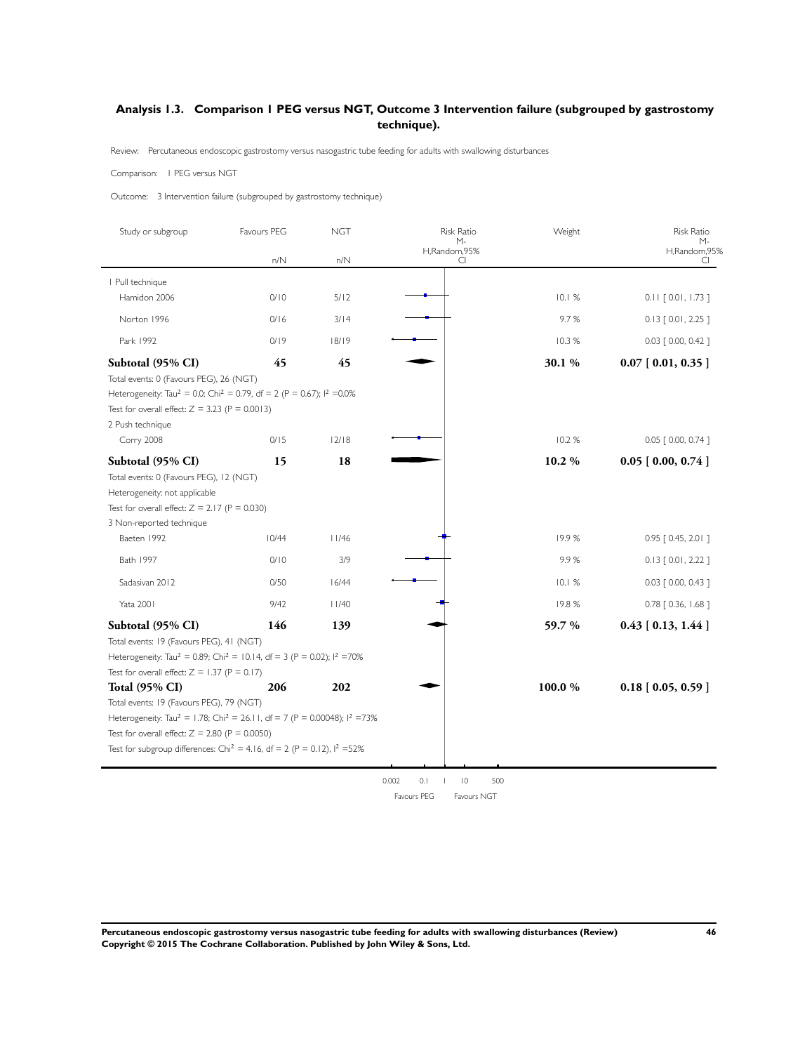## Analysis 1.3. Comparison 1 PEG versus NGT, Outcome 3 Intervention failure (subgrouped by gastrostomy technique).

Review: Percutaneous endoscopic gastrostomy versus nasogastric tube feeding for adults with swallowing disturbances

Comparison: 1 PEG versus NGT

Outcome: 3 Intervention failure (subgrouped by gastrostomy technique)

| Study or subgroup | Favours PEG n/N | NGT n/N | Weight | Risk Ratio M-H,Random,95% CI |
|---|---|---|---|---|
| **1 Pull technique** | | | | |
| Hamidon 2006 | 0/10 | 5/12 | 10.1 % | 0.11 [ 0.01, 1.73 ] |
| Norton 1996 | 0/16 | 3/14 | 9.7 % | 0.13 [ 0.01, 2.25 ] |
| Park 1992 | 0/19 | 18/19 | 10.3 % | 0.03 [ 0.00, 0.42 ] |
| **Subtotal (95% CI)** | **45** | **45** | **30.1 %** | **0.07 [ 0.01, 0.35 ]** |

Total events: 0 (Favours PEG), 26 (NGT)
Heterogeneity: $Tau^2 = 0.0$; $Chi^2 = 0.79$, df = 2 ($P = 0.67$); $I^2 = 0.0\%$
Test for overall effect: $Z = 3.23$ ($P = 0.0013$)

| Study or subgroup | Favours PEG n/N | NGT n/N | Weight | Risk Ratio M-H,Random,95% CI |
|---|---|---|---|---|
| **2 Push technique** | | | | |
| Corry 2008 | 0/15 | 12/18 | 10.2 % | 0.05 [ 0.00, 0.74 ] |
| **Subtotal (95% CI)** | **15** | **18** | **10.2 %** | **0.05 [ 0.00, 0.74 ]** |

Total events: 0 (Favours PEG), 12 (NGT)
Heterogeneity: not applicable
Test for overall effect: $Z = 2.17$ ($P = 0.030$)

| Study or subgroup | Favours PEG n/N | NGT n/N | Weight | Risk Ratio M-H,Random,95% CI |
|---|---|---|---|---|
| **3 Non-reported technique** | | | | |
| Baeten 1992 | 10/44 | 11/46 | 19.9 % | 0.95 [ 0.45, 2.01 ] |
| Bath 1997 | 0/10 | 3/9 | 9.9 % | 0.13 [ 0.01, 2.22 ] |
| Sadasivan 2012 | 0/50 | 16/44 | 10.1 % | 0.03 [ 0.00, 0.43 ] |
| Yata 2001 | 9/42 | 11/40 | 19.8 % | 0.78 [ 0.36, 1.68 ] |
| **Subtotal (95% CI)** | **146** | **139** | **59.7 %** | **0.43 [ 0.13, 1.44 ]** |

Total events: 19 (Favours PEG), 41 (NGT)
Heterogeneity: $Tau^2 = 0.89$; $Chi^2 = 10.14$, df = 3 ($P = 0.02$); $I^2 = 70\%$
Test for overall effect: $Z = 1.37$ ($P = 0.17$)

| | Favours PEG n/N | NGT n/N | Weight | Risk Ratio M-H,Random,95% CI |
|---|---|---|---|---|
| **Total (95% CI)** | **206** | **202** | **100.0 %** | **0.18 [ 0.05, 0.59 ]** |

Total events: 19 (Favours PEG), 79 (NGT)
Heterogeneity: $Tau^2 = 1.78$; $Chi^2 = 26.11$, df = 7 ($P = 0.00048$); $I^2 = 73\%$
Test for overall effect: $Z = 2.80$ ($P = 0.0050$)
Test for subgroup differences: $Chi^2 = 4.16$, df = 2 ($P = 0.12$), $I^2 = 52\%$

0.002 0.1 1 10 500

Favours PEG Favours NGT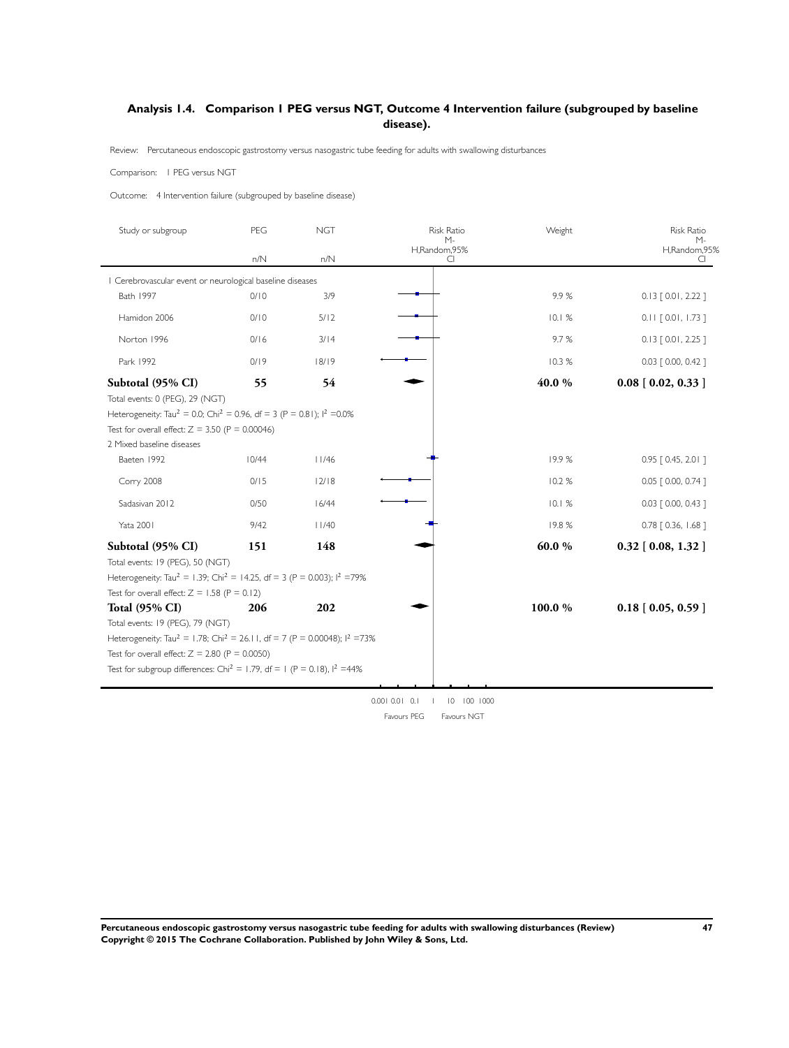## Analysis 1.4. Comparison 1 PEG versus NGT, Outcome 4 Intervention failure (subgrouped by baseline disease).

Review: Percutaneous endoscopic gastrostomy versus nasogastric tube feeding for adults with swallowing disturbances

Comparison: 1 PEG versus NGT

Outcome: 4 Intervention failure (subgrouped by baseline disease)

| Study or subgroup | PEG n/N | NGT n/N | Risk Ratio M-H,Random,95% CI | Weight | Risk Ratio M-H,Random,95% CI |
|---|---|---|---|---|---|
| **1 Cerebrovascular event or neurological baseline diseases** | | | | | |
| Bath 1997 | 0/10 | 3/9 | | 9.9 % | 0.13 [ 0.01, 2.22 ] |
| Hamidon 2006 | 0/10 | 5/12 | | 10.1 % | 0.11 [ 0.01, 1.73 ] |
| Norton 1996 | 0/16 | 3/14 | | 9.7 % | 0.13 [ 0.01, 2.25 ] |
| Park 1992 | 0/19 | 18/19 | | 10.3 % | 0.03 [ 0.00, 0.42 ] |
| **Subtotal (95% CI)** | **55** | **54** | | **40.0 %** | **0.08 [ 0.02, 0.33 ]** |
| Total events: 0 (PEG), 29 (NGT) | | | | | |
| Heterogeneity: $Tau^2 = 0.0$; $Chi^2 = 0.96$, $df = 3$ ($P = 0.81$); $I^2 = 0.0\%$ | | | | | |
| Test for overall effect: $Z = 3.50$ ($P = 0.00046$) | | | | | |
| **2 Mixed baseline diseases** | | | | | |
| Baeten 1992 | 10/44 | 11/46 | | 19.9 % | 0.95 [ 0.45, 2.01 ] |
| Corry 2008 | 0/15 | 12/18 | | 10.2 % | 0.05 [ 0.00, 0.74 ] |
| Sadasivan 2012 | 0/50 | 16/44 | | 10.1 % | 0.03 [ 0.00, 0.43 ] |
| Yata 2001 | 9/42 | 11/40 | | 19.8 % | 0.78 [ 0.36, 1.68 ] |
| **Subtotal (95% CI)** | **151** | **148** | | **60.0 %** | **0.32 [ 0.08, 1.32 ]** |
| Total events: 19 (PEG), 50 (NGT) | | | | | |
| Heterogeneity: $Tau^2 = 1.39$; $Chi^2 = 14.25$, $df = 3$ ($P = 0.003$); $I^2 = 79\%$ | | | | | |
| Test for overall effect: $Z = 1.58$ ($P = 0.12$) | | | | | |
| **Total (95% CI)** | **206** | **202** | | **100.0 %** | **0.18 [ 0.05, 0.59 ]** |
| Total events: 19 (PEG), 79 (NGT) | | | | | |
| Heterogeneity: $Tau^2 = 1.78$; $Chi^2 = 26.11$, $df = 7$ ($P = 0.00048$); $I^2 = 73\%$ | | | | | |
| Test for overall effect: $Z = 2.80$ ($P = 0.0050$) | | | | | |
| Test for subgroup differences: $Chi^2 = 1.79$, $df = 1$ ($P = 0.18$), $I^2 = 44\%$ | | | | | |

0.001 0.01 0.1 1 10 100 1000

Favours PEG Favours NGT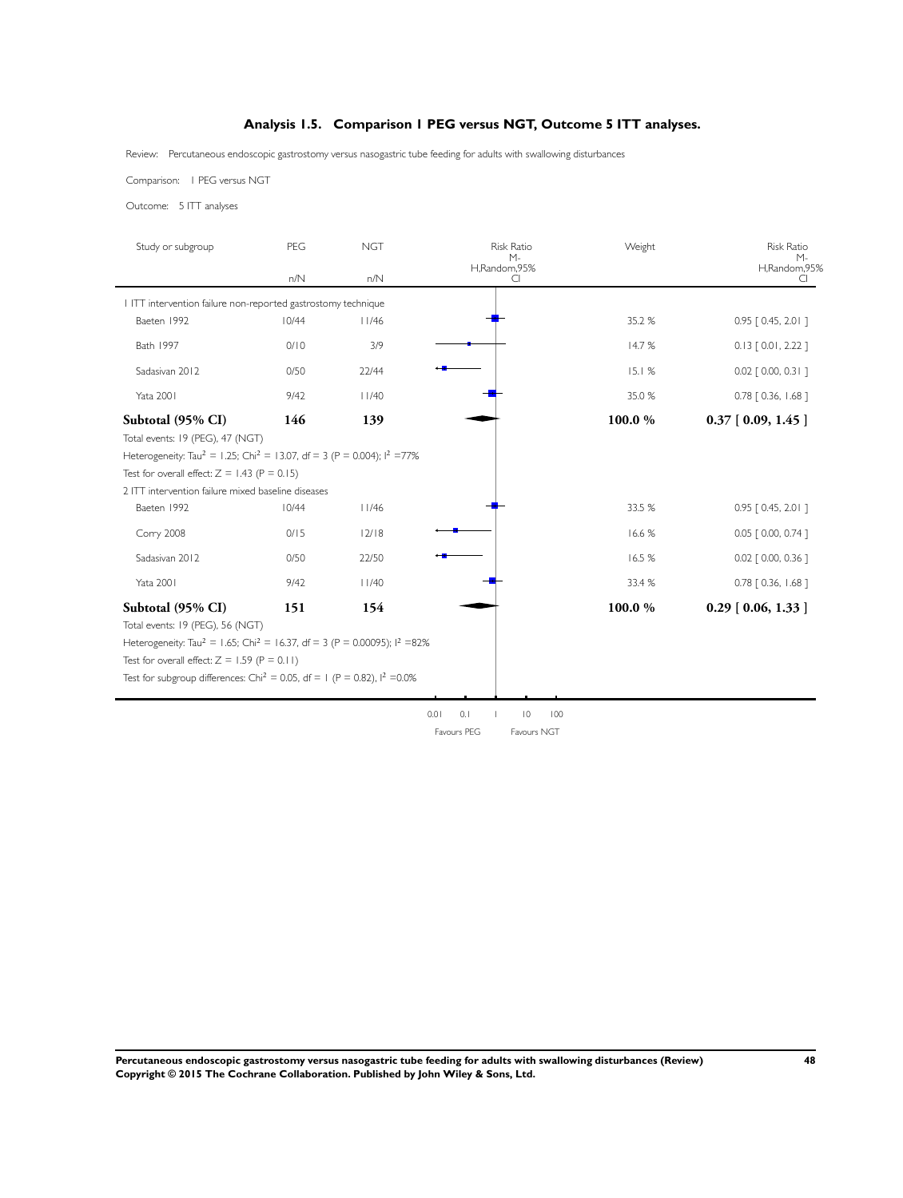## Analysis 1.5. Comparison 1 PEG versus NGT, Outcome 5 ITT analyses.

Review: Percutaneous endoscopic gastrostomy versus nasogastric tube feeding for adults with swallowing disturbances

Comparison: 1 PEG versus NGT

Outcome: 5 ITT analyses

| Study or subgroup | PEG n/N | NGT n/N | Risk Ratio M-H,Random,95% CI | Weight | Risk Ratio M-H,Random,95% CI |
|---|---|---|---|---|---|
| **1 ITT intervention failure non-reported gastrostomy technique** | | | | | |
| Baeten 1992 | 10/44 | 11/46 | | 35.2 % | 0.95 [ 0.45, 2.01 ] |
| Bath 1997 | 0/10 | 3/9 | | 14.7 % | 0.13 [ 0.01, 2.22 ] |
| Sadasivan 2012 | 0/50 | 22/44 | | 15.1 % | 0.02 [ 0.00, 0.31 ] |
| Yata 2001 | 9/42 | 11/40 | | 35.0 % | 0.78 [ 0.36, 1.68 ] |
| **Subtotal (95% CI)** | **146** | **139** | | **100.0 %** | **0.37 [ 0.09, 1.45 ]** |
| Total events: 19 (PEG), 47 (NGT) | | | | | |
| Heterogeneity: $Tau^2 = 1.25$; $Chi^2 = 13.07$, df = 3 (P = 0.004); $I^2$ =77% | | | | | |
| Test for overall effect: Z = 1.43 (P = 0.15) | | | | | |
| **2 ITT intervention failure mixed baseline diseases** | | | | | |
| Baeten 1992 | 10/44 | 11/46 | | 33.5 % | 0.95 [ 0.45, 2.01 ] |
| Corry 2008 | 0/15 | 12/18 | | 16.6 % | 0.05 [ 0.00, 0.74 ] |
| Sadasivan 2012 | 0/50 | 22/50 | | 16.5 % | 0.02 [ 0.00, 0.36 ] |
| Yata 2001 | 9/42 | 11/40 | | 33.4 % | 0.78 [ 0.36, 1.68 ] |
| **Subtotal (95% CI)** | **151** | **154** | | **100.0 %** | **0.29 [ 0.06, 1.33 ]** |
| Total events: 19 (PEG), 56 (NGT) | | | | | |
| Heterogeneity: $Tau^2 = 1.65$; $Chi^2 = 16.37$, df = 3 (P = 0.00095); $I^2$ =82% | | | | | |
| Test for overall effect: Z = 1.59 (P = 0.11) | | | | | |
| Test for subgroup differences: $Chi^2 = 0.05$, df = 1 (P = 0.82), $I^2$ =0.0% | | | | | |

0.01 0.1 1 10 100

Favours PEG Favours NGT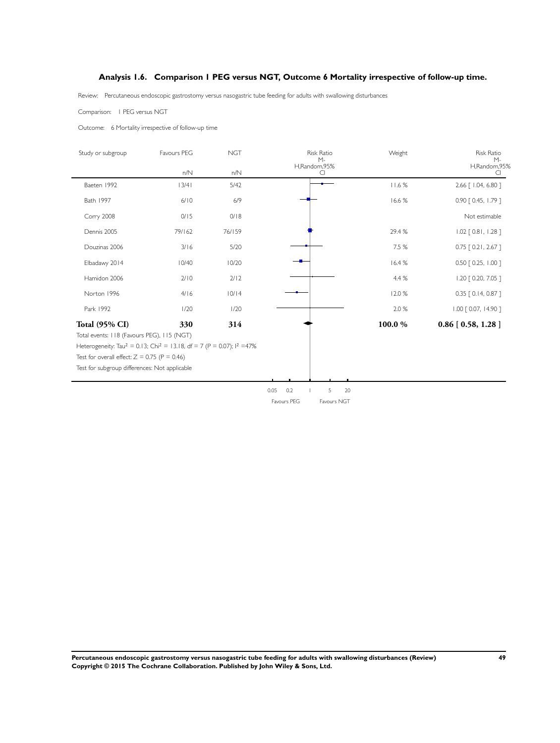### Analysis 1.6. Comparison 1 PEG versus NGT, Outcome 6 Mortality irrespective of follow-up time.

Review: Percutaneous endoscopic gastrostomy versus nasogastric tube feeding for adults with swallowing disturbances

Comparison: 1 PEG versus NGT

Outcome: 6 Mortality irrespective of follow-up time

| Study or subgroup | Favours PEG n/N | NGT n/N | Risk Ratio M-H,Random,95% CI | Weight | Risk Ratio M-H,Random,95% CI |
|---|---|---|---|---|---|
| Baeten 1992 | 13/41 | 5/42 | | 11.6 % | 2.66 [ 1.04, 6.80 ] |
| Bath 1997 | 6/10 | 6/9 | | 16.6 % | 0.90 [ 0.45, 1.79 ] |
| Corry 2008 | 0/15 | 0/18 | | | Not estimable |
| Dennis 2005 | 79/162 | 76/159 | | 29.4 % | 1.02 [ 0.81, 1.28 ] |
| Douzinas 2006 | 3/16 | 5/20 | | 7.5 % | 0.75 [ 0.21, 2.67 ] |
| Elbadawy 2014 | 10/40 | 10/20 | | 16.4 % | 0.50 [ 0.25, 1.00 ] |
| Hamidon 2006 | 2/10 | 2/12 | | 4.4 % | 1.20 [ 0.20, 7.05 ] |
| Norton 1996 | 4/16 | 10/14 | | 12.0 % | 0.35 [ 0.14, 0.87 ] |
| Park 1992 | 1/20 | 1/20 | | 2.0 % | 1.00 [ 0.07, 14.90 ] |
| **Total (95% CI)** | **330** | **314** | | **100.0 %** | **0.86 [ 0.58, 1.28 ]** |

Total events: 118 (Favours PEG), 115 (NGT)

Heterogeneity: $Tau^2 = 0.13$; $Chi^2 = 13.18$, $df = 7$ ($P = 0.07$); $I^2 = 47\%$

Test for overall effect: $Z = 0.75$ ($P = 0.46$)

Test for subgroup differences: Not applicable

0.05 0.2 1 5 20

Favours PEG Favours NGT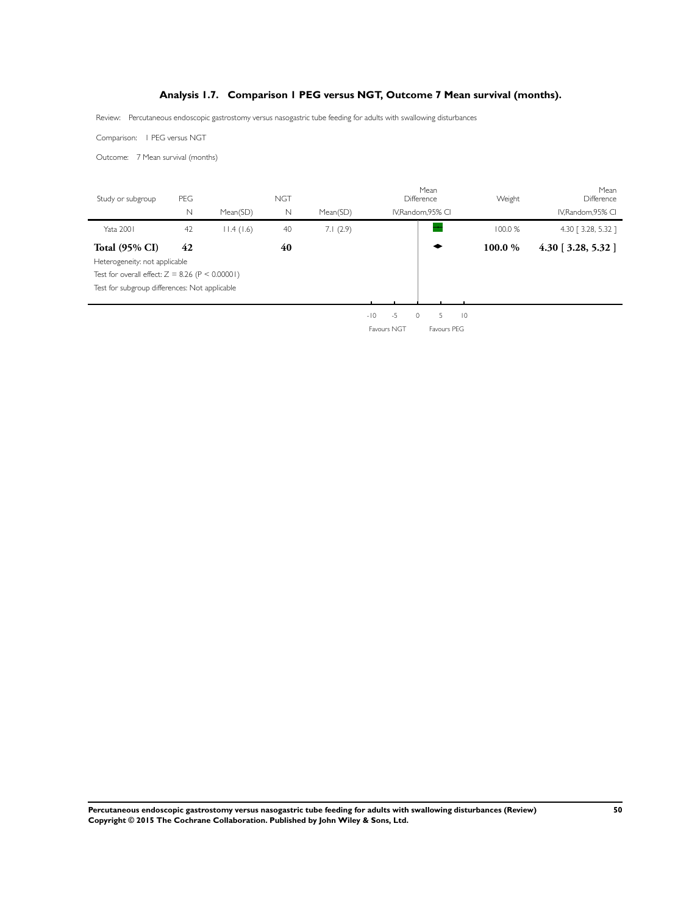## Analysis 1.7. Comparison 1 PEG versus NGT, Outcome 7 Mean survival (months).

Review: Percutaneous endoscopic gastrostomy versus nasogastric tube feeding for adults with swallowing disturbances

Comparison: 1 PEG versus NGT

Outcome: 7 Mean survival (months)

| Study or subgroup | PEG | | NGT | | Mean Difference | Weight | Mean Difference |
|---|---|---|---|---|---|---|---|
| | N | Mean(SD) | N | Mean(SD) | IV,Random,95% CI | | IV,Random,95% CI |
| Yata 2001 | 42 | 11.4 (1.6) | 40 | 7.1 (2.9) | | 100.0 % | 4.30 [ 3.28, 5.32 ] |
| **Total (95% CI)** | **42** | | **40** | | | **100.0 %** | **4.30 [ 3.28, 5.32 ]** |

Heterogeneity: not applicable

Test for overall effect: $Z = 8.26$ ($P < 0.00001$)

Test for subgroup differences: Not applicable

-10 -5 0 5 10

Favours NGT Favours PEG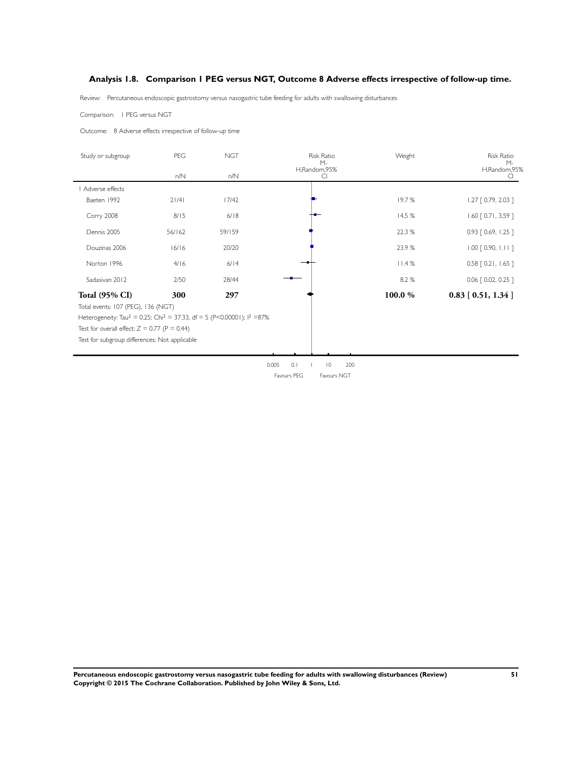### Analysis 1.8. Comparison 1 PEG versus NGT, Outcome 8 Adverse effects irrespective of follow-up time.

Review: Percutaneous endoscopic gastrostomy versus nasogastric tube feeding for adults with swallowing disturbances

Comparison: 1 PEG versus NGT

Outcome: 8 Adverse effects irrespective of follow-up time

| Study or subgroup | PEG n/N | NGT n/N | Risk Ratio M-H,Random,95% CI | Weight | Risk Ratio M-H,Random,95% CI |
|---|---|---|---|---|---|
| 1 Adverse effects | | | | | |
| Baeten 1992 | 21/41 | 17/42 | | 19.7 % | 1.27 [ 0.79, 2.03 ] |
| Corry 2008 | 8/15 | 6/18 | | 14.5 % | 1.60 [ 0.71, 3.59 ] |
| Dennis 2005 | 56/162 | 59/159 | | 22.3 % | 0.93 [ 0.69, 1.25 ] |
| Douzinas 2006 | 16/16 | 20/20 | | 23.9 % | 1.00 [ 0.90, 1.11 ] |
| Norton 1996 | 4/16 | 6/14 | | 11.4 % | 0.58 [ 0.21, 1.65 ] |
| Sadasivan 2012 | 2/50 | 28/44 | | 8.2 % | 0.06 [ 0.02, 0.25 ] |
| **Total (95% CI)** | **300** | **297** | | **100.0 %** | **0.83 [ 0.51, 1.34 ]** |

Total events: 107 (PEG), 136 (NGT)

Heterogeneity: $Tau^2 = 0.25$; $Chi^2 = 37.33$, df = 5 (P<0.00001); $I^2 = 87\%$

Test for overall effect: Z = 0.77 (P = 0.44)

Test for subgroup differences: Not applicable

0.005 0.1 1 10 200

Favours PEG Favours NGT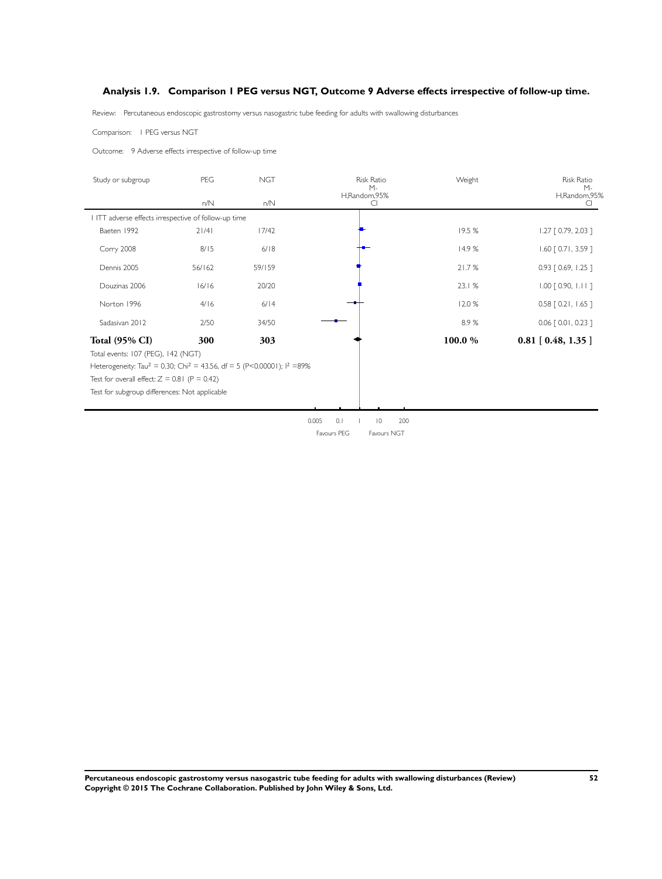## Analysis 1.9. Comparison 1 PEG versus NGT, Outcome 9 Adverse effects irrespective of follow-up time.

Review: Percutaneous endoscopic gastrostomy versus nasogastric tube feeding for adults with swallowing disturbances

Comparison: 1 PEG versus NGT

Outcome: 9 Adverse effects irrespective of follow-up time

| Study or subgroup | PEG n/N | NGT n/N | Risk Ratio M-H,Random,95% CI | Weight | Risk Ratio M-H,Random,95% CI |
|---|---|---|---|---|---|
| 1 ITT adverse effects irrespective of follow-up time | | | | | |
| Baeten 1992 | 21/41 | 17/42 | | 19.5 % | 1.27 [ 0.79, 2.03 ] |
| Corry 2008 | 8/15 | 6/18 | | 14.9 % | 1.60 [ 0.71, 3.59 ] |
| Dennis 2005 | 56/162 | 59/159 | | 21.7 % | 0.93 [ 0.69, 1.25 ] |
| Douzinas 2006 | 16/16 | 20/20 | | 23.1 % | 1.00 [ 0.90, 1.11 ] |
| Norton 1996 | 4/16 | 6/14 | | 12.0 % | 0.58 [ 0.21, 1.65 ] |
| Sadasivan 2012 | 2/50 | 34/50 | | 8.9 % | 0.06 [ 0.01, 0.23 ] |
| **Total (95% CI)** | **300** | **303** | | **100.0 %** | **0.81 [ 0.48, 1.35 ]** |

Total events: 107 (PEG), 142 (NGT)

Heterogeneity: $Tau^2 = 0.30$; $Chi^2 = 43.56$, df = 5 ($P<0.00001$); $I^2 = 89\%$

Test for overall effect: $Z = 0.81$ ($P = 0.42$)

Test for subgroup differences: Not applicable

0.005 0.1 1 10 200

Favours PEG Favours NGT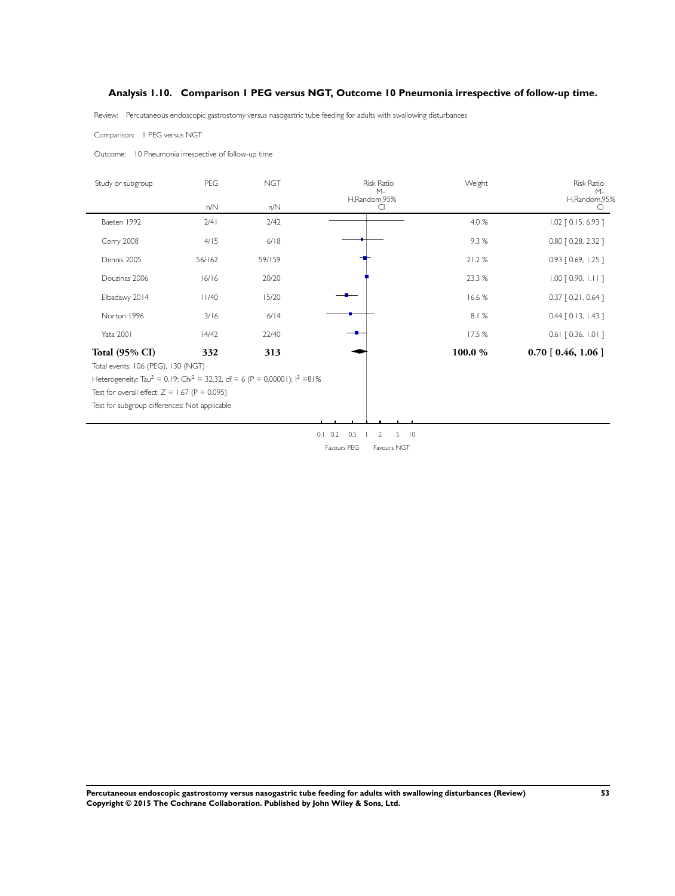## Analysis 1.10. Comparison 1 PEG versus NGT, Outcome 10 Pneumonia irrespective of follow-up time.

Review: Percutaneous endoscopic gastrostomy versus nasogastric tube feeding for adults with swallowing disturbances

Comparison: 1 PEG versus NGT

Outcome: 10 Pneumonia irrespective of follow-up time

| Study or subgroup | PEG n/N | NGT n/N | Risk Ratio M-H,Random,95% CI | Weight | Risk Ratio M-H,Random,95% CI |
|---|---|---|---|---|---|
| Baeten 1992 | 2/41 | 2/42 | | 4.0 % | 1.02 [ 0.15, 6.93 ] |
| Corry 2008 | 4/15 | 6/18 | | 9.3 % | 0.80 [ 0.28, 2.32 ] |
| Dennis 2005 | 56/162 | 59/159 | | 21.2 % | 0.93 [ 0.69, 1.25 ] |
| Douzinas 2006 | 16/16 | 20/20 | | 23.3 % | 1.00 [ 0.90, 1.11 ] |
| Elbadawy 2014 | 11/40 | 15/20 | | 16.6 % | 0.37 [ 0.21, 0.64 ] |
| Norton 1996 | 3/16 | 6/14 | | 8.1 % | 0.44 [ 0.13, 1.43 ] |
| Yata 2001 | 14/42 | 22/40 | | 17.5 % | 0.61 [ 0.36, 1.01 ] |
| **Total (95% CI)** | **332** | **313** | | **100.0 %** | **0.70 [ 0.46, 1.06 ]** |

Total events: 106 (PEG), 130 (NGT)

Heterogeneity: $Tau^2 = 0.19$; $Chi^2 = 32.32$, df = 6 (P = 0.00001); $I^2 = 81\%$

Test for overall effect: Z = 1.67 (P = 0.095)

Test for subgroup differences: Not applicable

0.1 0.2 0.5 1 2 5 10

Favours PEG Favours NGT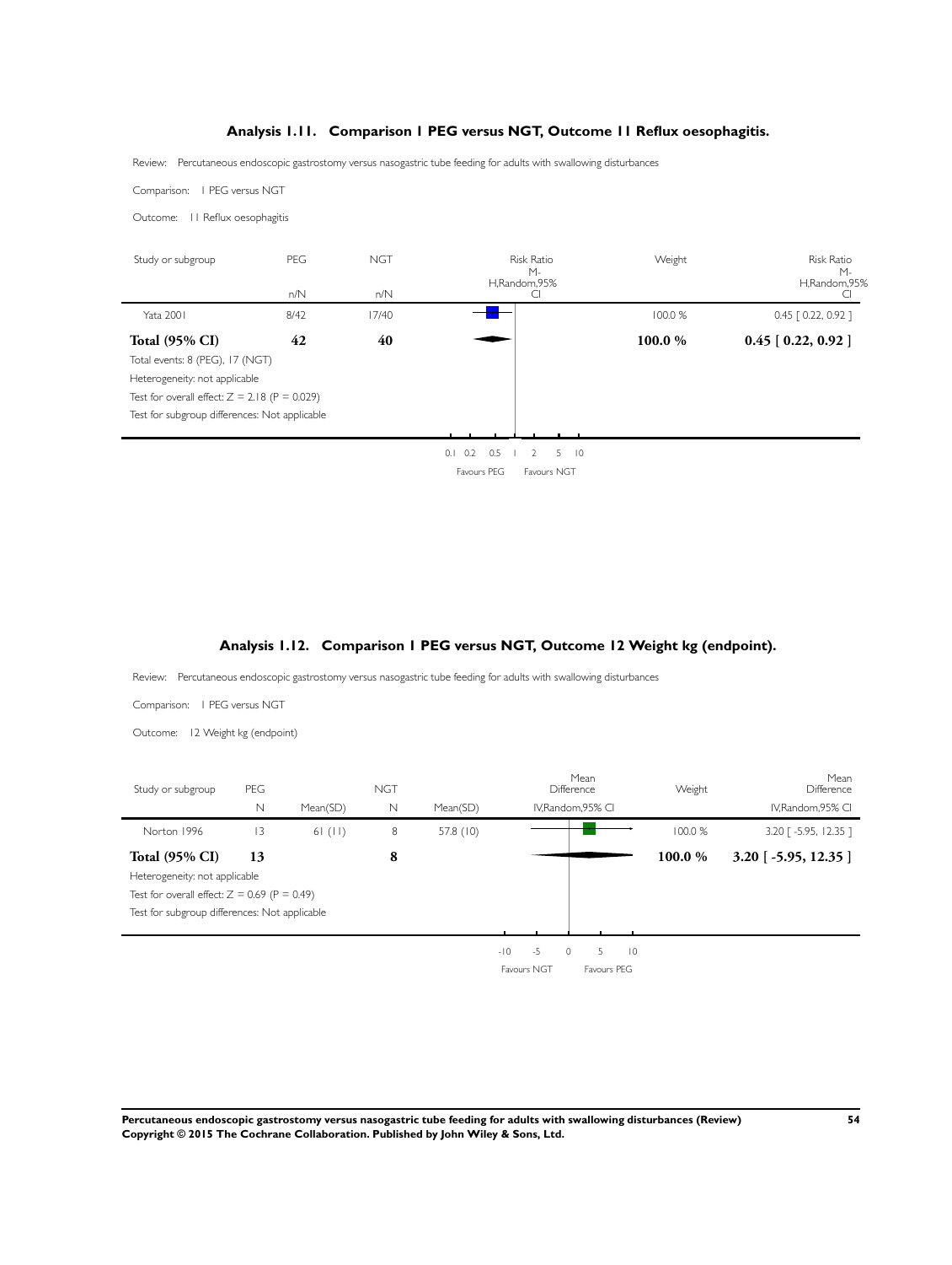### Analysis 1.11. Comparison 1 PEG versus NGT, Outcome 11 Reflux oesophagitis.

Review: Percutaneous endoscopic gastrostomy versus nasogastric tube feeding for adults with swallowing disturbances

Comparison: 1 PEG versus NGT

Outcome: 11 Reflux oesophagitis

| Study or subgroup | PEG n/N | NGT n/N | Risk Ratio M-H,Random,95% CI | Weight | Risk Ratio M-H,Random,95% CI |
|---|---|---|---|---|---|
| Yata 2001 | 8/42 | 17/40 | | 100.0 % | 0.45 [ 0.22, 0.92 ] |
| **Total (95% CI)** | **42** | **40** | | **100.0 %** | **0.45 [ 0.22, 0.92 ]** |

Total events: 8 (PEG), 17 (NGT)

Heterogeneity: not applicable

Test for overall effect: Z = 2.18 (P = 0.029)

Test for subgroup differences: Not applicable

0.1 0.2 0.5 1 2 5 10

Favours PEG Favours NGT

### Analysis 1.12. Comparison 1 PEG versus NGT, Outcome 12 Weight kg (endpoint).

Review: Percutaneous endoscopic gastrostomy versus nasogastric tube feeding for adults with swallowing disturbances

Comparison: 1 PEG versus NGT

Outcome: 12 Weight kg (endpoint)

| Study or subgroup | PEG N | Mean(SD) | NGT N | Mean(SD) | Mean Difference IV,Random,95% CI | Weight | Mean Difference IV,Random,95% CI |
|---|---|---|---|---|---|---|---|
| Norton 1996 | 13 | 61 (11) | 8 | 57.8 (10) | | 100.0 % | 3.20 [ -5.95, 12.35 ] |
| **Total (95% CI)** | **13** | | **8** | | | **100.0 %** | **3.20 [ -5.95, 12.35 ]** |

Heterogeneity: not applicable

Test for overall effect: Z = 0.69 (P = 0.49)

Test for subgroup differences: Not applicable

-10 -5 0 5 10

Favours NGT Favours PEG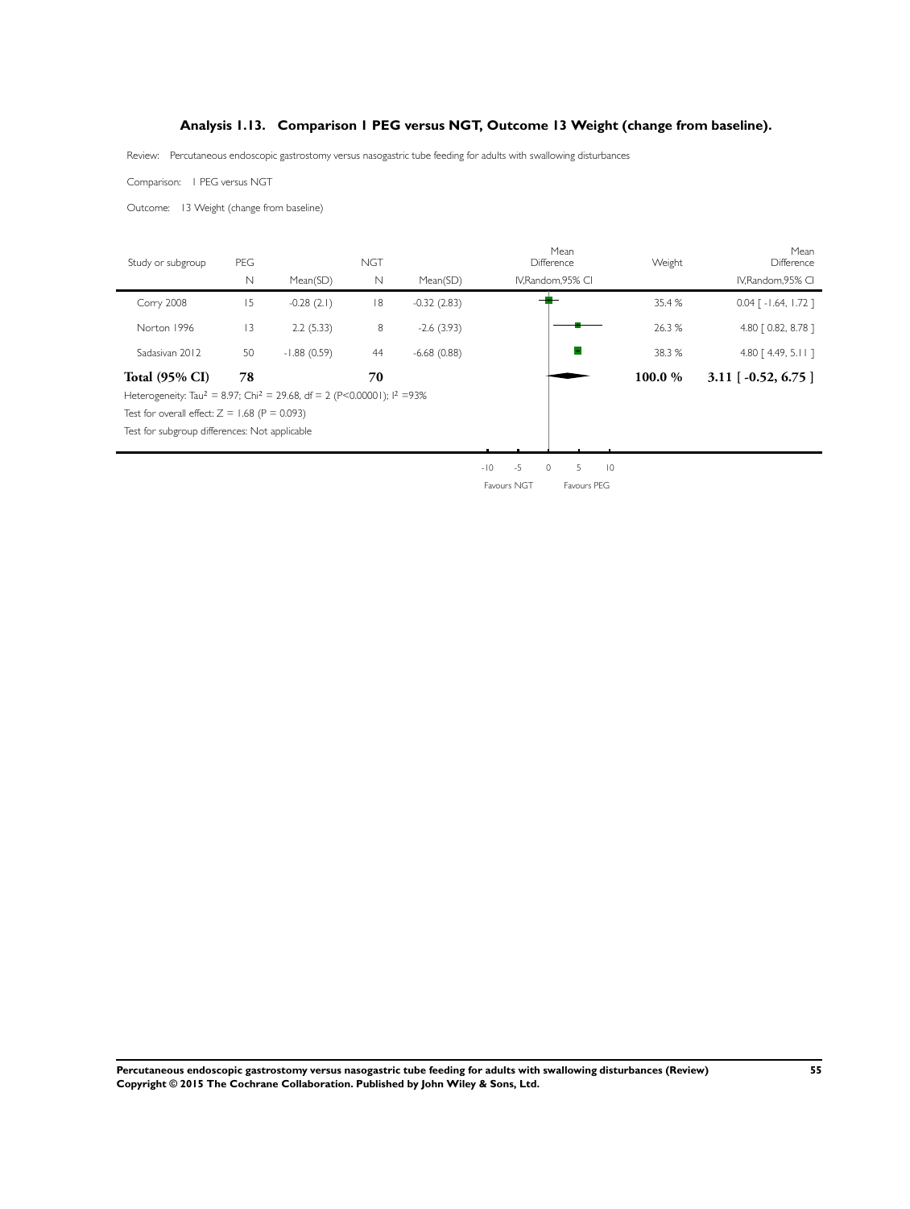### Analysis 1.13. Comparison 1 PEG versus NGT, Outcome 13 Weight (change from baseline).

Review: Percutaneous endoscopic gastrostomy versus nasogastric tube feeding for adults with swallowing disturbances

Comparison: 1 PEG versus NGT

Outcome: 13 Weight (change from baseline)

| Study or subgroup | PEG N | Mean(SD) | NGT N | Mean(SD) | Mean Difference IV,Random,95% CI | Weight | Mean Difference IV,Random,95% CI |
|---|---|---|---|---|---|---|---|
| Corry 2008 | 15 | -0.28 (2.1) | 18 | -0.32 (2.83) | | 35.4 % | 0.04 [ -1.64, 1.72 ] |
| Norton 1996 | 13 | 2.2 (5.33) | 8 | -2.6 (3.93) | | 26.3 % | 4.80 [ 0.82, 8.78 ] |
| Sadasivan 2012 | 50 | -1.88 (0.59) | 44 | -6.68 (0.88) | | 38.3 % | 4.80 [ 4.49, 5.11 ] |
| **Total (95% CI)** | **78** | | **70** | | | **100.0 %** | **3.11 [ -0.52, 6.75 ]** |

Heterogeneity: $Tau^2 = 8.97$; $Chi^2 = 29.68$, df = 2 ($P<0.00001$); $I^2 = 93\%$

Test for overall effect: $Z = 1.68$ ($P = 0.093$)

Test for subgroup differences: Not applicable

-10 -5 0 5 10

Favours NGT Favours PEG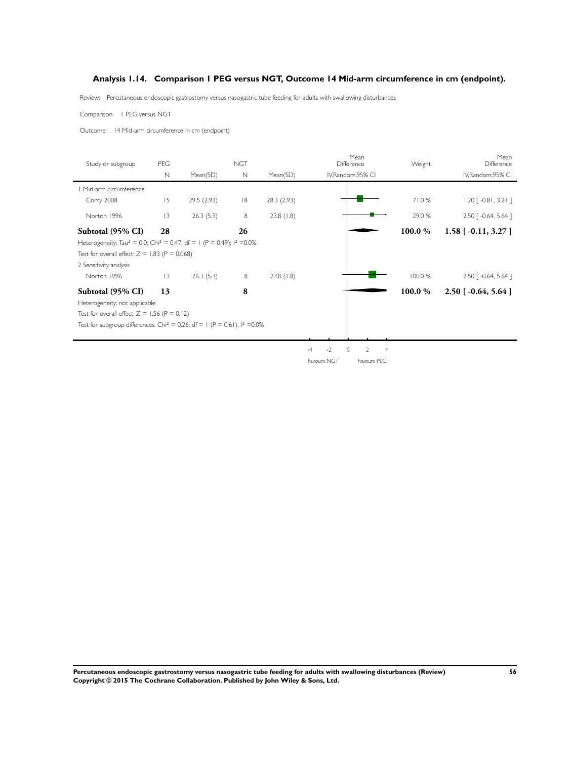## Analysis 1.14. Comparison 1 PEG versus NGT, Outcome 14 Mid-arm circumference in cm (endpoint).

Review: Percutaneous endoscopic gastrostomy versus nasogastric tube feeding for adults with swallowing disturbances

Comparison: 1 PEG versus NGT

Outcome: 14 Mid-arm circumference in cm (endpoint)

| Study or subgroup | PEG N | PEG Mean(SD) | NGT N | NGT Mean(SD) | Mean Difference IV,Random,95% CI | Weight | Mean Difference IV,Random,95% CI |
|---|---|---|---|---|---|---|---|
| 1 Mid-arm circumference | | | | | | | |
| Corry 2008 | 15 | 29.5 (2.93) | 18 | 28.3 (2.93) | | 71.0 % | 1.20 [ -0.81, 3.21 ] |
| Norton 1996 | 13 | 26.3 (5.3) | 8 | 23.8 (1.8) | | 29.0 % | 2.50 [ -0.64, 5.64 ] |
| **Subtotal (95% CI)** | **28** | | **26** | | | **100.0 %** | **1.58 [ -0.11, 3.27 ]** |
| Heterogeneity: $Tau^2 = 0.0$; $Chi^2 = 0.47$, df = 1 (P = 0.49); $I^2 = 0.0\%$ | | | | | | | |
| Test for overall effect: Z = 1.83 (P = 0.068) | | | | | | | |
| 2 Sensitivity analysis | | | | | | | |
| Norton 1996 | 13 | 26.3 (5.3) | 8 | 23.8 (1.8) | | 100.0 % | 2.50 [ -0.64, 5.64 ] |
| **Subtotal (95% CI)** | **13** | | **8** | | | **100.0 %** | **2.50 [ -0.64, 5.64 ]** |
| Heterogeneity: not applicable | | | | | | | |
| Test for overall effect: Z = 1.56 (P = 0.12) | | | | | | | |
| Test for subgroup differences: $Chi^2 = 0.26$, df = 1 (P = 0.61), $I^2 = 0.0\%$ | | | | | | | |

-4 -2 0 2 4

Favours NGT Favours PEG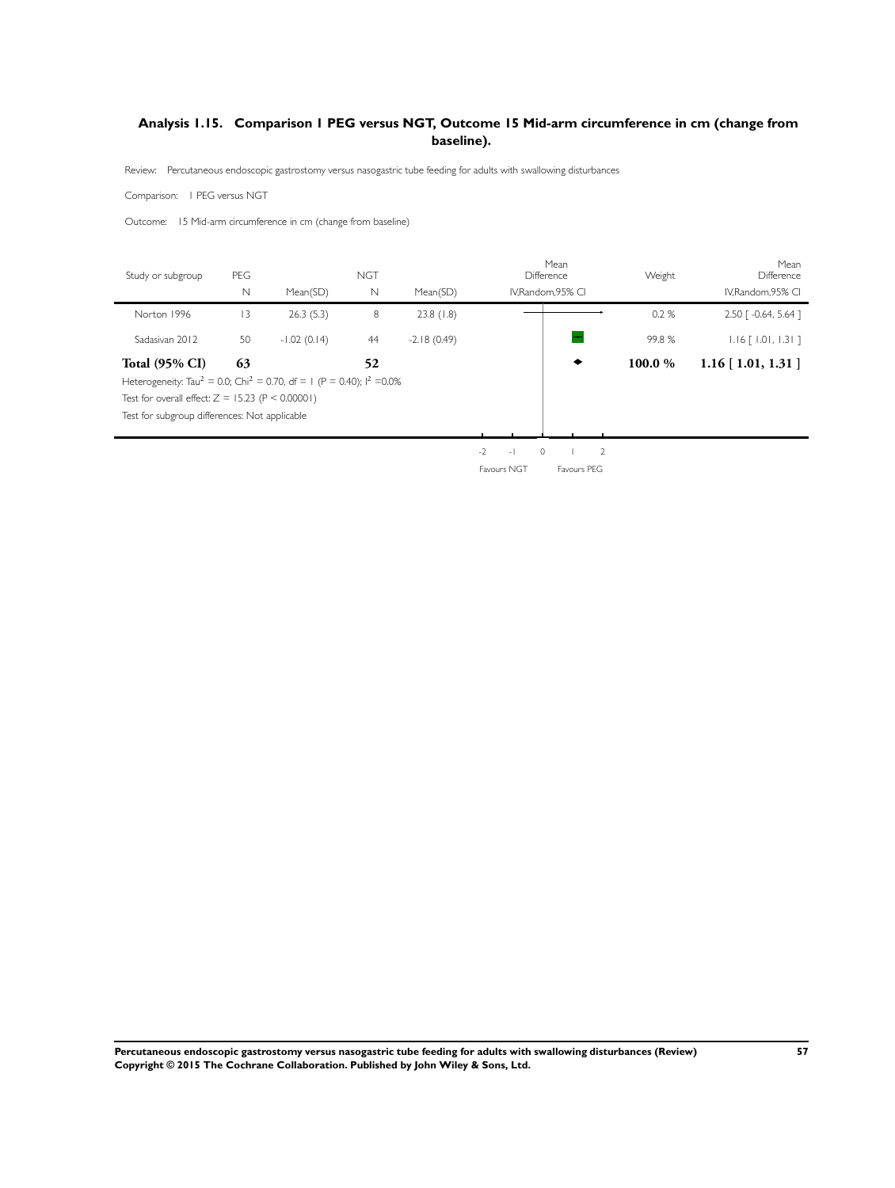### Analysis 1.15. Comparison 1 PEG versus NGT, Outcome 15 Mid-arm circumference in cm (change from baseline).

Review: Percutaneous endoscopic gastrostomy versus nasogastric tube feeding for adults with swallowing disturbances

Comparison: 1 PEG versus NGT

Outcome: 15 Mid-arm circumference in cm (change from baseline)

| Study or subgroup | PEG N | PEG Mean(SD) | NGT N | NGT Mean(SD) | Mean Difference IV,Random,95% CI | Weight | Mean Difference IV,Random,95% CI |
|---|---|---|---|---|---|---|---|
| Norton 1996 | 13 | 26.3 (5.3) | 8 | 23.8 (1.8) | | 0.2 % | 2.50 [ -0.64, 5.64 ] |
| Sadasivan 2012 | 50 | -1.02 (0.14) | 44 | -2.18 (0.49) | | 99.8 % | 1.16 [ 1.01, 1.31 ] |
| **Total (95% CI)** | **63** | | **52** | | | **100.0 %** | **1.16 [ 1.01, 1.31 ]** |

Heterogeneity: $Tau^2 = 0.0$; $Chi^2 = 0.70$, $df = 1$ ($P = 0.40$); $I^2 = 0.0\%$

Test for overall effect: $Z = 15.23$ ($P < 0.00001$)

Test for subgroup differences: Not applicable

-2 -1 0 1 2

Favours NGT Favours PEG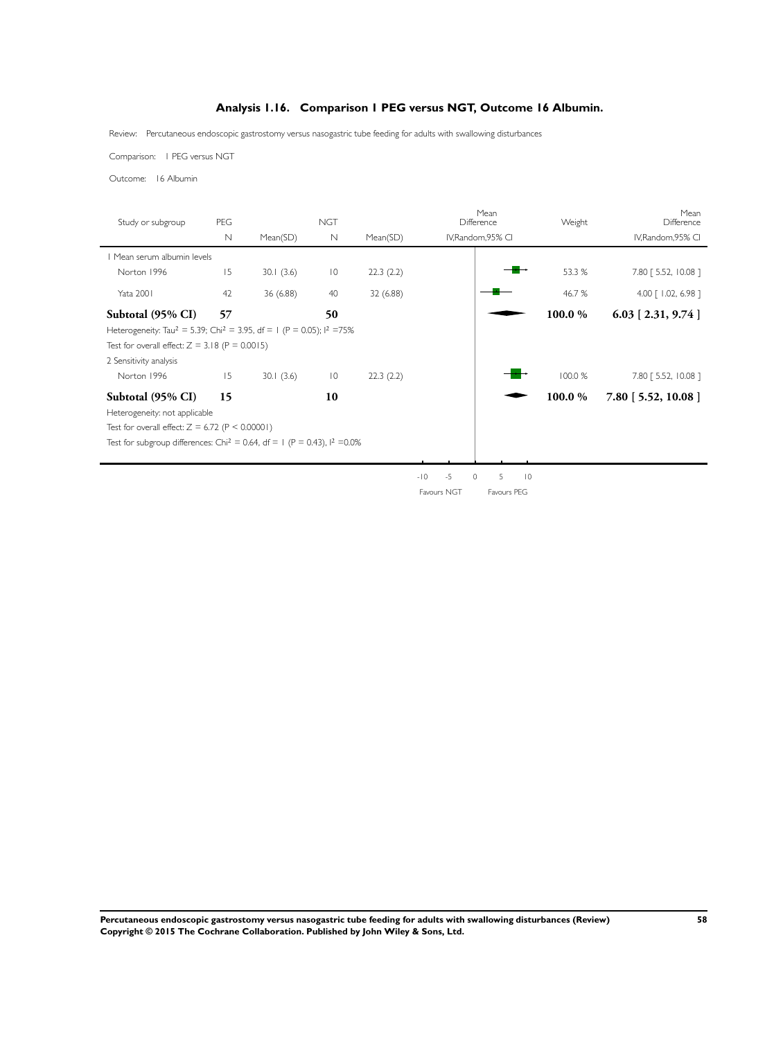## Analysis 1.16. Comparison 1 PEG versus NGT, Outcome 16 Albumin.

Review: Percutaneous endoscopic gastrostomy versus nasogastric tube feeding for adults with swallowing disturbances

Comparison: 1 PEG versus NGT

Outcome: 16 Albumin

| Study or subgroup | PEG N | PEG Mean(SD) | NGT N | NGT Mean(SD) | Mean Difference IV,Random,95% CI | Weight | Mean Difference IV,Random,95% CI |
|---|---|---|---|---|---|---|---|
| 1 Mean serum albumin levels | | | | | | | |
| Norton 1996 | 15 | 30.1 (3.6) | 10 | 22.3 (2.2) | | 53.3 % | 7.80 [ 5.52, 10.08 ] |
| Yata 2001 | 42 | 36 (6.88) | 40 | 32 (6.88) | | 46.7 % | 4.00 [ 1.02, 6.98 ] |
| **Subtotal (95% CI)** | **57** | | **50** | | | **100.0 %** | **6.03 [ 2.31, 9.74 ]** |
| Heterogeneity: $Tau^2 = 5.39$; $Chi^2 = 3.95$, df = 1 (P = 0.05); $I^2 = 75\%$ | | | | | | | |
| Test for overall effect: Z = 3.18 (P = 0.0015) | | | | | | | |
| 2 Sensitivity analysis | | | | | | | |
| Norton 1996 | 15 | 30.1 (3.6) | 10 | 22.3 (2.2) | | 100.0 % | 7.80 [ 5.52, 10.08 ] |
| **Subtotal (95% CI)** | **15** | | **10** | | | **100.0 %** | **7.80 [ 5.52, 10.08 ]** |
| Heterogeneity: not applicable | | | | | | | |
| Test for overall effect: Z = 6.72 (P < 0.00001) | | | | | | | |
| Test for subgroup differences: $Chi^2 = 0.64$, df = 1 (P = 0.43), $I^2 = 0.0\%$ | | | | | | | |

-10 -5 0 5 10

Favours NGT Favours PEG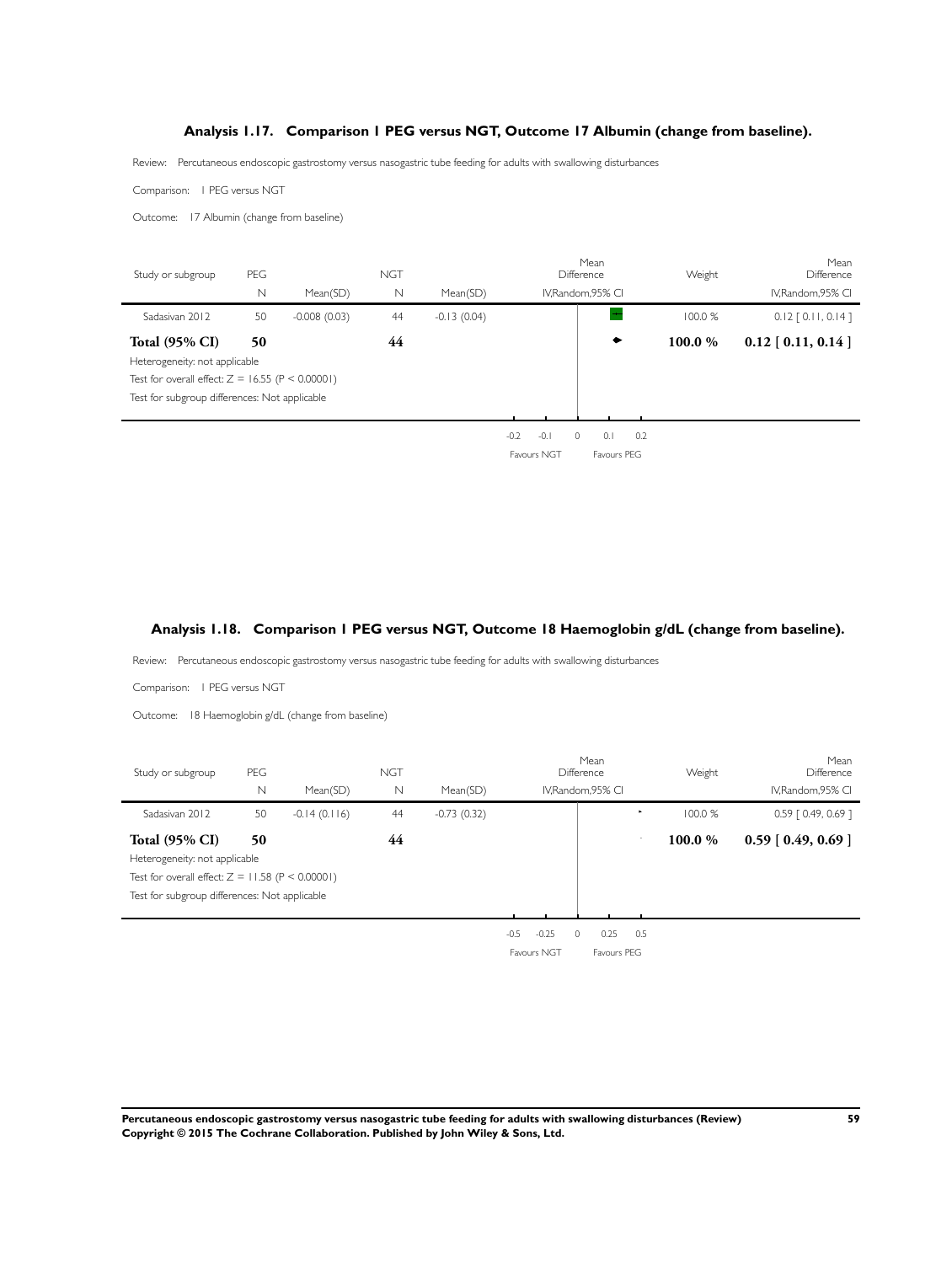### Analysis 1.17. Comparison 1 PEG versus NGT, Outcome 17 Albumin (change from baseline).

Review: Percutaneous endoscopic gastrostomy versus nasogastric tube feeding for adults with swallowing disturbances

Comparison: 1 PEG versus NGT

Outcome: 17 Albumin (change from baseline)

| Study or subgroup | PEG N | Mean(SD) | NGT N | Mean(SD) | Mean Difference IV,Random,95% CI | Weight | Mean Difference IV,Random,95% CI |
|---|---|---|---|---|---|---|---|
| Sadasivan 2012 | 50 | -0.008 (0.03) | 44 | -0.13 (0.04) | | 100.0 % | 0.12 [ 0.11, 0.14 ] |
| **Total (95% CI)** | **50** | | **44** | | | **100.0 %** | **0.12 [ 0.11, 0.14 ]** |

Heterogeneity: not applicable

Test for overall effect: Z = 16.55 (P < 0.00001)

Test for subgroup differences: Not applicable

-0.2 -0.1 0 0.1 0.2

Favours NGT Favours PEG

### Analysis 1.18. Comparison 1 PEG versus NGT, Outcome 18 Haemoglobin g/dL (change from baseline).

Review: Percutaneous endoscopic gastrostomy versus nasogastric tube feeding for adults with swallowing disturbances

Comparison: 1 PEG versus NGT

Outcome: 18 Haemoglobin g/dL (change from baseline)

| Study or subgroup | PEG N | Mean(SD) | NGT N | Mean(SD) | Mean Difference IV,Random,95% CI | Weight | Mean Difference IV,Random,95% CI |
|---|---|---|---|---|---|---|---|
| Sadasivan 2012 | 50 | -0.14 (0.116) | 44 | -0.73 (0.32) | | 100.0 % | 0.59 [ 0.49, 0.69 ] |
| **Total (95% CI)** | **50** | | **44** | | | **100.0 %** | **0.59 [ 0.49, 0.69 ]** |

Heterogeneity: not applicable

Test for overall effect: Z = 11.58 (P < 0.00001)

Test for subgroup differences: Not applicable

-0.5 -0.25 0 0.25 0.5

Favours NGT Favours PEG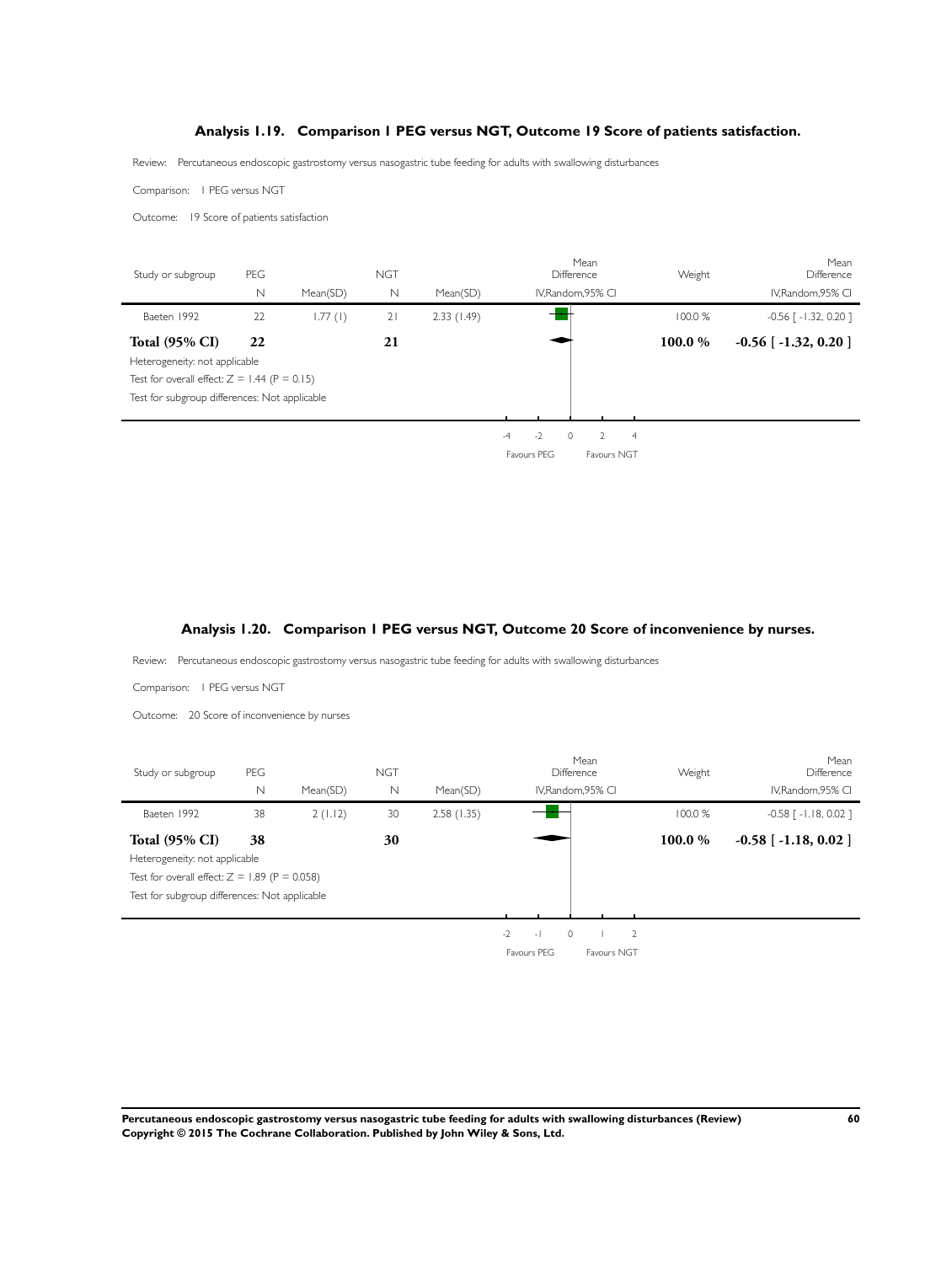### Analysis 1.19. Comparison 1 PEG versus NGT, Outcome 19 Score of patients satisfaction.

Review: Percutaneous endoscopic gastrostomy versus nasogastric tube feeding for adults with swallowing disturbances

Comparison: 1 PEG versus NGT

Outcome: 19 Score of patients satisfaction

| Study or subgroup | PEG N | Mean(SD) | NGT N | Mean(SD) | Mean Difference IV,Random,95% CI | Weight | Mean Difference IV,Random,95% CI |
|---|---|---|---|---|---|---|---|
| Baeten 1992 | 22 | 1.77 (1) | 21 | 2.33 (1.49) | | 100.0 % | -0.56 [ -1.32, 0.20 ] |
| **Total (95% CI)** | **22** | | **21** | | | **100.0 %** | **-0.56 [ -1.32, 0.20 ]** |

Heterogeneity: not applicable

Test for overall effect: Z = 1.44 (P = 0.15)

Test for subgroup differences: Not applicable

-4 -2 0 2 4

Favours PEG Favours NGT

### Analysis 1.20. Comparison 1 PEG versus NGT, Outcome 20 Score of inconvenience by nurses.

Review: Percutaneous endoscopic gastrostomy versus nasogastric tube feeding for adults with swallowing disturbances

Comparison: 1 PEG versus NGT

Outcome: 20 Score of inconvenience by nurses

| Study or subgroup | PEG N | Mean(SD) | NGT N | Mean(SD) | Mean Difference IV,Random,95% CI | Weight | Mean Difference IV,Random,95% CI |
|---|---|---|---|---|---|---|---|
| Baeten 1992 | 38 | 2 (1.12) | 30 | 2.58 (1.35) | | 100.0 % | -0.58 [ -1.18, 0.02 ] |
| **Total (95% CI)** | **38** | | **30** | | | **100.0 %** | **-0.58 [ -1.18, 0.02 ]** |

Heterogeneity: not applicable

Test for overall effect: Z = 1.89 (P = 0.058)

Test for subgroup differences: Not applicable

-2 -1 0 1 2

Favours PEG Favours NGT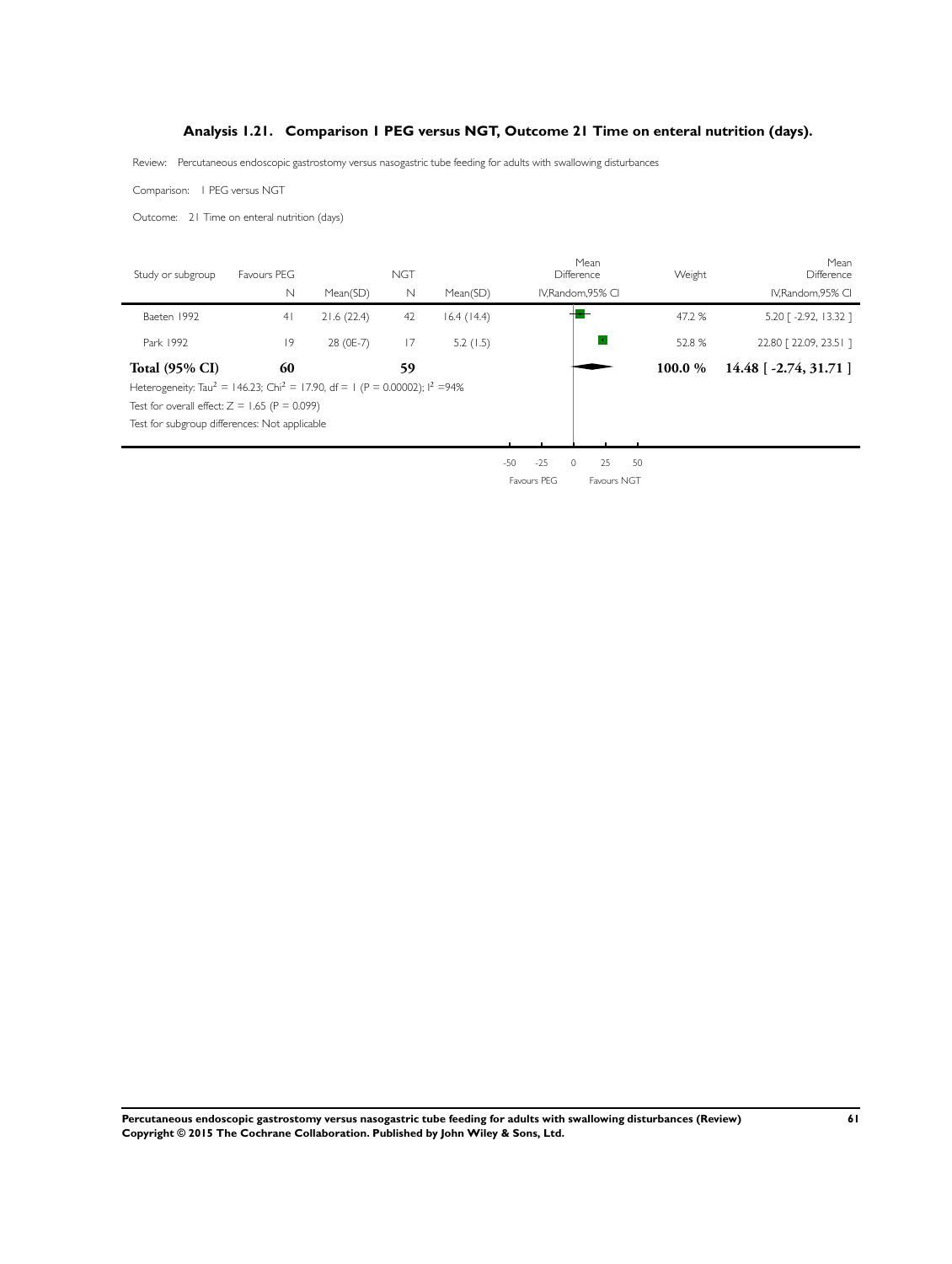### Analysis 1.21. Comparison 1 PEG versus NGT, Outcome 21 Time on enteral nutrition (days).

Review: Percutaneous endoscopic gastrostomy versus nasogastric tube feeding for adults with swallowing disturbances

Comparison: 1 PEG versus NGT

Outcome: 21 Time on enteral nutrition (days)

| Study or subgroup | Favours PEG N | Mean(SD) | NGT N | Mean(SD) | Mean Difference IV,Random,95% CI | Weight | Mean Difference IV,Random,95% CI |
|---|---|---|---|---|---|---|---|
| Baeten 1992 | 41 | 21.6 (22.4) | 42 | 16.4 (14.4) | | 47.2 % | 5.20 [ -2.92, 13.32 ] |
| Park 1992 | 19 | 28 (0E-7) | 17 | 5.2 (1.5) | | 52.8 % | 22.80 [ 22.09, 23.51 ] |
| **Total (95% CI)** | **60** | | **59** | | | **100.0 %** | **14.48 [ -2.74, 31.71 ]** |

Heterogeneity: $Tau^2 = 146.23$; $Chi^2 = 17.90$, df = 1 (P = 0.00002); $I^2$ =94%

Test for overall effect: Z = 1.65 (P = 0.099)

Test for subgroup differences: Not applicable

-50 -25 0 25 50

Favours PEG Favours NGT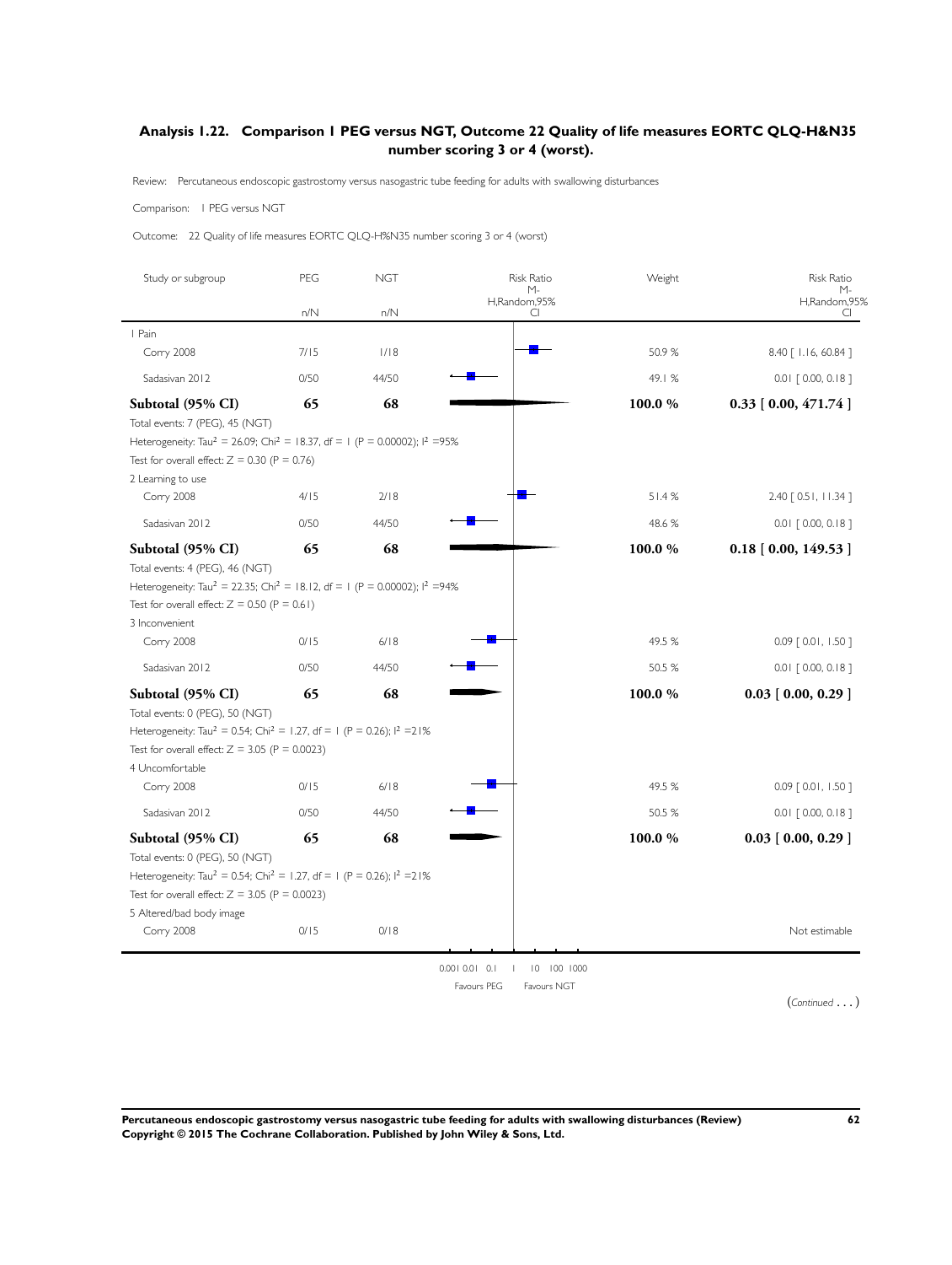## Analysis 1.22. Comparison 1 PEG versus NGT, Outcome 22 Quality of life measures EORTC QLQ-H&N35 number scoring 3 or 4 (worst).

Review: Percutaneous endoscopic gastrostomy versus nasogastric tube feeding for adults with swallowing disturbances

Comparison: 1 PEG versus NGT

Outcome: 22 Quality of life measures EORTC QLQ-H%N35 number scoring 3 or 4 (worst)

| Study or subgroup | PEG n/N | NGT n/N | Risk Ratio M-H,Random,95% CI | Weight | Risk Ratio M-H,Random,95% CI |
|---|---|---|---|---|---|
| 1 Pain | | | | | |
| Corry 2008 | 7/15 | 1/18 | | 50.9 % | 8.40 [ 1.16, 60.84 ] |
| Sadasivan 2012 | 0/50 | 44/50 | | 49.1 % | 0.01 [ 0.00, 0.18 ] |
| **Subtotal (95% CI)** | **65** | **68** | | **100.0 %** | **0.33 [ 0.00, 471.74 ]** |
| Total events: 7 (PEG), 45 (NGT) | | | | | |
| Heterogeneity: $Tau^2 = 26.09$; $Chi^2 = 18.37$, df = 1 (P = 0.00002); $I^2$ =95% | | | | | |
| Test for overall effect: Z = 0.30 (P = 0.76) | | | | | |
| 2 Learning to use | | | | | |
| Corry 2008 | 4/15 | 2/18 | | 51.4 % | 2.40 [ 0.51, 11.34 ] |
| Sadasivan 2012 | 0/50 | 44/50 | | 48.6 % | 0.01 [ 0.00, 0.18 ] |
| **Subtotal (95% CI)** | **65** | **68** | | **100.0 %** | **0.18 [ 0.00, 149.53 ]** |
| Total events: 4 (PEG), 46 (NGT) | | | | | |
| Heterogeneity: $Tau^2 = 22.35$; $Chi^2 = 18.12$, df = 1 (P = 0.00002); $I^2$ =94% | | | | | |
| Test for overall effect: Z = 0.50 (P = 0.61) | | | | | |
| 3 Inconvenient | | | | | |
| Corry 2008 | 0/15 | 6/18 | | 49.5 % | 0.09 [ 0.01, 1.50 ] |
| Sadasivan 2012 | 0/50 | 44/50 | | 50.5 % | 0.01 [ 0.00, 0.18 ] |
| **Subtotal (95% CI)** | **65** | **68** | | **100.0 %** | **0.03 [ 0.00, 0.29 ]** |
| Total events: 0 (PEG), 50 (NGT) | | | | | |
| Heterogeneity: $Tau^2 = 0.54$; $Chi^2 = 1.27$, df = 1 (P = 0.26); $I^2$ =21% | | | | | |
| Test for overall effect: Z = 3.05 (P = 0.0023) | | | | | |
| 4 Uncomfortable | | | | | |
| Corry 2008 | 0/15 | 6/18 | | 49.5 % | 0.09 [ 0.01, 1.50 ] |
| Sadasivan 2012 | 0/50 | 44/50 | | 50.5 % | 0.01 [ 0.00, 0.18 ] |
| **Subtotal (95% CI)** | **65** | **68** | | **100.0 %** | **0.03 [ 0.00, 0.29 ]** |
| Total events: 0 (PEG), 50 (NGT) | | | | | |
| Heterogeneity: $Tau^2 = 0.54$; $Chi^2 = 1.27$, df = 1 (P = 0.26); $I^2$ =21% | | | | | |
| Test for overall effect: Z = 3.05 (P = 0.0023) | | | | | |
| 5 Altered/bad body image | | | | | |
| Corry 2008 | 0/15 | 0/18 | | | Not estimable |

0.001 0.01 0.1 1 10 100 1000

Favours PEG Favours NGT

(*Continued . . .* )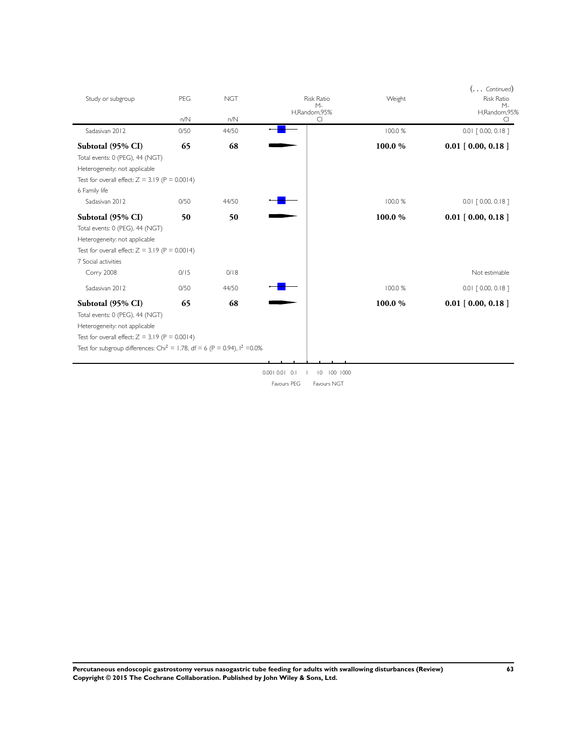(... *Continued*)

| Study or subgroup | PEG | NGT | Risk Ratio M-H,Random,95% CI | Weight | Risk Ratio M-H,Random,95% CI |
|---|---|---|---|---|---|
| | n/N | n/N | | | |
| Sadasivan 2012 | 0/50 | 44/50 | | 100.0 % | 0.01 [ 0.00, 0.18 ] |
| **Subtotal (95% CI)** | **65** | **68** | | **100.0 %** | **0.01 [ 0.00, 0.18 ]** |
| Total events: 0 (PEG), 44 (NGT) | | | | | |
| Heterogeneity: not applicable | | | | | |
| Test for overall effect: Z = 3.19 (P = 0.0014) | | | | | |
| 6 Family life | | | | | |
| Sadasivan 2012 | 0/50 | 44/50 | | 100.0 % | 0.01 [ 0.00, 0.18 ] |
| **Subtotal (95% CI)** | **50** | **50** | | **100.0 %** | **0.01 [ 0.00, 0.18 ]** |
| Total events: 0 (PEG), 44 (NGT) | | | | | |
| Heterogeneity: not applicable | | | | | |
| Test for overall effect: Z = 3.19 (P = 0.0014) | | | | | |
| 7 Social activities | | | | | |
| Corry 2008 | 0/15 | 0/18 | | | Not estimable |
| Sadasivan 2012 | 0/50 | 44/50 | | 100.0 % | 0.01 [ 0.00, 0.18 ] |
| **Subtotal (95% CI)** | **65** | **68** | | **100.0 %** | **0.01 [ 0.00, 0.18 ]** |
| Total events: 0 (PEG), 44 (NGT) | | | | | |
| Heterogeneity: not applicable | | | | | |
| Test for overall effect: Z = 3.19 (P = 0.0014) | | | | | |
| Test for subgroup differences: $Chi^2$ = 1.78, df = 6 (P = 0.94), $I^2$ =0.0% | | | | | |

0.001 0.01 0.1 1 10 100 1000

Favours PEG Favours NGT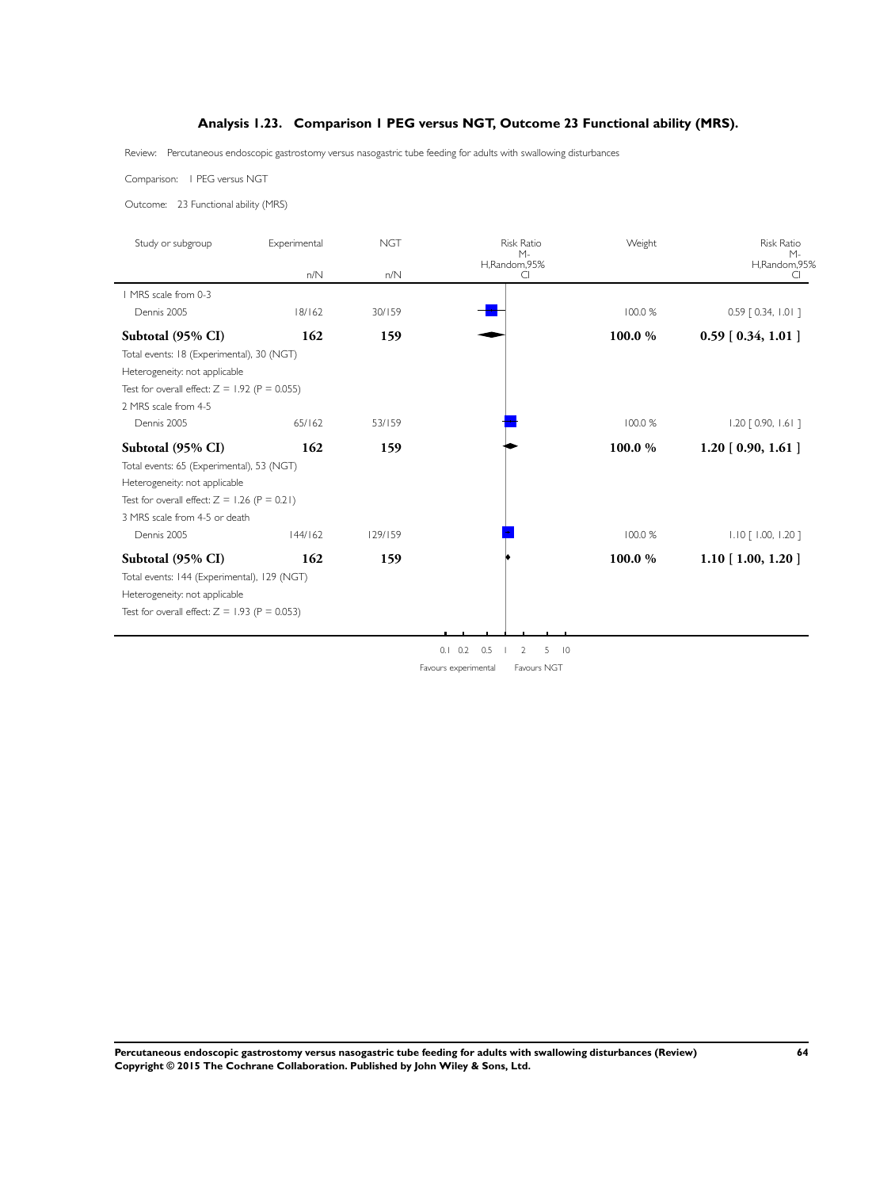## Analysis 1.23. Comparison 1 PEG versus NGT, Outcome 23 Functional ability (MRS).

Review: Percutaneous endoscopic gastrostomy versus nasogastric tube feeding for adults with swallowing disturbances

Comparison: 1 PEG versus NGT

Outcome: 23 Functional ability (MRS)

| Study or subgroup | Experimental n/N | NGT n/N | Risk Ratio M-H,Random,95% CI | Weight | Risk Ratio M-H,Random,95% CI |
|---|---|---|---|---|---|
| 1 MRS scale from 0-3 | | | | | |
| Dennis 2005 | 18/162 | 30/159 | | 100.0 % | 0.59 [ 0.34, 1.01 ] |
| **Subtotal (95% CI)** | **162** | **159** | | **100.0 %** | **0.59 [ 0.34, 1.01 ]** |
| Total events: 18 (Experimental), 30 (NGT) | | | | | |
| Heterogeneity: not applicable | | | | | |
| Test for overall effect: Z = 1.92 (P = 0.055) | | | | | |
| 2 MRS scale from 4-5 | | | | | |
| Dennis 2005 | 65/162 | 53/159 | | 100.0 % | 1.20 [ 0.90, 1.61 ] |
| **Subtotal (95% CI)** | **162** | **159** | | **100.0 %** | **1.20 [ 0.90, 1.61 ]** |
| Total events: 65 (Experimental), 53 (NGT) | | | | | |
| Heterogeneity: not applicable | | | | | |
| Test for overall effect: Z = 1.26 (P = 0.21) | | | | | |
| 3 MRS scale from 4-5 or death | | | | | |
| Dennis 2005 | 144/162 | 129/159 | | 100.0 % | 1.10 [ 1.00, 1.20 ] |
| **Subtotal (95% CI)** | **162** | **159** | | **100.0 %** | **1.10 [ 1.00, 1.20 ]** |
| Total events: 144 (Experimental), 129 (NGT) | | | | | |
| Heterogeneity: not applicable | | | | | |
| Test for overall effect: Z = 1.93 (P = 0.053) | | | | | |

0.1 0.2 0.5 1 2 5 10

Favours experimental Favours NGT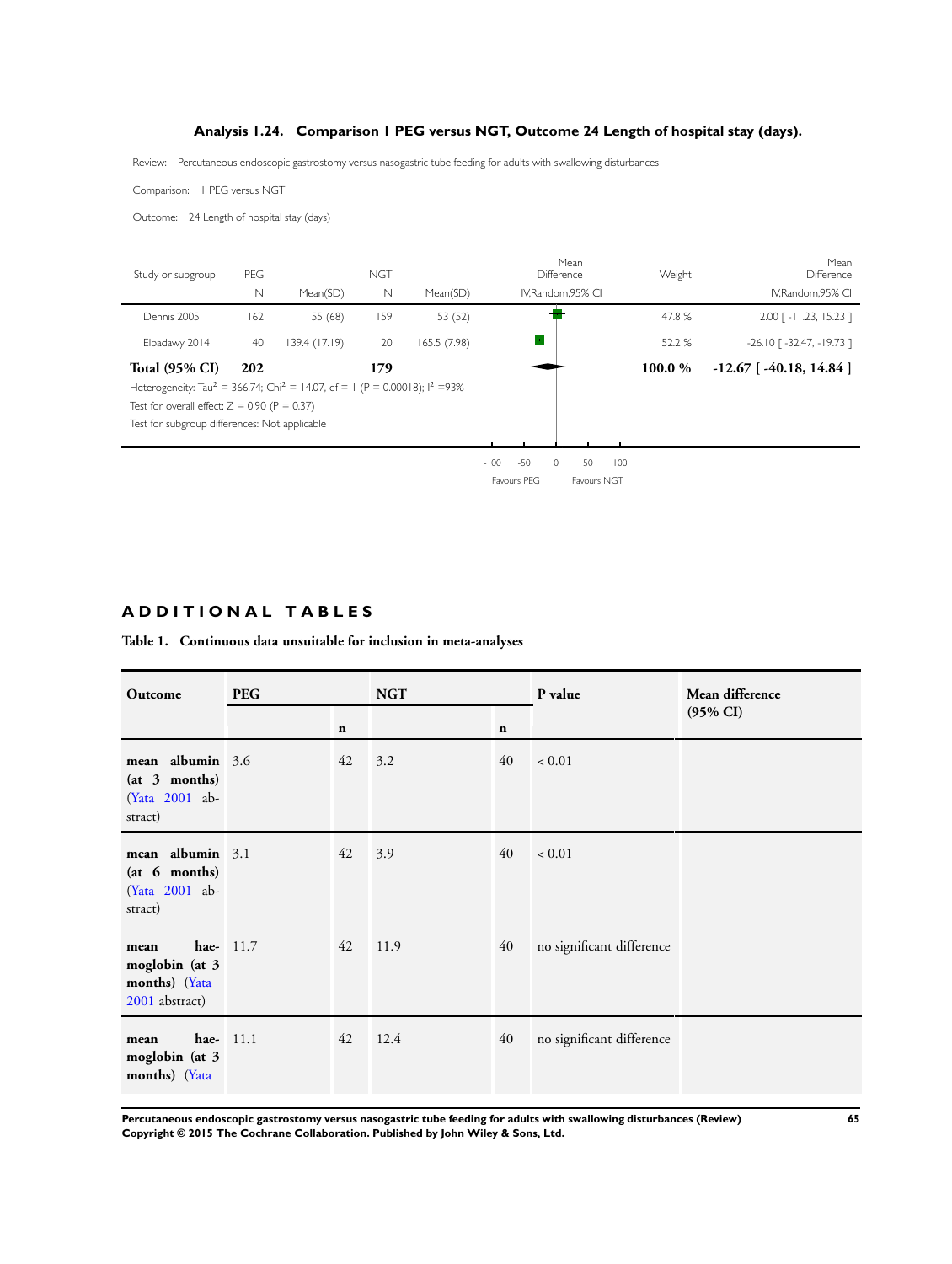### Analysis 1.24. Comparison 1 PEG versus NGT, Outcome 24 Length of hospital stay (days).

Review: Percutaneous endoscopic gastrostomy versus nasogastric tube feeding for adults with swallowing disturbances

Comparison: 1 PEG versus NGT

Outcome: 24 Length of hospital stay (days)

| Study or subgroup | PEG N | Mean(SD) | NGT N | Mean(SD) | Mean Difference IV,Random,95% CI | Weight | Mean Difference IV,Random,95% CI |
|---|---|---|---|---|---|---|---|
| Dennis 2005 | 162 | 55 (68) | 159 | 53 (52) | | 47.8 % | 2.00 [ -11.23, 15.23 ] |
| Elbadawy 2014 | 40 | 139.4 (17.19) | 20 | 165.5 (7.98) | | 52.2 % | -26.10 [ -32.47, -19.73 ] |
| **Total (95% CI)** | **202** | | **179** | | | **100.0 %** | **-12.67 [ -40.18, 14.84 ]** |

Heterogeneity: $Tau^2 = 366.74$; $Chi^2 = 14.07$, df = 1 (P = 0.00018); $I^2$ =93%

Test for overall effect: Z = 0.90 (P = 0.37)

Test for subgroup differences: Not applicable

-100 -50 0 50 100

Favours PEG Favours NGT

## ADDITIONAL TABLES

**Table 1. Continuous data unsuitable for inclusion in meta-analyses**

| Outcome | PEG | n | NGT | n | P value | Mean difference (95% CI) |
|---|---|---|---|---|---|---|
| **mean albumin (at 3 months)** (Yata 2001 abstract) | 3.6 | 42 | 3.2 | 40 | < 0.01 | |
| **mean albumin (at 6 months)** (Yata 2001 abstract) | 3.1 | 42 | 3.9 | 40 | < 0.01 | |
| **mean haemoglobin (at 3 months)** (Yata 2001 abstract) | 11.7 | 42 | 11.9 | 40 | no significant difference | |
| **mean haemoglobin (at 3 months)** (Yata | 11.1 | 42 | 12.4 | 40 | no significant difference | |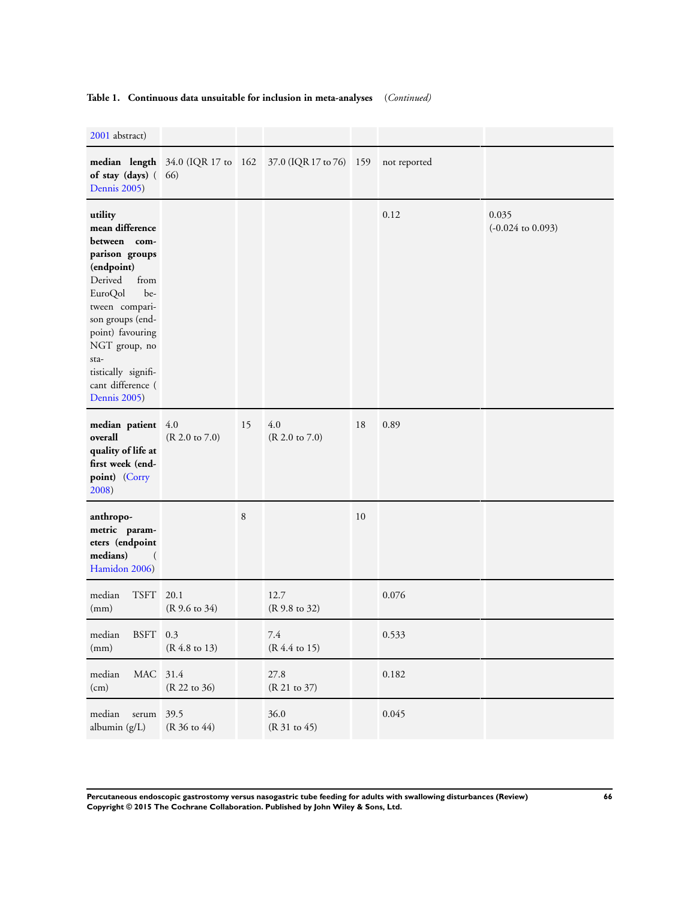**Table 1. Continuous data unsuitable for inclusion in meta-analyses** *(Continued)*

| | | | | | | |
|---|---|---|---|---|---|---|
| 2001 abstract) | | | | | | |
| **median length of stay (days)** (Dennis 2005) | 34.0 (IQR 17 to 66) | 162 | 37.0 (IQR 17 to 76) | 159 | not reported | |
| **utility mean difference between comparison groups (endpoint)** Derived from EuroQol between comparison groups (endpoint) favouring NGT group, no statistically significant difference (Dennis 2005) | | | | | 0.12 | 0.035 (-0.024 to 0.093) |
| **median patient overall quality of life at first week (endpoint)** (Corry 2008) | 4.0 (R 2.0 to 7.0) | 15 | 4.0 (R 2.0 to 7.0) | 18 | 0.89 | |
| **anthropometric parameters (endpoint medians)** (Hamidon 2006) | | 8 | | 10 | | |
| median TSFT (mm) | 20.1 (R 9.6 to 34) | | 12.7 (R 9.8 to 32) | | 0.076 | |
| median BSFT (mm) | 0.3 (R 4.8 to 13) | | 7.4 (R 4.4 to 15) | | 0.533 | |
| median MAC (cm) | 31.4 (R 22 to 36) | | 27.8 (R 21 to 37) | | 0.182 | |
| median serum albumin (g/L) | 39.5 (R 36 to 44) | | 36.0 (R 31 to 45) | | 0.045 | |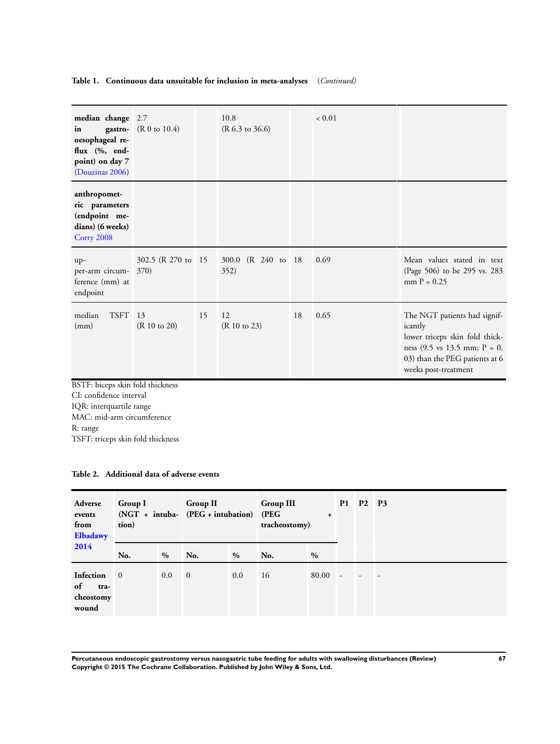**Table 1. Continuous data unsuitable for inclusion in meta-analyses** (*Continued*)

| | | | | | | |
|---|---|---|---|---|---|---|
| **median change in gastro-oesophageal reflux (%, end-point) on day 7** (Douzinas 2006) | 2.7 (R 0 to 10.4) | | 10.8 (R 6.3 to 36.6) | | < 0.01 | |
| **anthropometric parameters (endpoint medians) (6 weeks)** Corry 2008 | | | | | | |
| upper-arm circumference (mm) at endpoint | 302.5 (R 270 to 370) | 15 | 300.0 (R 240 to 352) | 18 | 0.69 | Mean values stated in text (Page 506) to be 295 vs. 283 mm P = 0.25 |
| median TSFT (mm) | 13 (R 10 to 20) | 15 | 12 (R 10 to 23) | 18 | 0.65 | The NGT patients had significantly lower triceps skin fold thickness (9.5 vs 13.5 mm; P = 0.03) than the PEG patients at 6 weeks post-treatment |

BSTF: biceps skin fold thickness
CI: confidence interval
IQR: interquartile range
MAC: mid-arm circumference
R: range
TSFT: triceps skin fold thickness

**Table 2. Additional data of adverse events**

| **Adverse events from Elbadawy 2014** | **Group I (NGT + intubation)** | | **Group II (PEG + intubation)** | | **Group III (PEG + tracheostomy)** | | **P1** | **P2** | **P3** |
|---|---|---|---|---|---|---|---|---|---|
| | **No.** | **%** | **No.** | **%** | **No.** | **%** | | | |
| **Infection of tracheostomy wound** | 0 | 0.0 | 0 | 0.0 | 16 | 80.00 | - | - | - |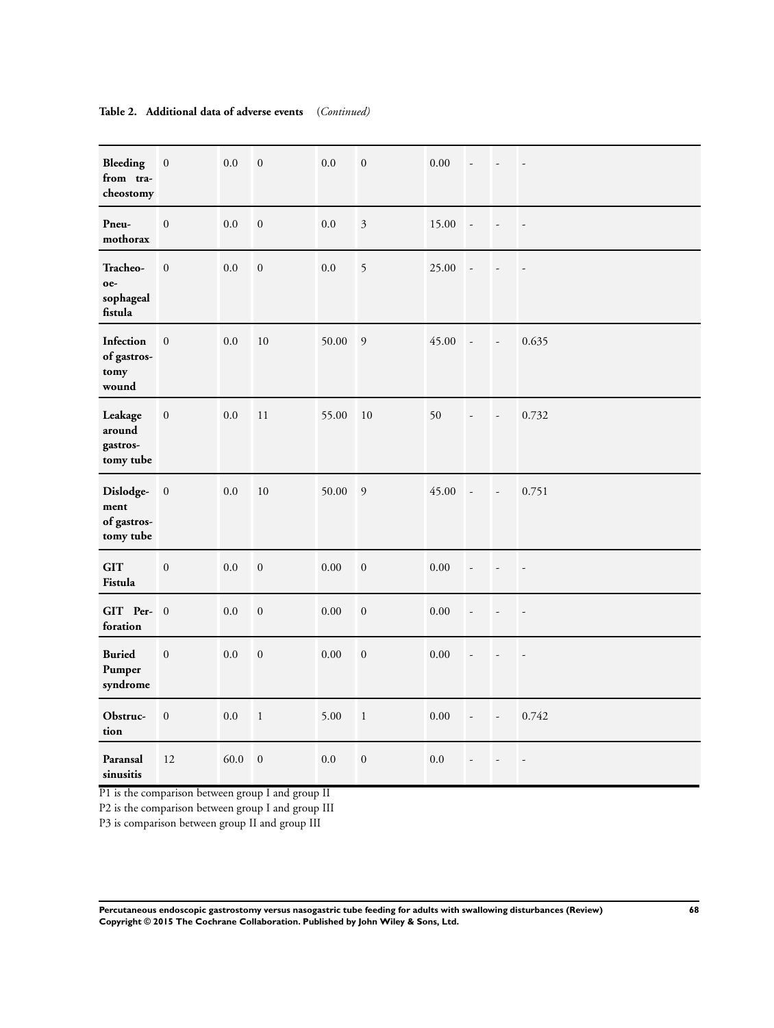**Table 2. Additional data of adverse events** (*Continued*)

| | | | | | | | | | |
|---|---|---|---|---|---|---|---|---|---|
| **Bleeding from tracheostomy** | 0 | 0.0 | 0 | 0.0 | 0 | 0.00 | - | - | - |
| **Pneumothorax** | 0 | 0.0 | 0 | 0.0 | 3 | 15.00 | - | - | - |
| **Tracheo-oesophageal fistula** | 0 | 0.0 | 0 | 0.0 | 5 | 25.00 | - | - | - |
| **Infection of gastrostomy wound** | 0 | 0.0 | 10 | 50.00 | 9 | 45.00 | - | - | 0.635 |
| **Leakage around gastrostomy tube** | 0 | 0.0 | 11 | 55.00 | 10 | 50 | - | - | 0.732 |
| **Dislodgement of gastrostomy tube** | 0 | 0.0 | 10 | 50.00 | 9 | 45.00 | - | - | 0.751 |
| **GIT Fistula** | 0 | 0.0 | 0 | 0.00 | 0 | 0.00 | - | - | - |
| **GIT Perforation** | 0 | 0.0 | 0 | 0.00 | 0 | 0.00 | - | - | - |
| **Buried Pumper syndrome** | 0 | 0.0 | 0 | 0.00 | 0 | 0.00 | - | - | - |
| **Obstruction** | 0 | 0.0 | 1 | 5.00 | 1 | 0.00 | - | - | 0.742 |
| **Paransal sinusitis** | 12 | 60.0 | 0 | 0.0 | 0 | 0.0 | - | - | - |

P1 is the comparison between group I and group II

P2 is the comparison between group I and group III

P3 is comparison between group II and group III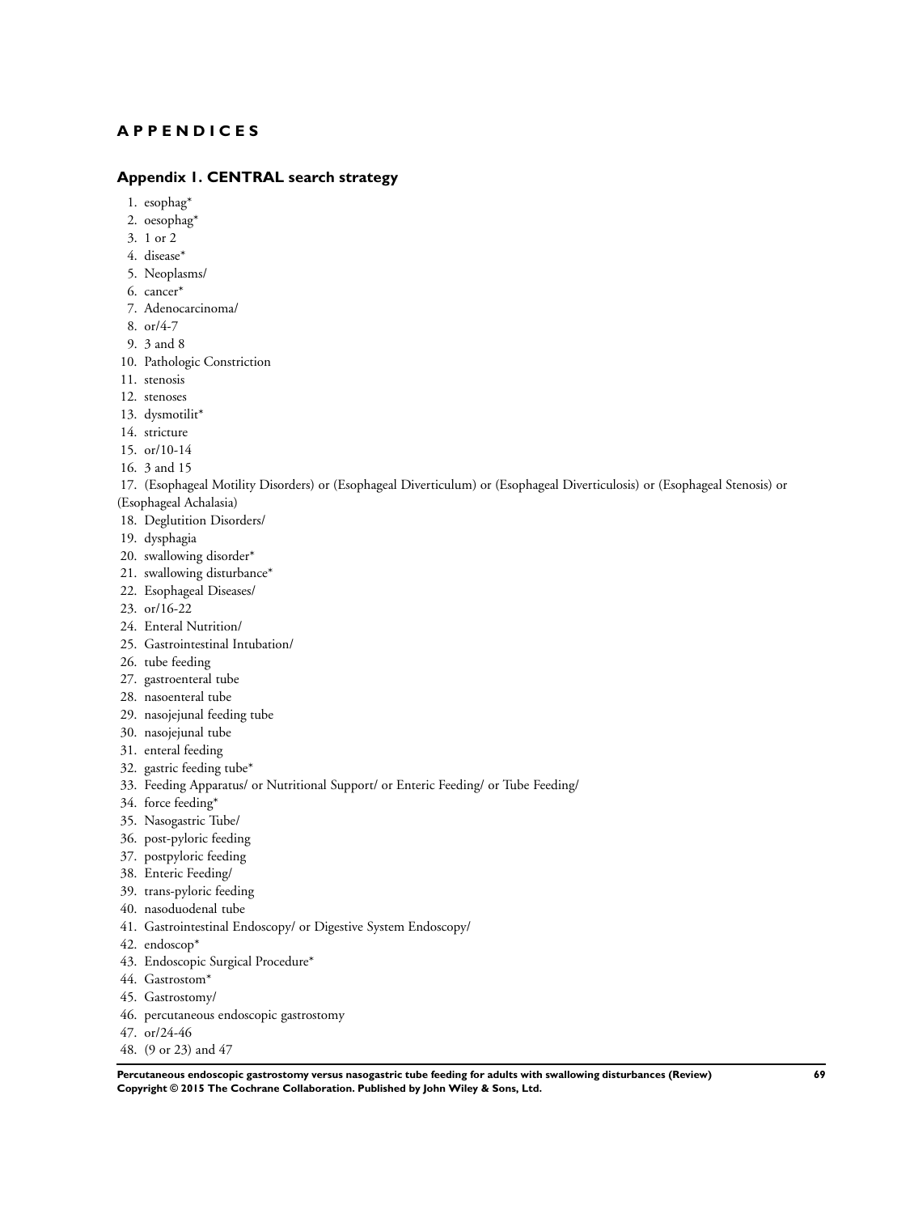# APPENDICES

## Appendix 1. CENTRAL search strategy

1. esophag*
2. oesophag*
3. 1 or 2
4. disease*
5. Neoplasms/
6. cancer*
7. Adenocarcinoma/
8. or/4-7
9. 3 and 8
10. Pathologic Constriction
11. stenosis
12. stenoses
13. dysmotilit*
14. stricture
15. or/10-14
16. 3 and 15
17. (Esophageal Motility Disorders) or (Esophageal Diverticulum) or (Esophageal Diverticulosis) or (Esophageal Stenosis) or (Esophageal Achalasia)
18. Deglutition Disorders/
19. dysphagia
20. swallowing disorder*
21. swallowing disturbance*
22. Esophageal Diseases/
23. or/16-22
24. Enteral Nutrition/
25. Gastrointestinal Intubation/
26. tube feeding
27. gastroenteral tube
28. nasoenteral tube
29. nasojejunal feeding tube
30. nasojejunal tube
31. enteral feeding
32. gastric feeding tube*
33. Feeding Apparatus/ or Nutritional Support/ or Enteric Feeding/ or Tube Feeding/
34. force feeding*
35. Nasogastric Tube/
36. post-pyloric feeding
37. postpyloric feeding
38. Enteric Feeding/
39. trans-pyloric feeding
40. nasoduodenal tube
41. Gastrointestinal Endoscopy/ or Digestive System Endoscopy/
42. endoscop*
43. Endoscopic Surgical Procedure*
44. Gastrostom*
45. Gastrostomy/
46. percutaneous endoscopic gastrostomy
47. or/24-46
48. (9 or 23) and 47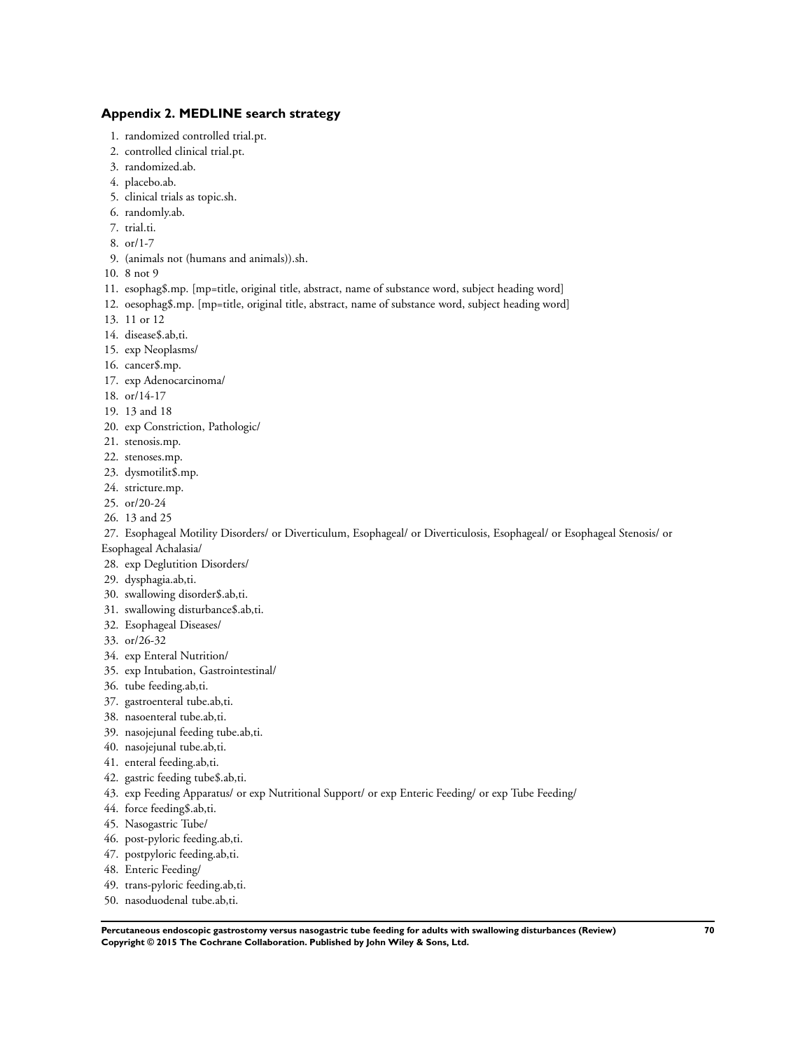## Appendix 2. MEDLINE search strategy

1. randomized controlled trial.pt.
2. controlled clinical trial.pt.
3. randomized.ab.
4. placebo.ab.
5. clinical trials as topic.sh.
6. randomly.ab.
7. trial.ti.
8. or/1-7
9. (animals not (humans and animals)).sh.
10. 8 not 9
11. esophag$.mp. [mp=title, original title, abstract, name of substance word, subject heading word]
12. oesophag$.mp. [mp=title, original title, abstract, name of substance word, subject heading word]
13. 11 or 12
14. disease$.ab,ti.
15. exp Neoplasms/
16. cancer$.mp.
17. exp Adenocarcinoma/
18. or/14-17
19. 13 and 18
20. exp Constriction, Pathologic/
21. stenosis.mp.
22. stenoses.mp.
23. dysmotilit$.mp.
24. stricture.mp.
25. or/20-24
26. 13 and 25
27. Esophageal Motility Disorders/ or Diverticulum, Esophageal/ or Diverticulosis, Esophageal/ or Esophageal Stenosis/ or Esophageal Achalasia/
28. exp Deglutition Disorders/
29. dysphagia.ab,ti.
30. swallowing disorder$.ab,ti.
31. swallowing disturbance$.ab,ti.
32. Esophageal Diseases/
33. or/26-32
34. exp Enteral Nutrition/
35. exp Intubation, Gastrointestinal/
36. tube feeding.ab,ti.
37. gastroenteral tube.ab,ti.
38. nasoenteral tube.ab,ti.
39. nasojejunal feeding tube.ab,ti.
40. nasojejunal tube.ab,ti.
41. enteral feeding.ab,ti.
42. gastric feeding tube$.ab,ti.
43. exp Feeding Apparatus/ or exp Nutritional Support/ or exp Enteric Feeding/ or exp Tube Feeding/
44. force feeding$.ab,ti.
45. Nasogastric Tube/
46. post-pyloric feeding.ab,ti.
47. postpyloric feeding.ab,ti.
48. Enteric Feeding/
49. trans-pyloric feeding.ab,ti.
50. nasoduodenal tube.ab,ti.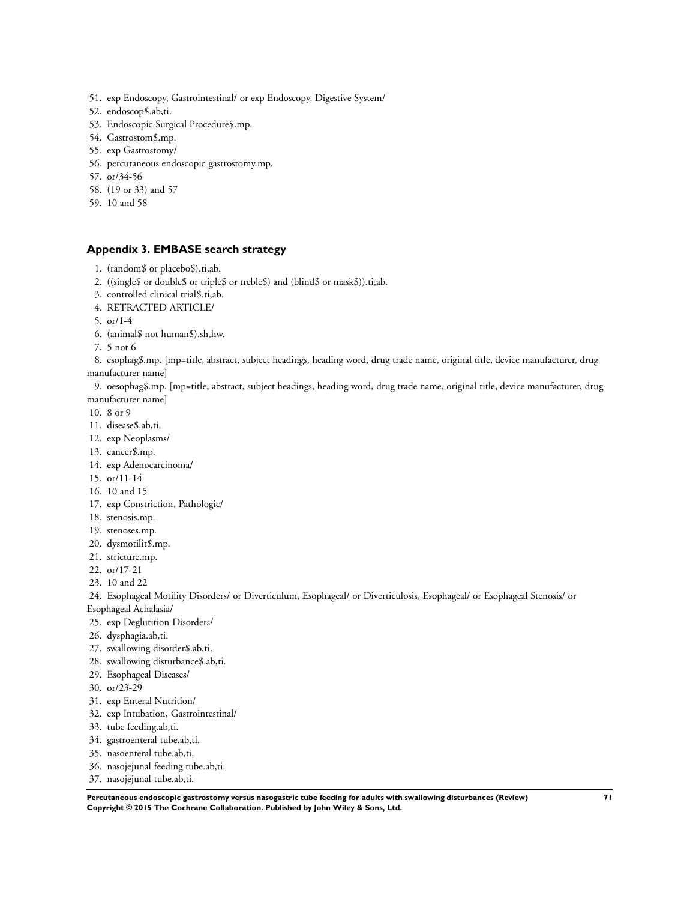51. exp Endoscopy, Gastrointestinal/ or exp Endoscopy, Digestive System/
52. endoscop$.ab,ti.
53. Endoscopic Surgical Procedure$.mp.
54. Gastrostom$.mp.
55. exp Gastrostomy/
56. percutaneous endoscopic gastrostomy.mp.
57. or/34-56
58. (19 or 33) and 57
59. 10 and 58

### Appendix 3. EMBASE search strategy

1. (random$ or placebo$).ti,ab.
2. ((single$ or double$ or triple$ or treble$) and (blind$ or mask$)).ti,ab.
3. controlled clinical trial$.ti,ab.
4. RETRACTED ARTICLE/
5. or/1-4
6. (animal$ not human$).sh,hw.
7. 5 not 6
8. esophag$.mp. [mp=title, abstract, subject headings, heading word, drug trade name, original title, device manufacturer, drug manufacturer name]
9. oesophag$.mp. [mp=title, abstract, subject headings, heading word, drug trade name, original title, device manufacturer, drug manufacturer name]
10. 8 or 9
11. disease$.ab,ti.
12. exp Neoplasms/
13. cancer$.mp.
14. exp Adenocarcinoma/
15. or/11-14
16. 10 and 15
17. exp Constriction, Pathologic/
18. stenosis.mp.
19. stenoses.mp.
20. dysmotilit$.mp.
21. stricture.mp.
22. or/17-21
23. 10 and 22
24. Esophageal Motility Disorders/ or Diverticulum, Esophageal/ or Diverticulosis, Esophageal/ or Esophageal Stenosis/ or Esophageal Achalasia/
25. exp Deglutition Disorders/
26. dysphagia.ab,ti.
27. swallowing disorder$.ab,ti.
28. swallowing disturbance$.ab,ti.
29. Esophageal Diseases/
30. or/23-29
31. exp Enteral Nutrition/
32. exp Intubation, Gastrointestinal/
33. tube feeding.ab,ti.
34. gastroenteral tube.ab,ti.
35. nasoenteral tube.ab,ti.
36. nasojejunal feeding tube.ab,ti.
37. nasojejunal tube.ab,ti.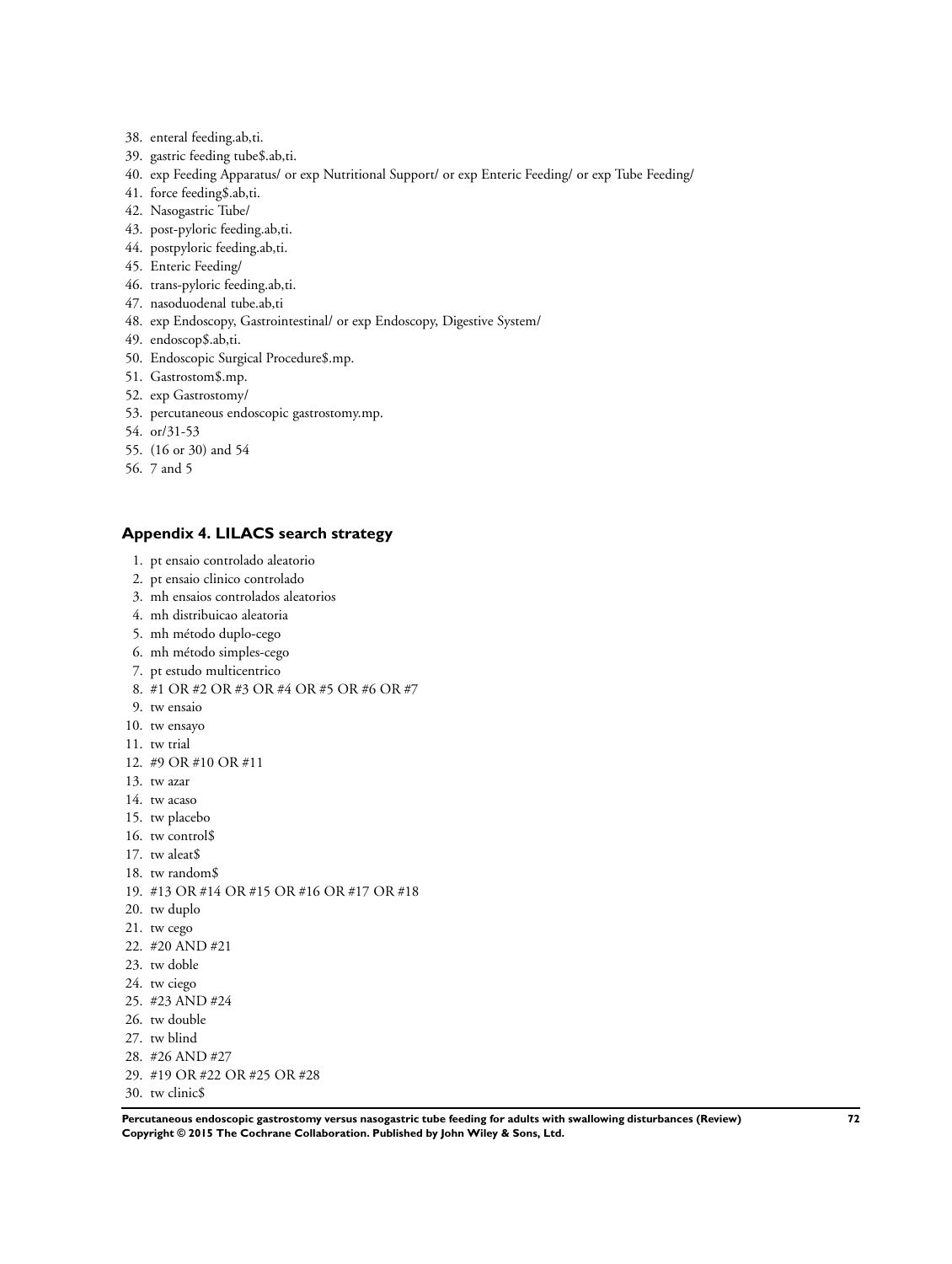38. enteral feeding.ab,ti.
39. gastric feeding tube$.ab,ti.
40. exp Feeding Apparatus/ or exp Nutritional Support/ or exp Enteric Feeding/ or exp Tube Feeding/
41. force feeding$.ab,ti.
42. Nasogastric Tube/
43. post-pyloric feeding.ab,ti.
44. postpyloric feeding.ab,ti.
45. Enteric Feeding/
46. trans-pyloric feeding.ab,ti.
47. nasoduodenal tube.ab,ti
48. exp Endoscopy, Gastrointestinal/ or exp Endoscopy, Digestive System/
49. endoscop$.ab,ti.
50. Endoscopic Surgical Procedure$.mp.
51. Gastrostom$.mp.
52. exp Gastrostomy/
53. percutaneous endoscopic gastrostomy.mp.
54. or/31-53
55. (16 or 30) and 54
56. 7 and 5

## Appendix 4. LILACS search strategy

1. pt ensaio controlado aleatorio
2. pt ensaio clinico controlado
3. mh ensaios controlados aleatorios
4. mh distribuicao aleatoria
5. mh método duplo-cego
6. mh método simples-cego
7. pt estudo multicentrico
8. #1 OR #2 OR #3 OR #4 OR #5 OR #6 OR #7
9. tw ensaio
10. tw ensayo
11. tw trial
12. #9 OR #10 OR #11
13. tw azar
14. tw acaso
15. tw placebo
16. tw control$
17. tw aleat$
18. tw random$
19. #13 OR #14 OR #15 OR #16 OR #17 OR #18
20. tw duplo
21. tw cego
22. #20 AND #21
23. tw doble
24. tw ciego
25. #23 AND #24
26. tw double
27. tw blind
28. #26 AND #27
29. #19 OR #22 OR #25 OR #28
30. tw clinic$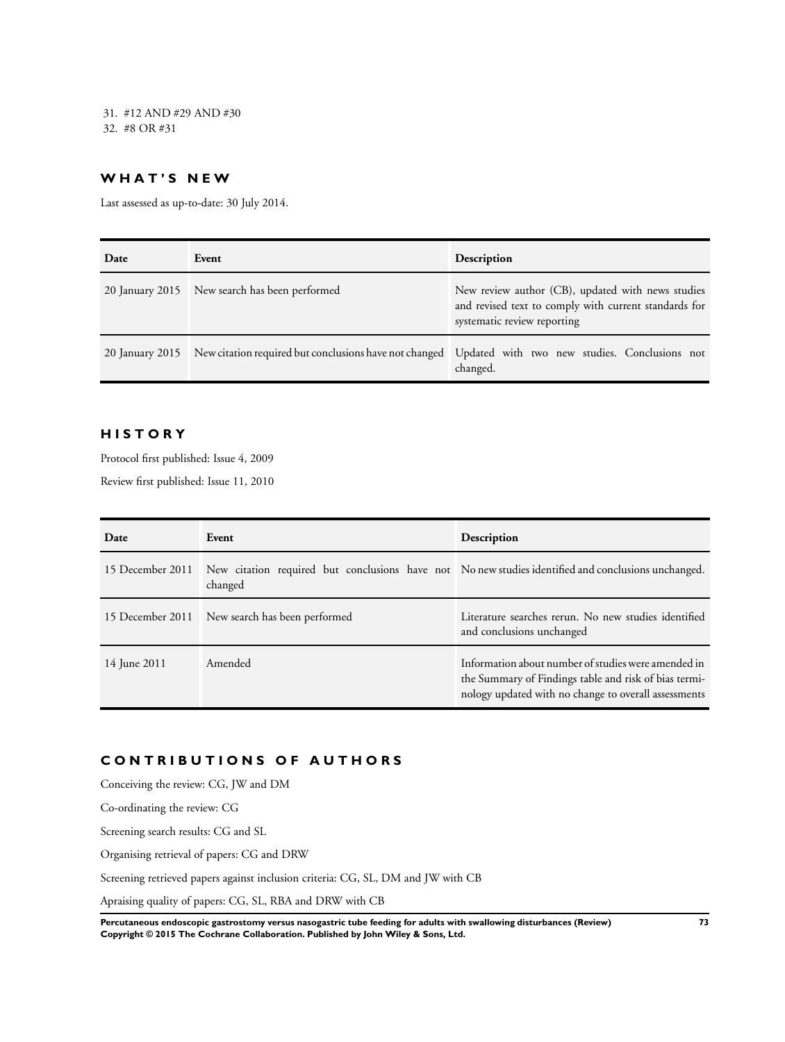31. #12 AND #29 AND #30
32. #8 OR #31

## WHAT'S NEW

Last assessed as up-to-date: 30 July 2014.

| Date | Event | Description |
|---|---|---|
| 20 January 2015 | New search has been performed | New review author (CB), updated with news studies and revised text to comply with current standards for systematic review reporting |
| 20 January 2015 | New citation required but conclusions have not changed | Updated with two new studies. Conclusions not changed. |

## HISTORY

Protocol first published: Issue 4, 2009

Review first published: Issue 11, 2010

| Date | Event | Description |
|---|---|---|
| 15 December 2011 | New citation required but conclusions have not changed | No new studies identified and conclusions unchanged. |
| 15 December 2011 | New search has been performed | Literature searches rerun. No new studies identified and conclusions unchanged |
| 14 June 2011 | Amended | Information about number of studies were amended in the Summary of Findings table and risk of bias terminology updated with no change to overall assessments |

## CONTRIBUTIONS OF AUTHORS

Conceiving the review: CG, JW and DM

Co-ordinating the review: CG

Screening search results: CG and SL

Organising retrieval of papers: CG and DRW

Screening retrieved papers against inclusion criteria: CG, SL, DM and JW with CB

Apraising quality of papers: CG, SL, RBA and DRW with CB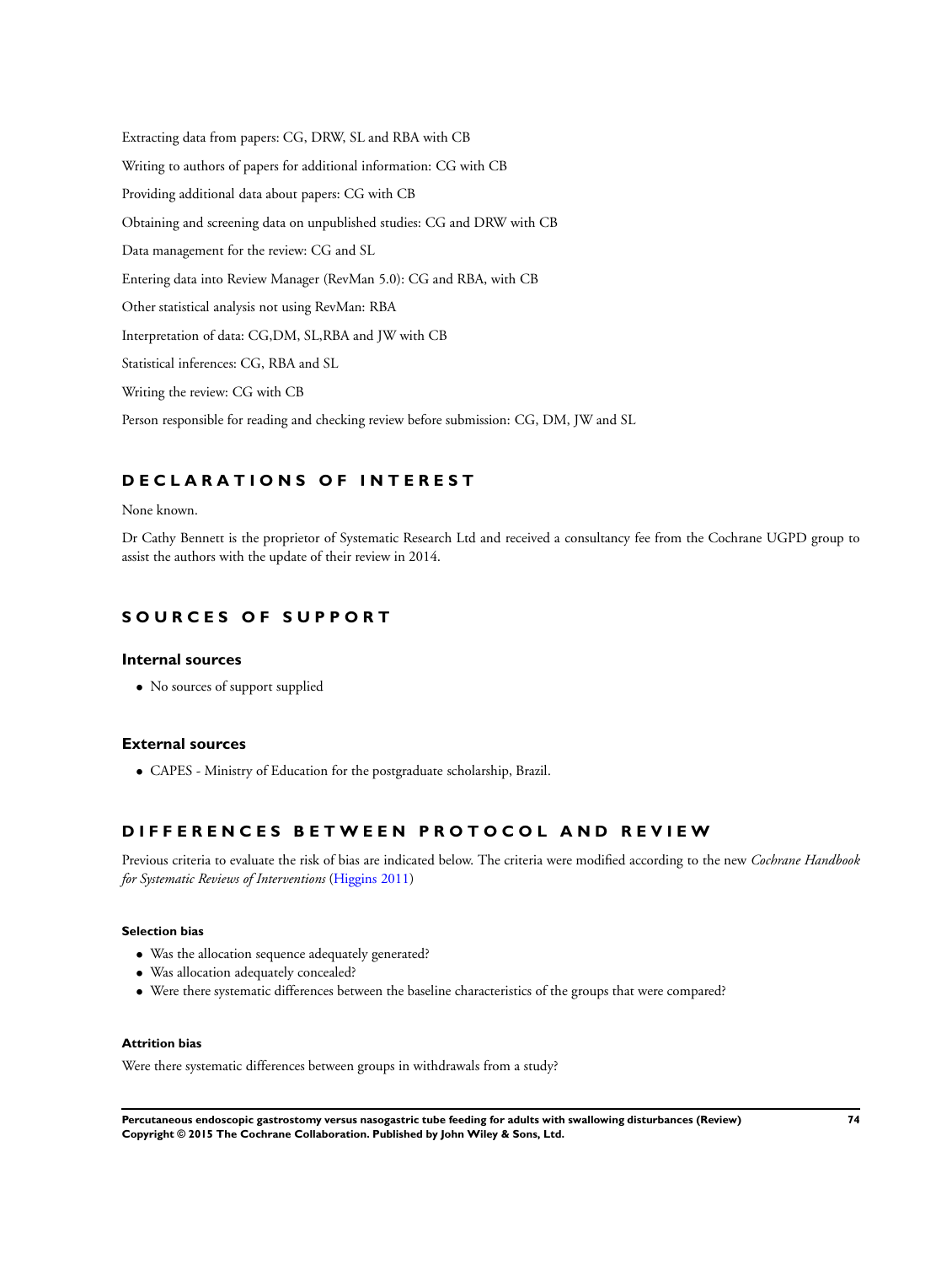Extracting data from papers: CG, DRW, SL and RBA with CB

Writing to authors of papers for additional information: CG with CB

Providing additional data about papers: CG with CB

Obtaining and screening data on unpublished studies: CG and DRW with CB

Data management for the review: CG and SL

Entering data into Review Manager (RevMan 5.0): CG and RBA, with CB

Other statistical analysis not using RevMan: RBA

Interpretation of data: CG,DM, SL,RBA and JW with CB

Statistical inferences: CG, RBA and SL

Writing the review: CG with CB

Person responsible for reading and checking review before submission: CG, DM, JW and SL

## DECLARATIONS OF INTEREST

None known.

Dr Cathy Bennett is the proprietor of Systematic Research Ltd and received a consultancy fee from the Cochrane UGPD group to assist the authors with the update of their review in 2014.

## SOURCES OF SUPPORT

### Internal sources

- No sources of support supplied

### External sources

- CAPES - Ministry of Education for the postgraduate scholarship, Brazil.

## DIFFERENCES BETWEEN PROTOCOL AND REVIEW

Previous criteria to evaluate the risk of bias are indicated below. The criteria were modified according to the new *Cochrane Handbook for Systematic Reviews of Interventions* (Higgins 2011)

#### Selection bias

- Was the allocation sequence adequately generated?
- Was allocation adequately concealed?
- Were there systematic differences between the baseline characteristics of the groups that were compared?

#### Attrition bias

Were there systematic differences between groups in withdrawals from a study?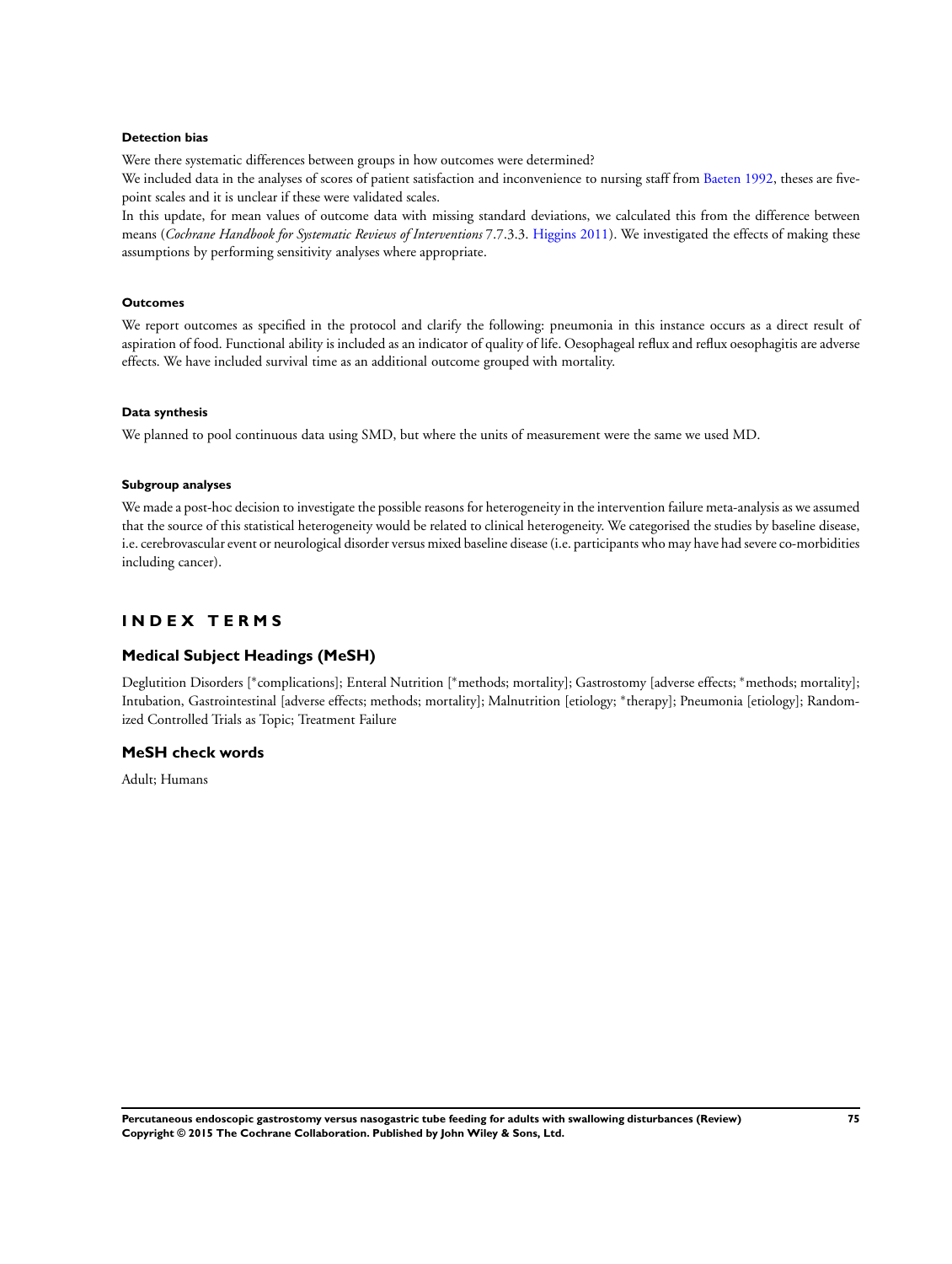### Detection bias

Were there systematic differences between groups in how outcomes were determined?

We included data in the analyses of scores of patient satisfaction and inconvenience to nursing staff from Baeten 1992, theses are five-point scales and it is unclear if these were validated scales.

In this update, for mean values of outcome data with missing standard deviations, we calculated this from the difference between means (*Cochrane Handbook for Systematic Reviews of Interventions* 7.7.3.3. Higgins 2011). We investigated the effects of making these assumptions by performing sensitivity analyses where appropriate.

### Outcomes

We report outcomes as specified in the protocol and clarify the following: pneumonia in this instance occurs as a direct result of aspiration of food. Functional ability is included as an indicator of quality of life. Oesophageal reflux and reflux oesophagitis are adverse effects. We have included survival time as an additional outcome grouped with mortality.

### Data synthesis

We planned to pool continuous data using SMD, but where the units of measurement were the same we used MD.

### Subgroup analyses

We made a post-hoc decision to investigate the possible reasons for heterogeneity in the intervention failure meta-analysis as we assumed that the source of this statistical heterogeneity would be related to clinical heterogeneity. We categorised the studies by baseline disease, i.e. cerebrovascular event or neurological disorder versus mixed baseline disease (i.e. participants who may have had severe co-morbidities including cancer).

# INDEX TERMS

## Medical Subject Headings (MeSH)

Deglutition Disorders [*complications]; Enteral Nutrition [*methods; mortality]; Gastrostomy [adverse effects; *methods; mortality]; Intubation, Gastrointestinal [adverse effects; methods; mortality]; Malnutrition [etiology; *therapy]; Pneumonia [etiology]; Randomized Controlled Trials as Topic; Treatment Failure

## MeSH check words

Adult; Humans